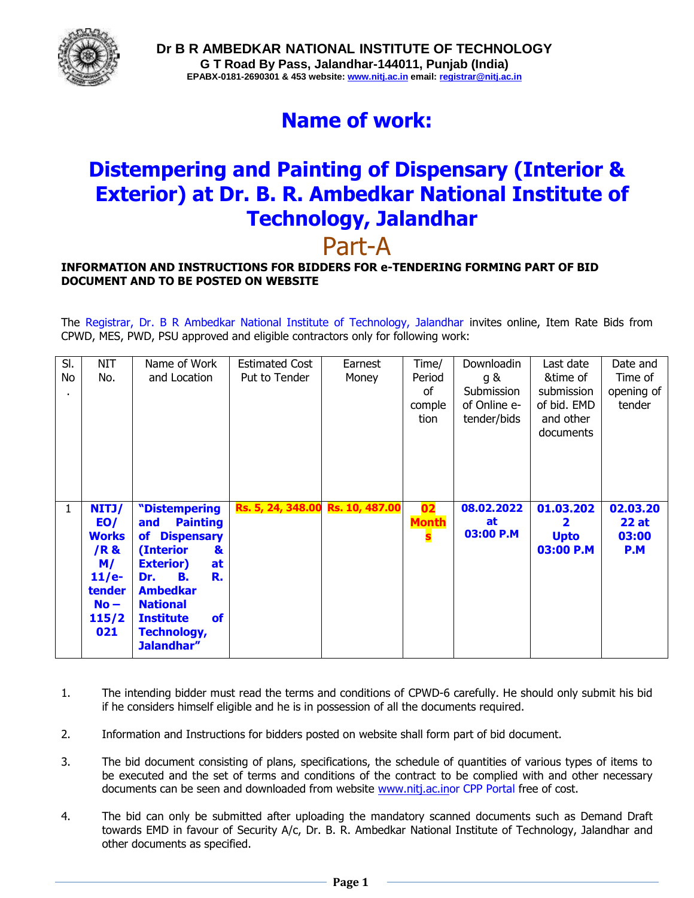**Dr B R AMBEDKAR NATIONAL INSTITUTE OF TECHNOLOGY**
**G T Road By Pass, Jalandhar-144011, Punjab (India)**
**EPABX-0181-2690301 & 453 website: www.nitj.ac.in email: registrar@nitj.ac.in**

# Name of work:

# Distempering and Painting of Dispensary (Interior & Exterior) at Dr. B. R. Ambedkar National Institute of Technology, Jalandhar

## Part-A

**INFORMATION AND INSTRUCTIONS FOR BIDDERS FOR e-TENDERING FORMING PART OF BID DOCUMENT AND TO BE POSTED ON WEBSITE**

The Registrar, Dr. B R Ambedkar National Institute of Technology, Jalandhar invites online, Item Rate Bids from CPWD, MES, PWD, PSU approved and eligible contractors only for following work:

| Sl. No. | NIT No. | Name of Work and Location | Estimated Cost Put to Tender | Earnest Money | Time/ Period of completion | Downloading & Submission of Online e-tender/bids | Last date &time of submission of bid. EMD and other documents | Date and Time of opening of tender |
|---|---|---|---|---|---|---|---|---|
| 1 | **NITJ/ EO/ Works /R & M/ 11/e-tender No – 115/2021** | **"Distempering and Painting of Dispensary (Interior & Exterior) at Dr. B. R. Ambedkar National Institute of Technology, Jalandhar"** | **Rs. 5, 24, 348.00** | **Rs. 10, 487.00** | **02 Months** | **08.02.2022 at 03:00 P.M** | **01.03.2022 Upto 03:00 P.M** | **02.03.2022 at 03:00 P.M** |

1. The intending bidder must read the terms and conditions of CPWD-6 carefully. He should only submit his bid if he considers himself eligible and he is in possession of all the documents required.

2. Information and Instructions for bidders posted on website shall form part of bid document.

3. The bid document consisting of plans, specifications, the schedule of quantities of various types of items to be executed and the set of terms and conditions of the contract to be complied with and other necessary documents can be seen and downloaded from website www.nitj.ac.inor CPP Portal free of cost.

4. The bid can only be submitted after uploading the mandatory scanned documents such as Demand Draft towards EMD in favour of Security A/c, Dr. B. R. Ambedkar National Institute of Technology, Jalandhar and other documents as specified.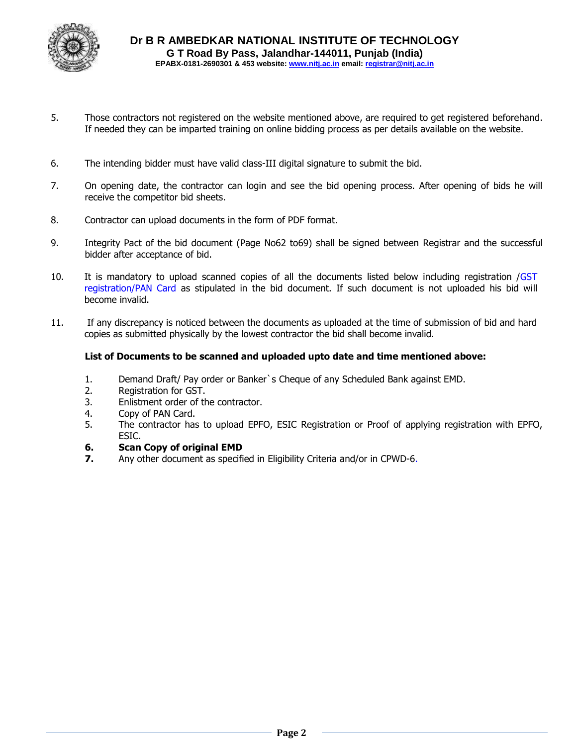5. Those contractors not registered on the website mentioned above, are required to get registered beforehand. If needed they can be imparted training on online bidding process as per details available on the website.

6. The intending bidder must have valid class-III digital signature to submit the bid.

7. On opening date, the contractor can login and see the bid opening process. After opening of bids he will receive the competitor bid sheets.

8. Contractor can upload documents in the form of PDF format.

9. Integrity Pact of the bid document (Page No62 to69) shall be signed between Registrar and the successful bidder after acceptance of bid.

10. It is mandatory to upload scanned copies of all the documents listed below including registration /GST registration/PAN Card as stipulated in the bid document. If such document is not uploaded his bid will become invalid.

11. If any discrepancy is noticed between the documents as uploaded at the time of submission of bid and hard copies as submitted physically by the lowest contractor the bid shall become invalid.

**List of Documents to be scanned and uploaded upto date and time mentioned above:**

1. Demand Draft/ Pay order or Banker`s Cheque of any Scheduled Bank against EMD.
2. Registration for GST.
3. Enlistment order of the contractor.
4. Copy of PAN Card.
5. The contractor has to upload EPFO, ESIC Registration or Proof of applying registration with EPFO, ESIC.
6. **Scan Copy of original EMD**
7. Any other document as specified in Eligibility Criteria and/or in CPWD-6.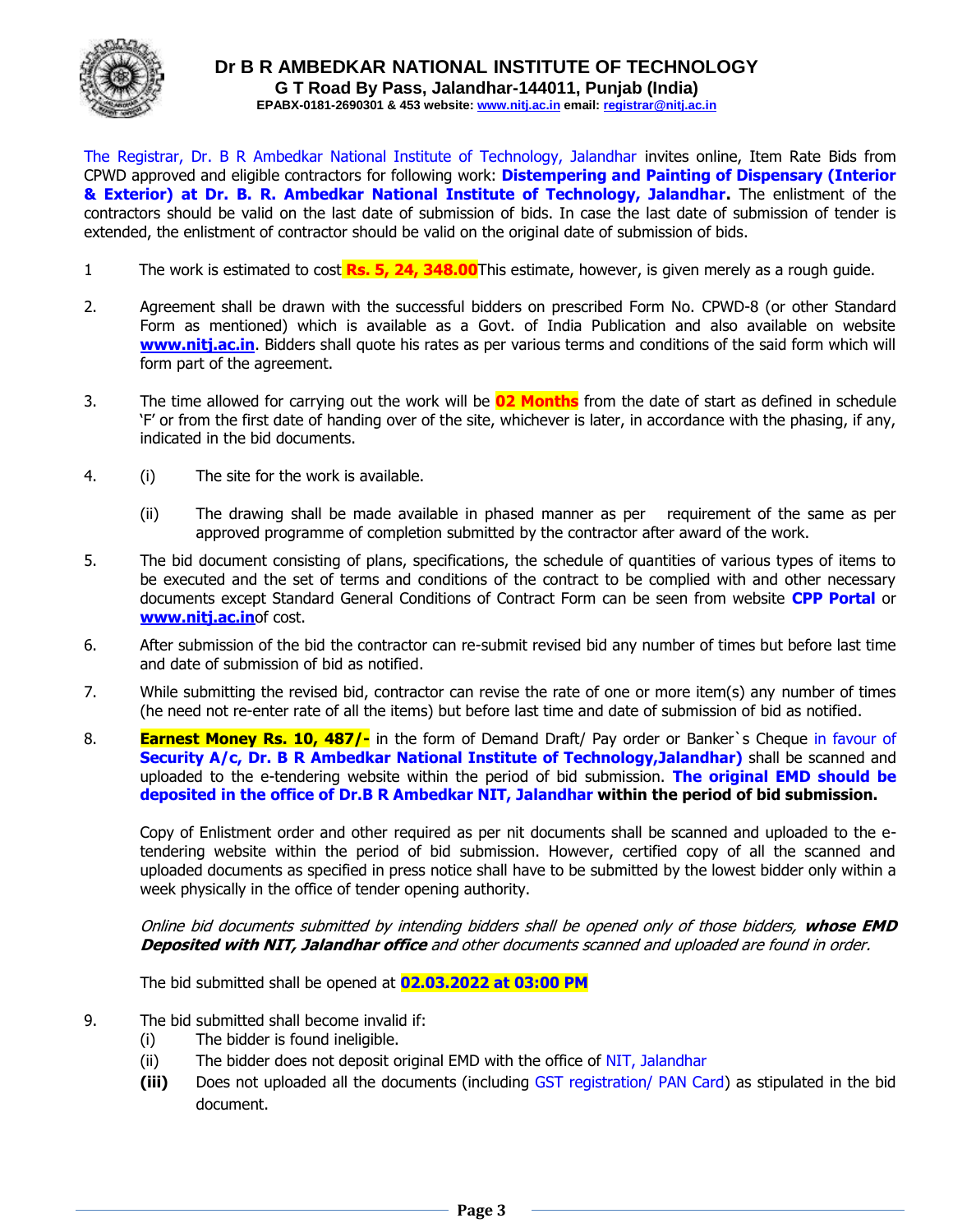# Dr B R AMBEDKAR NATIONAL INSTITUTE OF TECHNOLOGY

**G T Road By Pass, Jalandhar-144011, Punjab (India)**

**EPABX-0181-2690301 & 453 website: www.nitj.ac.in email: registrar@nitj.ac.in**

The Registrar, Dr. B R Ambedkar National Institute of Technology, Jalandhar invites online, Item Rate Bids from CPWD approved and eligible contractors for following work: **Distempering and Painting of Dispensary (Interior & Exterior) at Dr. B. R. Ambedkar National Institute of Technology, Jalandhar.** The enlistment of the contractors should be valid on the last date of submission of bids. In case the last date of submission of tender is extended, the enlistment of contractor should be valid on the original date of submission of bids.

1 The work is estimated to cost **Rs. 5, 24, 348.00**This estimate, however, is given merely as a rough guide.

2. Agreement shall be drawn with the successful bidders on prescribed Form No. CPWD-8 (or other Standard Form as mentioned) which is available as a Govt. of India Publication and also available on website **www.nitj.ac.in**. Bidders shall quote his rates as per various terms and conditions of the said form which will form part of the agreement.

3. The time allowed for carrying out the work will be **02 Months** from the date of start as defined in schedule 'F' or from the first date of handing over of the site, whichever is later, in accordance with the phasing, if any, indicated in the bid documents.

4. (i) The site for the work is available.

   (ii) The drawing shall be made available in phased manner as per requirement of the same as per approved programme of completion submitted by the contractor after award of the work.

5. The bid document consisting of plans, specifications, the schedule of quantities of various types of items to be executed and the set of terms and conditions of the contract to be complied with and other necessary documents except Standard General Conditions of Contract Form can be seen from website **CPP Portal** or **www.nitj.ac.in**of cost.

6. After submission of the bid the contractor can re-submit revised bid any number of times but before last time and date of submission of bid as notified.

7. While submitting the revised bid, contractor can revise the rate of one or more item(s) any number of times (he need not re-enter rate of all the items) but before last time and date of submission of bid as notified.

8. **Earnest Money Rs. 10, 487/-** in the form of Demand Draft/ Pay order or Banker`s Cheque in favour of **Security A/c, Dr. B R Ambedkar National Institute of Technology,Jalandhar)** shall be scanned and uploaded to the e-tendering website within the period of bid submission. **The original EMD should be deposited in the office of Dr.B R Ambedkar NIT, Jalandhar within the period of bid submission.**

   Copy of Enlistment order and other required as per nit documents shall be scanned and uploaded to the e-tendering website within the period of bid submission. However, certified copy of all the scanned and uploaded documents as specified in press notice shall have to be submitted by the lowest bidder only within a week physically in the office of tender opening authority.

   *Online bid documents submitted by intending bidders shall be opened only of those bidders,* ***whose EMD Deposited with NIT, Jalandhar office*** *and other documents scanned and uploaded are found in order.*

   The bid submitted shall be opened at **02.03.2022 at 03:00 PM**

9. The bid submitted shall become invalid if:
   (i) The bidder is found ineligible.
   (ii) The bidder does not deposit original EMD with the office of NIT, Jalandhar
   **(iii)** Does not uploaded all the documents (including GST registration/ PAN Card) as stipulated in the bid document.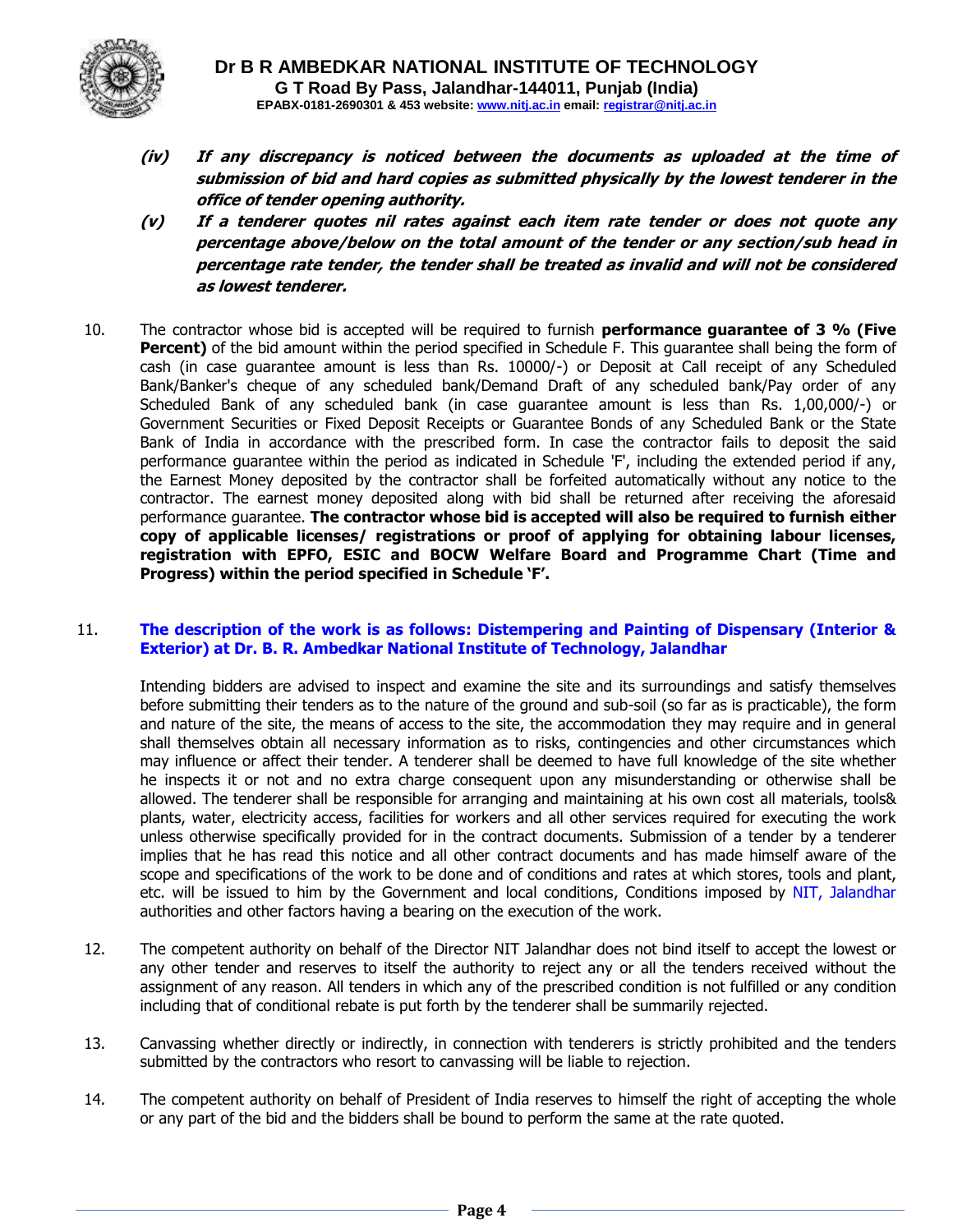***(iv) If any discrepancy is noticed between the documents as uploaded at the time of submission of bid and hard copies as submitted physically by the lowest tenderer in the office of tender opening authority.***

***(v) If a tenderer quotes nil rates against each item rate tender or does not quote any percentage above/below on the total amount of the tender or any section/sub head in percentage rate tender, the tender shall be treated as invalid and will not be considered as lowest tenderer.***

10. The contractor whose bid is accepted will be required to furnish **performance guarantee of 3 % (Five Percent)** of the bid amount within the period specified in Schedule F. This guarantee shall being the form of cash (in case guarantee amount is less than Rs. 10000/-) or Deposit at Call receipt of any Scheduled Bank/Banker's cheque of any scheduled bank/Demand Draft of any scheduled bank/Pay order of any Scheduled Bank of any scheduled bank (in case guarantee amount is less than Rs. 1,00,000/-) or Government Securities or Fixed Deposit Receipts or Guarantee Bonds of any Scheduled Bank or the State Bank of India in accordance with the prescribed form. In case the contractor fails to deposit the said performance guarantee within the period as indicated in Schedule 'F', including the extended period if any, the Earnest Money deposited by the contractor shall be forfeited automatically without any notice to the contractor. The earnest money deposited along with bid shall be returned after receiving the aforesaid performance guarantee. **The contractor whose bid is accepted will also be required to furnish either copy of applicable licenses/ registrations or proof of applying for obtaining labour licenses, registration with EPFO, ESIC and BOCW Welfare Board and Programme Chart (Time and Progress) within the period specified in Schedule 'F'.**

11. **The description of the work is as follows: Distempering and Painting of Dispensary (Interior & Exterior) at Dr. B. R. Ambedkar National Institute of Technology, Jalandhar**

    Intending bidders are advised to inspect and examine the site and its surroundings and satisfy themselves before submitting their tenders as to the nature of the ground and sub-soil (so far as is practicable), the form and nature of the site, the means of access to the site, the accommodation they may require and in general shall themselves obtain all necessary information as to risks, contingencies and other circumstances which may influence or affect their tender. A tenderer shall be deemed to have full knowledge of the site whether he inspects it or not and no extra charge consequent upon any misunderstanding or otherwise shall be allowed. The tenderer shall be responsible for arranging and maintaining at his own cost all materials, tools& plants, water, electricity access, facilities for workers and all other services required for executing the work unless otherwise specifically provided for in the contract documents. Submission of a tender by a tenderer implies that he has read this notice and all other contract documents and has made himself aware of the scope and specifications of the work to be done and of conditions and rates at which stores, tools and plant, etc. will be issued to him by the Government and local conditions, Conditions imposed by NIT, Jalandhar authorities and other factors having a bearing on the execution of the work.

12. The competent authority on behalf of the Director NIT Jalandhar does not bind itself to accept the lowest or any other tender and reserves to itself the authority to reject any or all the tenders received without the assignment of any reason. All tenders in which any of the prescribed condition is not fulfilled or any condition including that of conditional rebate is put forth by the tenderer shall be summarily rejected.

13. Canvassing whether directly or indirectly, in connection with tenderers is strictly prohibited and the tenders submitted by the contractors who resort to canvassing will be liable to rejection.

14. The competent authority on behalf of President of India reserves to himself the right of accepting the whole or any part of the bid and the bidders shall be bound to perform the same at the rate quoted.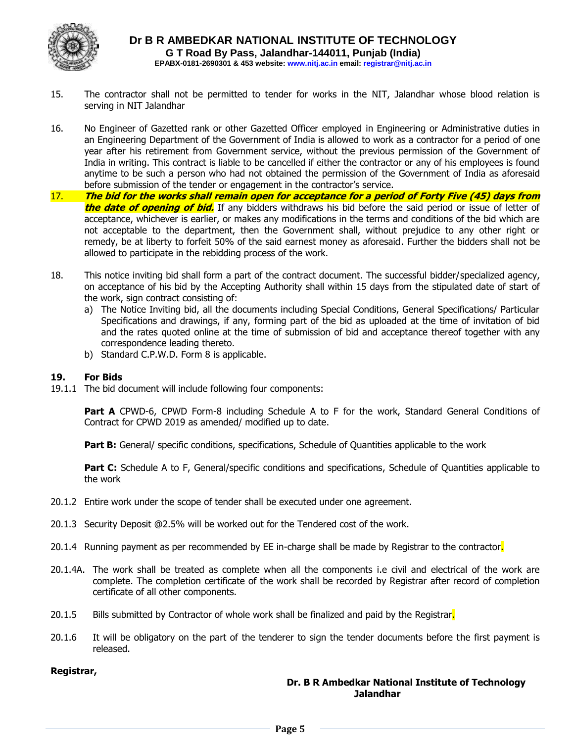15. The contractor shall not be permitted to tender for works in the NIT, Jalandhar whose blood relation is serving in NIT Jalandhar

16. No Engineer of Gazetted rank or other Gazetted Officer employed in Engineering or Administrative duties in an Engineering Department of the Government of India is allowed to work as a contractor for a period of one year after his retirement from Government service, without the previous permission of the Government of India in writing. This contract is liable to be cancelled if either the contractor or any of his employees is found anytime to be such a person who had not obtained the permission of the Government of India as aforesaid before submission of the tender or engagement in the contractor's service.

17. ***The bid for the works shall remain open for acceptance for a period of Forty Five (45) days from the date of opening of bid.*** If any bidders withdraws his bid before the said period or issue of letter of acceptance, whichever is earlier, or makes any modifications in the terms and conditions of the bid which are not acceptable to the department, then the Government shall, without prejudice to any other right or remedy, be at liberty to forfeit 50% of the said earnest money as aforesaid. Further the bidders shall not be allowed to participate in the rebidding process of the work.

18. This notice inviting bid shall form a part of the contract document. The successful bidder/specialized agency, on acceptance of his bid by the Accepting Authority shall within 15 days from the stipulated date of start of the work, sign contract consisting of:
    a) The Notice Inviting bid, all the documents including Special Conditions, General Specifications/ Particular Specifications and drawings, if any, forming part of the bid as uploaded at the time of invitation of bid and the rates quoted online at the time of submission of bid and acceptance thereof together with any correspondence leading thereto.
    b) Standard C.P.W.D. Form 8 is applicable.

**19. For Bids**

19.1.1 The bid document will include following four components:

**Part A** CPWD-6, CPWD Form-8 including Schedule A to F for the work, Standard General Conditions of Contract for CPWD 2019 as amended/ modified up to date.

**Part B:** General/ specific conditions, specifications, Schedule of Quantities applicable to the work

**Part C:** Schedule A to F, General/specific conditions and specifications, Schedule of Quantities applicable to the work

20.1.2 Entire work under the scope of tender shall be executed under one agreement.

20.1.3 Security Deposit @2.5% will be worked out for the Tendered cost of the work.

20.1.4 Running payment as per recommended by EE in-charge shall be made by Registrar to the contractor.

20.1.4A. The work shall be treated as complete when all the components i.e civil and electrical of the work are complete. The completion certificate of the work shall be recorded by Registrar after record of completion certificate of all other components.

20.1.5 Bills submitted by Contractor of whole work shall be finalized and paid by the Registrar.

20.1.6 It will be obligatory on the part of the tenderer to sign the tender documents before the first payment is released.

**Registrar,**

**Dr. B R Ambedkar National Institute of Technology**
**Jalandhar**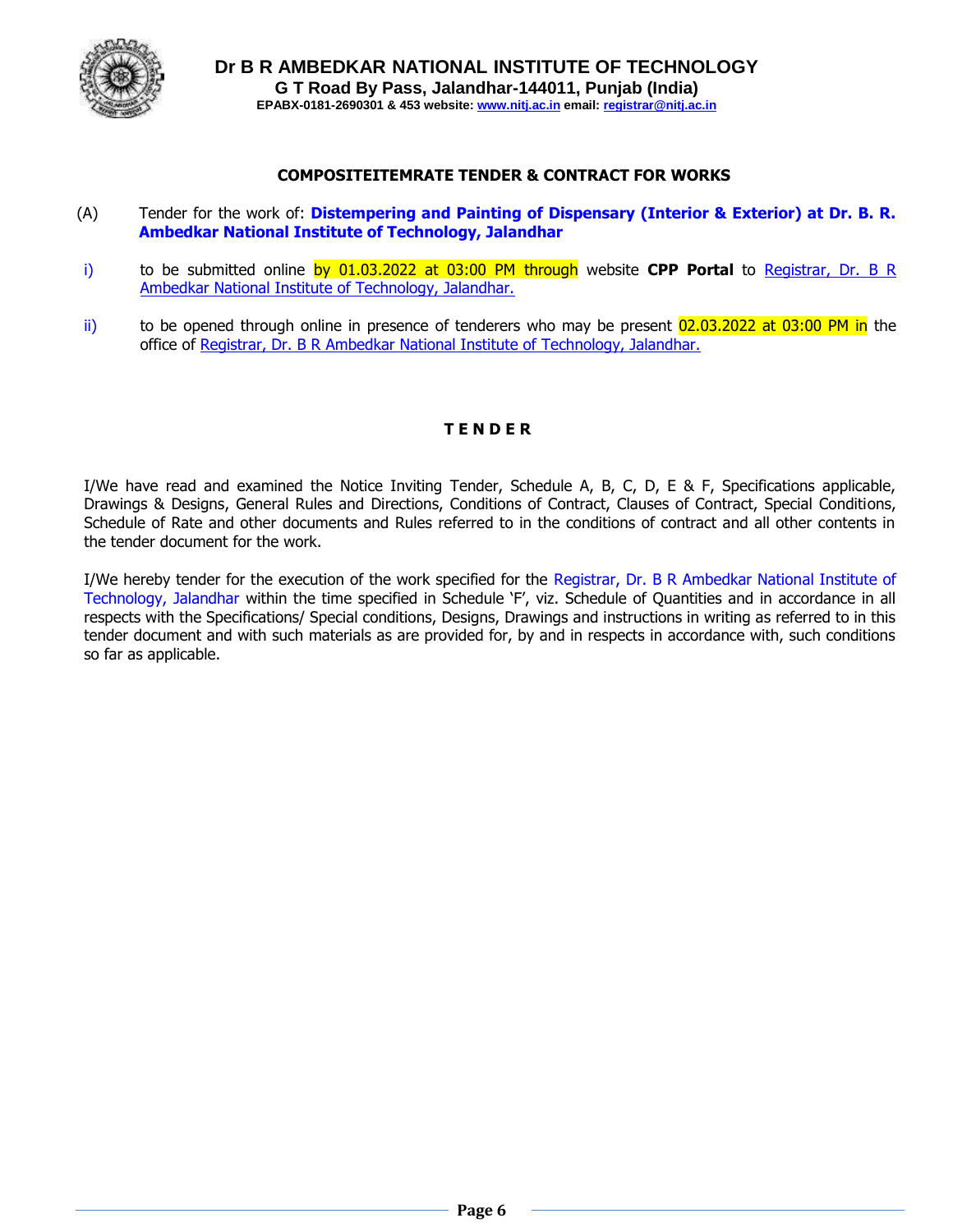**Dr B R AMBEDKAR NATIONAL INSTITUTE OF TECHNOLOGY**
**G T Road By Pass, Jalandhar-144011, Punjab (India)**
**EPABX-0181-2690301 & 453 website: www.nitj.ac.in email: registrar@nitj.ac.in**

**COMPOSITEITEMRATE TENDER & CONTRACT FOR WORKS**

(A) Tender for the work of: **Distempering and Painting of Dispensary (Interior & Exterior) at Dr. B. R. Ambedkar National Institute of Technology, Jalandhar**

i) to be submitted online by 01.03.2022 at 03:00 PM through website **CPP Portal** to Registrar, Dr. B R Ambedkar National Institute of Technology, Jalandhar.

ii) to be opened through online in presence of tenderers who may be present 02.03.2022 at 03:00 PM in the office of Registrar, Dr. B R Ambedkar National Institute of Technology, Jalandhar.

**T E N D E R**

I/We have read and examined the Notice Inviting Tender, Schedule A, B, C, D, E & F, Specifications applicable, Drawings & Designs, General Rules and Directions, Conditions of Contract, Clauses of Contract, Special Conditions, Schedule of Rate and other documents and Rules referred to in the conditions of contract and all other contents in the tender document for the work.

I/We hereby tender for the execution of the work specified for the Registrar, Dr. B R Ambedkar National Institute of Technology, Jalandhar within the time specified in Schedule 'F', viz. Schedule of Quantities and in accordance in all respects with the Specifications/ Special conditions, Designs, Drawings and instructions in writing as referred to in this tender document and with such materials as are provided for, by and in respects in accordance with, such conditions so far as applicable.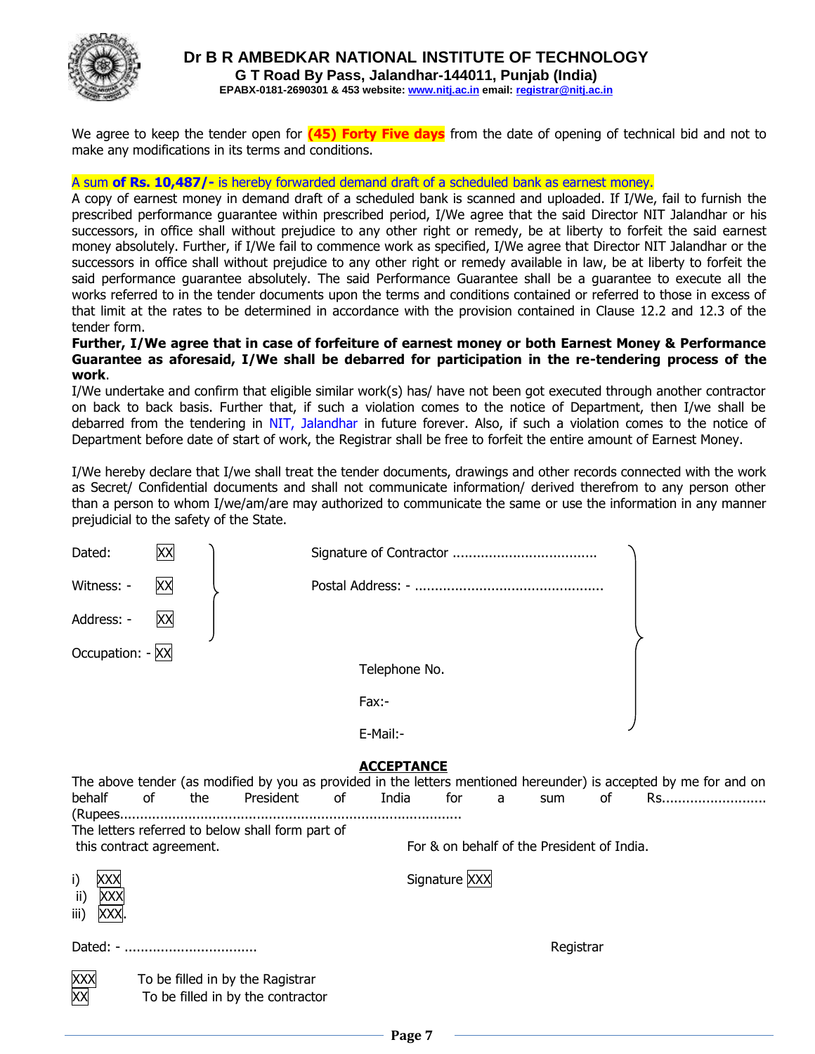We agree to keep the tender open for **(45) Forty Five days** from the date of opening of technical bid and not to make any modifications in its terms and conditions.

A sum **of Rs. 10,487/-** is hereby forwarded demand draft of a scheduled bank as earnest money.

A copy of earnest money in demand draft of a scheduled bank is scanned and uploaded. If I/We, fail to furnish the prescribed performance guarantee within prescribed period, I/We agree that the said Director NIT Jalandhar or his successors, in office shall without prejudice to any other right or remedy, be at liberty to forfeit the said earnest money absolutely. Further, if I/We fail to commence work as specified, I/We agree that Director NIT Jalandhar or the successors in office shall without prejudice to any other right or remedy available in law, be at liberty to forfeit the said performance guarantee absolutely. The said Performance Guarantee shall be a guarantee to execute all the works referred to in the tender documents upon the terms and conditions contained or referred to those in excess of that limit at the rates to be determined in accordance with the provision contained in Clause 12.2 and 12.3 of the tender form.

**Further, I/We agree that in case of forfeiture of earnest money or both Earnest Money & Performance Guarantee as aforesaid, I/We shall be debarred for participation in the re-tendering process of the work**.

I/We undertake and confirm that eligible similar work(s) has/ have not been got executed through another contractor on back to back basis. Further that, if such a violation comes to the notice of Department, then I/we shall be debarred from the tendering in NIT, Jalandhar in future forever. Also, if such a violation comes to the notice of Department before date of start of work, the Registrar shall be free to forfeit the entire amount of Earnest Money.

I/We hereby declare that I/we shall treat the tender documents, drawings and other records connected with the work as Secret/ Confidential documents and shall not communicate information/ derived therefrom to any person other than a person to whom I/we/am/are may authorized to communicate the same or use the information in any manner prejudicial to the safety of the State.

Dated: XX

Witness: - XX

Address: - XX

Occupation: - XX

Signature of Contractor ...................................

Postal Address: - ..............................................

Telephone No.

Fax:-

E-Mail:-

## ACCEPTANCE

The above tender (as modified by you as provided in the letters mentioned hereunder) is accepted by me for and on behalf of the President of India for a sum of Rs.......................... (Rupees....................................................................................

The letters referred to below shall form part of this contract agreement.

For & on behalf of the President of India.

i) XXX

ii) XXX

iii) XXX.

Signature XXX

Dated: - .................................

Registrar

XXX To be filled in by the Ragistrar

XX To be filled in by the contractor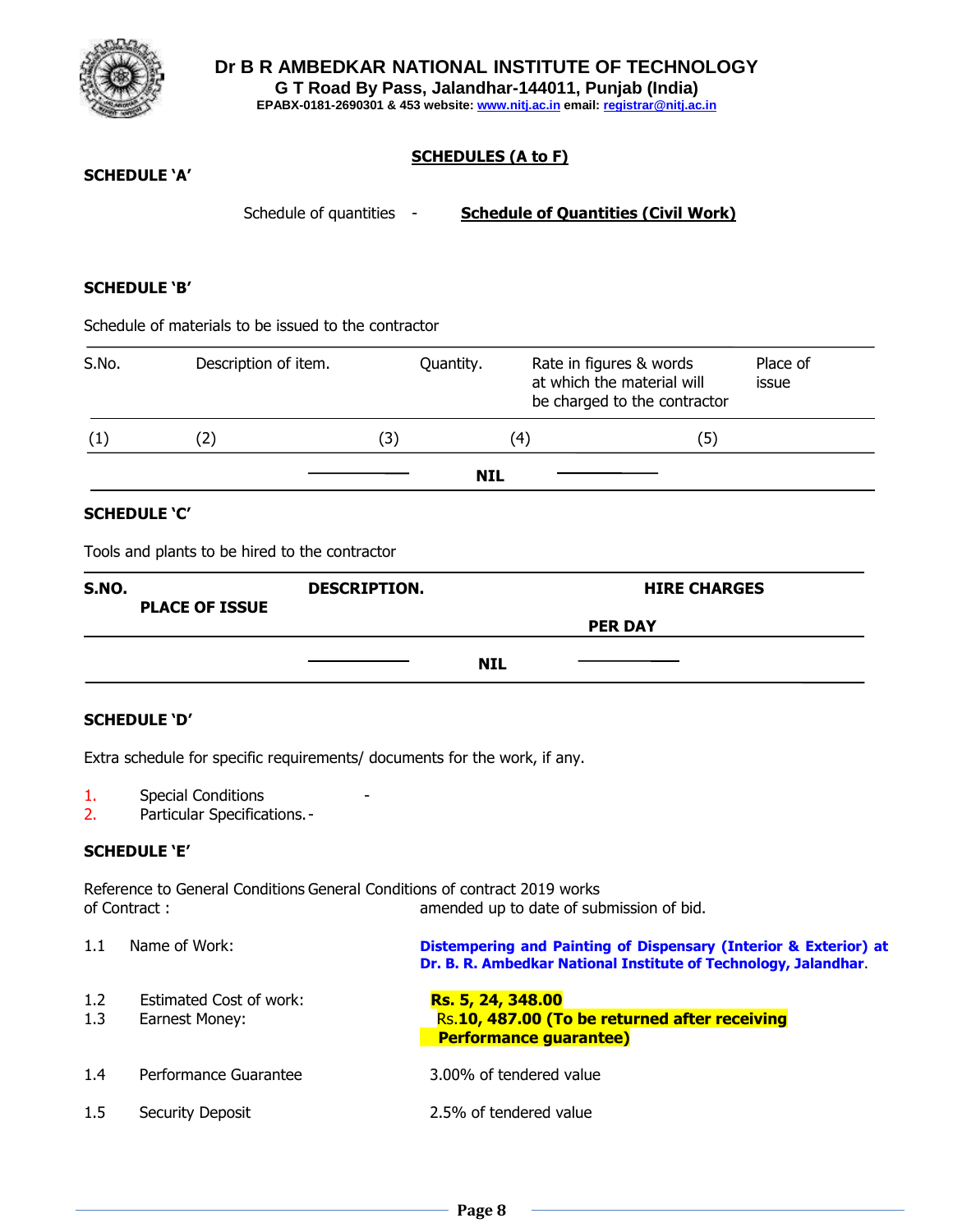**Dr B R AMBEDKAR NATIONAL INSTITUTE OF TECHNOLOGY**
**G T Road By Pass, Jalandhar-144011, Punjab (India)**
**EPABX-0181-2690301 & 453 website: www.nitj.ac.in email: registrar@nitj.ac.in**

## SCHEDULES (A to F)

### SCHEDULE 'A'

Schedule of quantities - **Schedule of Quantities (Civil Work)**

### SCHEDULE 'B'

Schedule of materials to be issued to the contractor

| S.No. | Description of item. | Quantity. | Rate in figures & words at which the material will be charged to the contractor | Place of issue |
|---|---|---|---|---|
| (1) | (2) | (3) | (4) | (5) |
| | | | **NIL** | |

### SCHEDULE 'C'

Tools and plants to be hired to the contractor

| S.NO. | PLACE OF ISSUE | DESCRIPTION. | HIRE CHARGES PER DAY |
|---|---|---|---|
| | | **NIL** | |

### SCHEDULE 'D'

Extra schedule for specific requirements/ documents for the work, if any.

1. Special Conditions -
2. Particular Specifications. -

### SCHEDULE 'E'

Reference to General Conditions of Contract : General Conditions of contract 2019 works amended up to date of submission of bid.

1.1 Name of Work: **Distempering and Painting of Dispensary (Interior & Exterior) at Dr. B. R. Ambedkar National Institute of Technology, Jalandhar**.

1.2 Estimated Cost of work: **Rs. 5, 24, 348.00**

1.3 Earnest Money: Rs.**10, 487.00 (To be returned after receiving Performance guarantee)**

1.4 Performance Guarantee 3.00% of tendered value

1.5 Security Deposit 2.5% of tendered value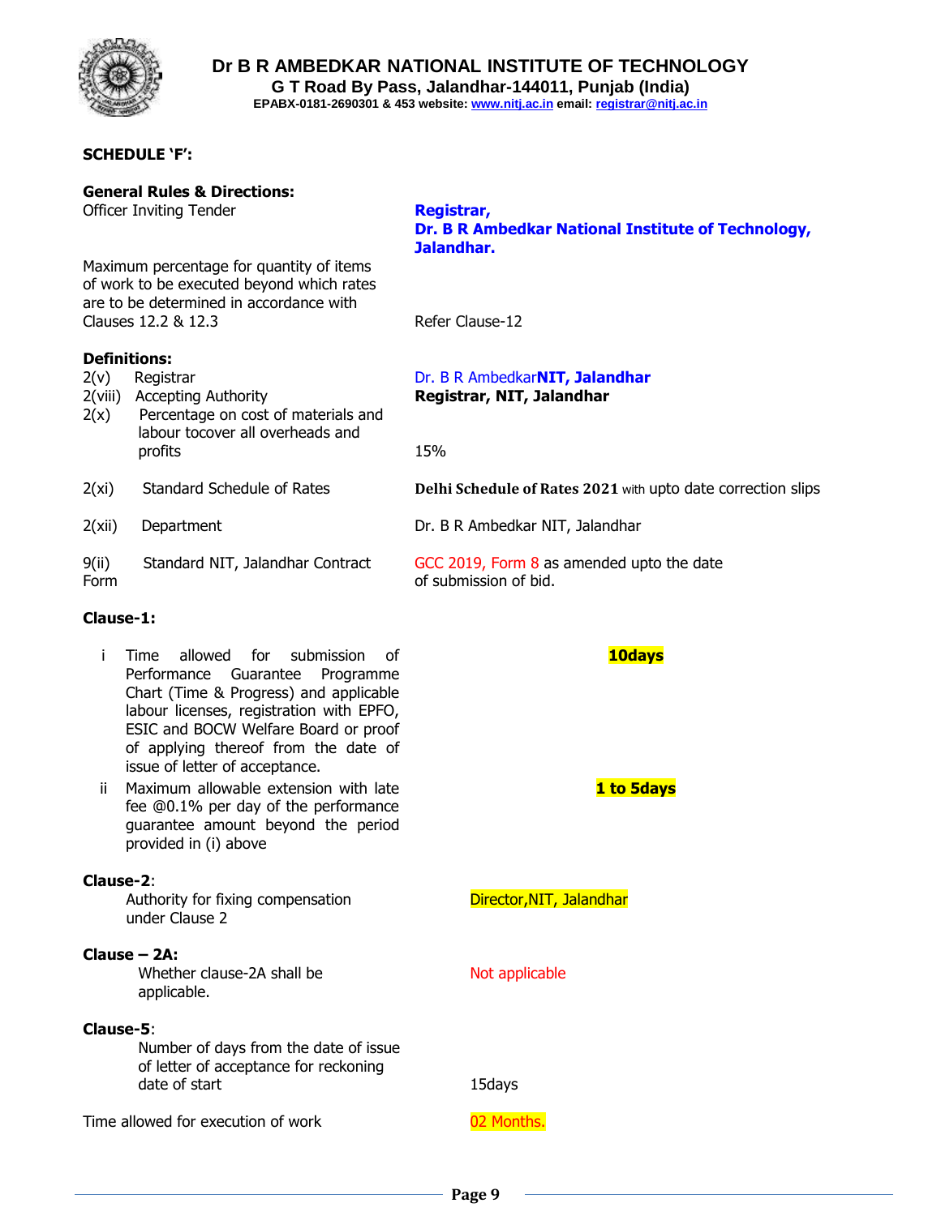# Dr B R AMBEDKAR NATIONAL INSTITUTE OF TECHNOLOGY

**G T Road By Pass, Jalandhar-144011, Punjab (India)**

**EPABX-0181-2690301 & 453 website: www.nitj.ac.in email: registrar@nitj.ac.in**

**SCHEDULE 'F':**

**General Rules & Directions:**

| | |
|---|---|
| Officer Inviting Tender | **Registrar, Dr. B R Ambedkar National Institute of Technology, Jalandhar.** |
| Maximum percentage for quantity of items of work to be executed beyond which rates are to be determined in accordance with Clauses 12.2 & 12.3 | Refer Clause-12 |

**Definitions:**

| | | |
|---|---|---|
| 2(v) | Registrar | Dr. B R Ambedkar**NIT, Jalandhar** |
| 2(viii) | Accepting Authority | **Registrar, NIT, Jalandhar** |
| 2(x) | Percentage on cost of materials and labour tocover all overheads and profits | 15% |
| 2(xi) | Standard Schedule of Rates | **Delhi Schedule of Rates 2021** with upto date correction slips |
| 2(xii) | Department | Dr. B R Ambedkar NIT, Jalandhar |
| 9(ii) Form | Standard NIT, Jalandhar Contract | GCC 2019, Form 8 as amended upto the date of submission of bid. |

**Clause-1:**

| | | |
|---|---|---|
| i | Time allowed for submission of Performance Guarantee Programme Chart (Time & Progress) and applicable labour licenses, registration with EPFO, ESIC and BOCW Welfare Board or proof of applying thereof from the date of issue of letter of acceptance. | **10days** |
| ii | Maximum allowable extension with late fee @0.1% per day of the performance guarantee amount beyond the period provided in (i) above | **1 to 5days** |

**Clause-2**:

| | |
|---|---|
| Authority for fixing compensation under Clause 2 | Director,NIT, Jalandhar |

**Clause – 2A:**

| | |
|---|---|
| Whether clause-2A shall be applicable. | Not applicable |

**Clause-5**:

| | |
|---|---|
| Number of days from the date of issue of letter of acceptance for reckoning date of start | 15days |
| Time allowed for execution of work | 02 Months. |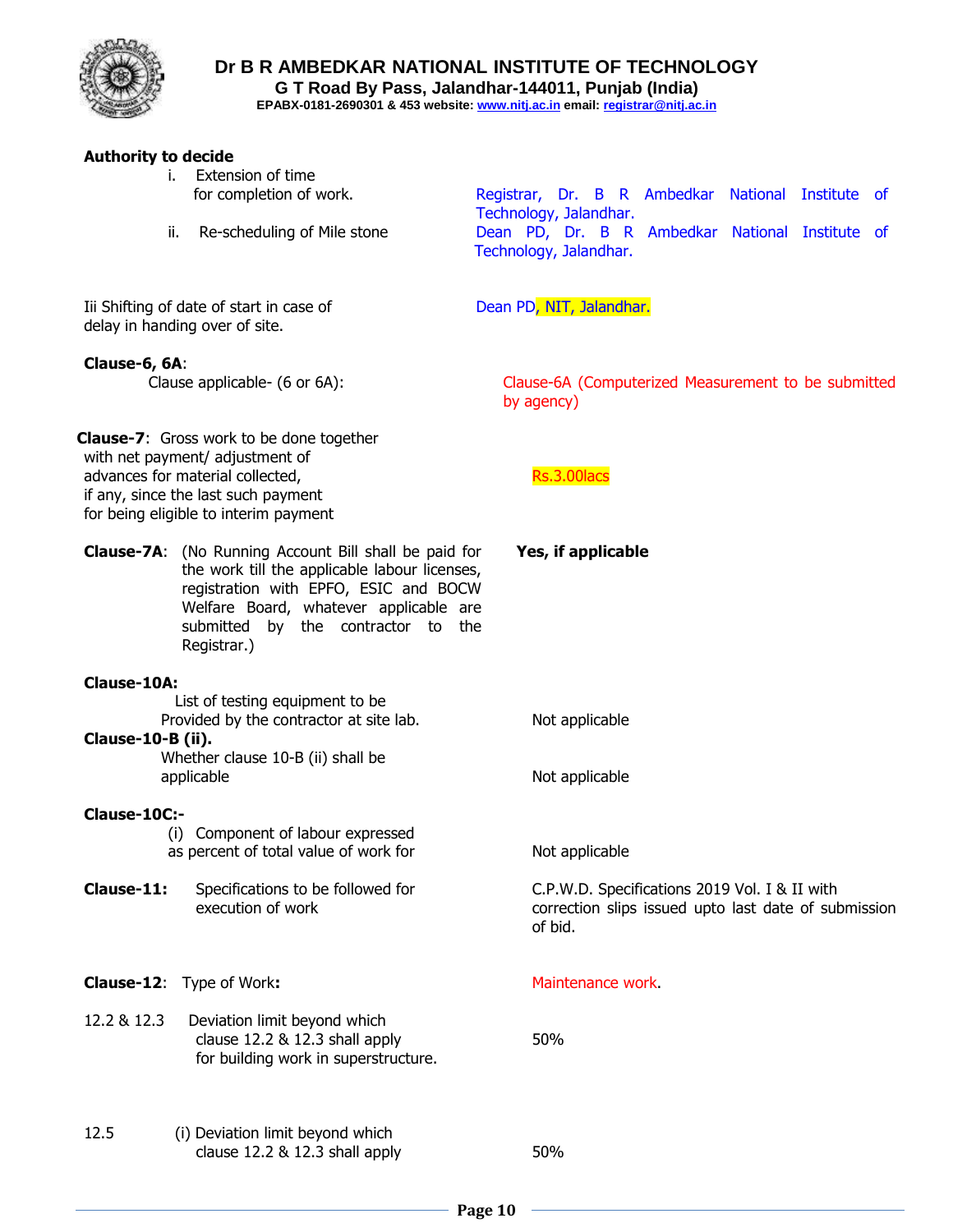**Authority to decide**

| | |
|---|---|
| i. Extension of time for completion of work. | Registrar, Dr. B R Ambedkar National Institute of Technology, Jalandhar. |
| ii. Re-scheduling of Mile stone | Dean PD, Dr. B R Ambedkar National Institute of Technology, Jalandhar. |
| Iii Shifting of date of start in case of delay in handing over of site. | Dean PD, NIT, Jalandhar. |

**Clause-6, 6A**:

| | |
|---|---|
| Clause applicable- (6 or 6A): | Clause-6A (Computerized Measurement to be submitted by agency) |

| | |
|---|---|
| **Clause-7**: Gross work to be done together with net payment/ adjustment of advances for material collected, if any, since the last such payment for being eligible to interim payment | Rs.3.00lacs |
| **Clause-7A**: (No Running Account Bill shall be paid for the work till the applicable labour licenses, registration with EPFO, ESIC and BOCW Welfare Board, whatever applicable are submitted by the contractor to the Registrar.) | **Yes, if applicable** |

**Clause-10A:**

| | |
|---|---|
| List of testing equipment to be Provided by the contractor at site lab. | Not applicable |

**Clause-10-B (ii).**

| | |
|---|---|
| Whether clause 10-B (ii) shall be applicable | Not applicable |

**Clause-10C:-**

| | |
|---|---|
| (i) Component of labour expressed as percent of total value of work for | Not applicable |

| | |
|---|---|
| **Clause-11:** Specifications to be followed for execution of work | C.P.W.D. Specifications 2019 Vol. I & II with correction slips issued upto last date of submission of bid. |
| **Clause-12**: Type of Work**:** | Maintenance work. |
| 12.2 & 12.3 Deviation limit beyond which clause 12.2 & 12.3 shall apply for building work in superstructure. | 50% |
| 12.5 (i) Deviation limit beyond which clause 12.2 & 12.3 shall apply | 50% |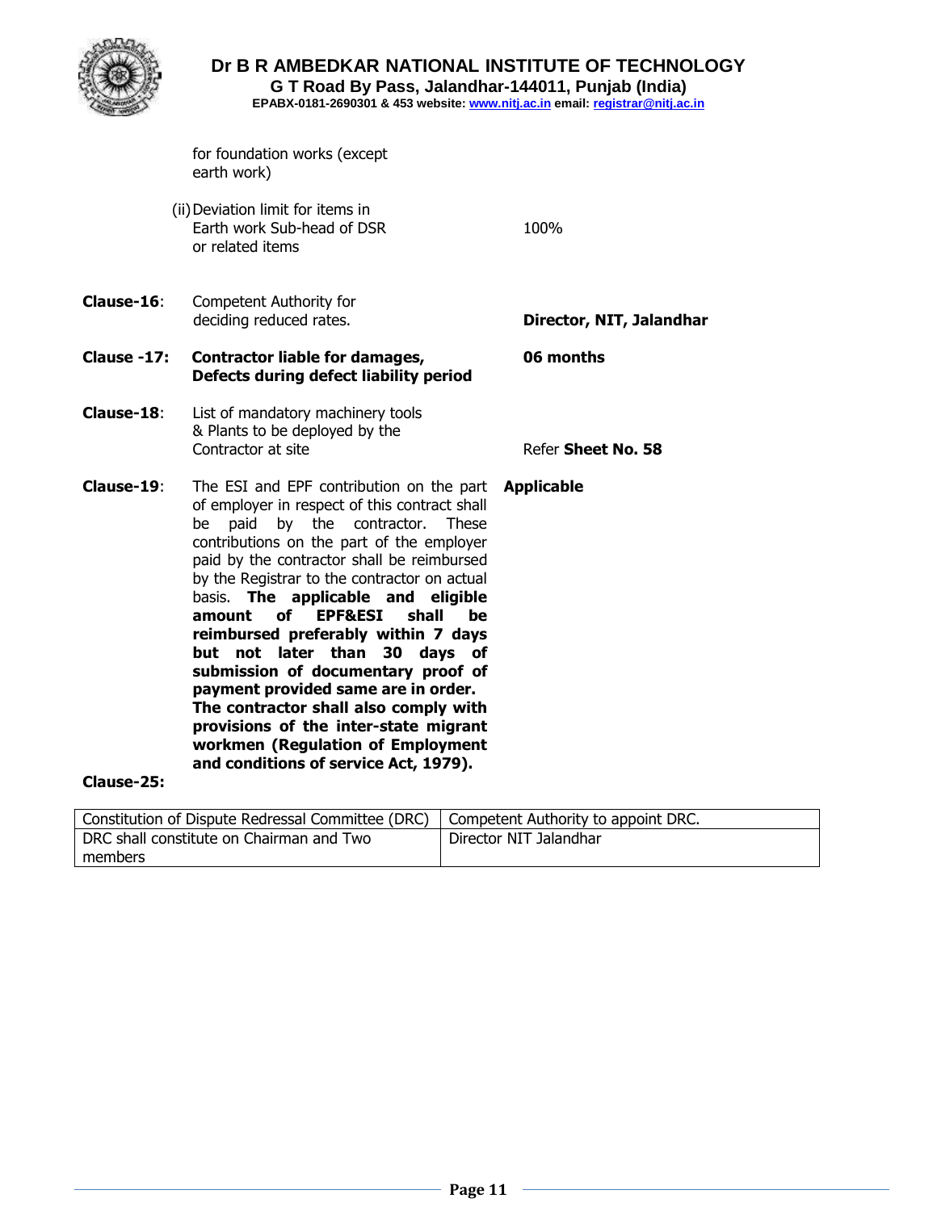for foundation works (except earth work)

(ii) Deviation limit for items in Earth work Sub-head of DSR or related items — 100%

**Clause-16**: Competent Authority for deciding reduced rates. — **Director, NIT, Jalandhar**

**Clause -17: Contractor liable for damages, Defects during defect liability period** — **06 months**

**Clause-18**: List of mandatory machinery tools & Plants to be deployed by the Contractor at site — Refer **Sheet No. 58**

**Clause-19**: The ESI and EPF contribution on the part of employer in respect of this contract shall be paid by the contractor. These contributions on the part of the employer paid by the contractor shall be reimbursed by the Registrar to the contractor on actual basis. **The applicable and eligible amount of EPF&ESI shall be reimbursed preferably within 7 days but not later than 30 days of submission of documentary proof of payment provided same are in order. The contractor shall also comply with provisions of the inter-state migrant workmen (Regulation of Employment and conditions of service Act, 1979).** — **Applicable**

**Clause-25:**

| Constitution of Dispute Redressal Committee (DRC) | Competent Authority to appoint DRC. |
|---|---|
| DRC shall constitute on Chairman and Two members | Director NIT Jalandhar |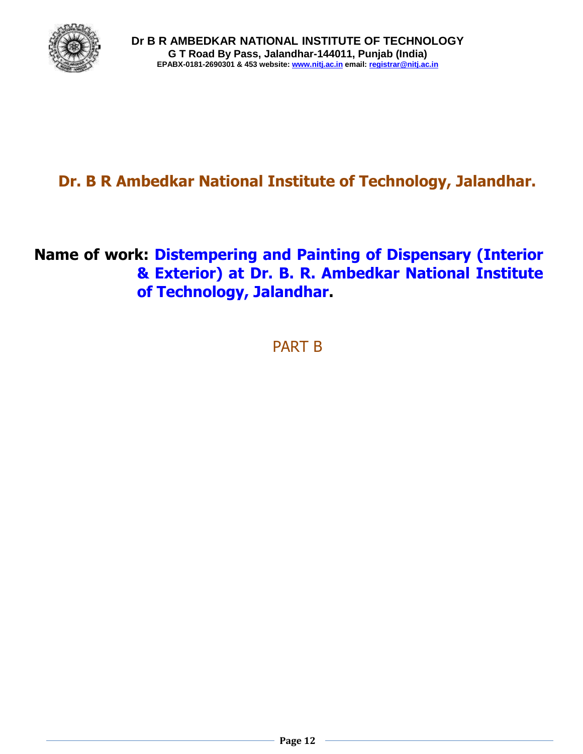# Dr. B R Ambedkar National Institute of Technology, Jalandhar.

**Name of work: Distempering and Painting of Dispensary (Interior & Exterior) at Dr. B. R. Ambedkar National Institute of Technology, Jalandhar.**

## PART B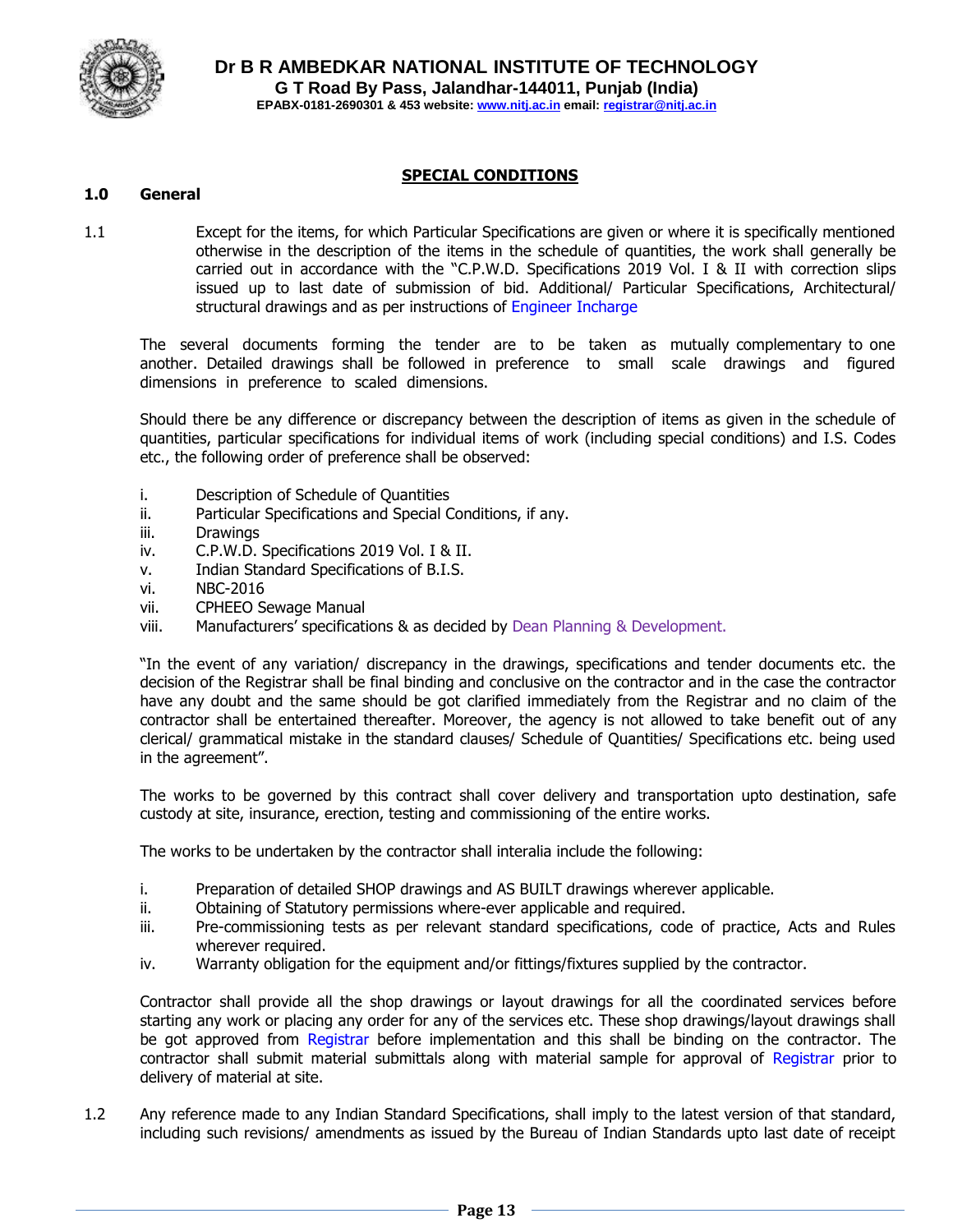# Dr B R AMBEDKAR NATIONAL INSTITUTE OF TECHNOLOGY

**G T Road By Pass, Jalandhar-144011, Punjab (India)**

**EPABX-0181-2690301 & 453 website: www.nitj.ac.in email: registrar@nitj.ac.in**

## SPECIAL CONDITIONS

### 1.0 General

1.1 Except for the items, for which Particular Specifications are given or where it is specifically mentioned otherwise in the description of the items in the schedule of quantities, the work shall generally be carried out in accordance with the "C.P.W.D. Specifications 2019 Vol. I & II with correction slips issued up to last date of submission of bid. Additional/ Particular Specifications, Architectural/ structural drawings and as per instructions of Engineer Incharge

The several documents forming the tender are to be taken as mutually complementary to one another. Detailed drawings shall be followed in preference to small scale drawings and figured dimensions in preference to scaled dimensions.

Should there be any difference or discrepancy between the description of items as given in the schedule of quantities, particular specifications for individual items of work (including special conditions) and I.S. Codes etc., the following order of preference shall be observed:

i. Description of Schedule of Quantities
ii. Particular Specifications and Special Conditions, if any.
iii. Drawings
iv. C.P.W.D. Specifications 2019 Vol. I & II.
v. Indian Standard Specifications of B.I.S.
vi. NBC-2016
vii. CPHEEO Sewage Manual
viii. Manufacturers' specifications & as decided by Dean Planning & Development.

"In the event of any variation/ discrepancy in the drawings, specifications and tender documents etc. the decision of the Registrar shall be final binding and conclusive on the contractor and in the case the contractor have any doubt and the same should be got clarified immediately from the Registrar and no claim of the contractor shall be entertained thereafter. Moreover, the agency is not allowed to take benefit out of any clerical/ grammatical mistake in the standard clauses/ Schedule of Quantities/ Specifications etc. being used in the agreement".

The works to be governed by this contract shall cover delivery and transportation upto destination, safe custody at site, insurance, erection, testing and commissioning of the entire works.

The works to be undertaken by the contractor shall interalia include the following:

i. Preparation of detailed SHOP drawings and AS BUILT drawings wherever applicable.
ii. Obtaining of Statutory permissions where-ever applicable and required.
iii. Pre-commissioning tests as per relevant standard specifications, code of practice, Acts and Rules wherever required.
iv. Warranty obligation for the equipment and/or fittings/fixtures supplied by the contractor.

Contractor shall provide all the shop drawings or layout drawings for all the coordinated services before starting any work or placing any order for any of the services etc. These shop drawings/layout drawings shall be got approved from Registrar before implementation and this shall be binding on the contractor. The contractor shall submit material submittals along with material sample for approval of Registrar prior to delivery of material at site.

1.2 Any reference made to any Indian Standard Specifications, shall imply to the latest version of that standard, including such revisions/ amendments as issued by the Bureau of Indian Standards upto last date of receipt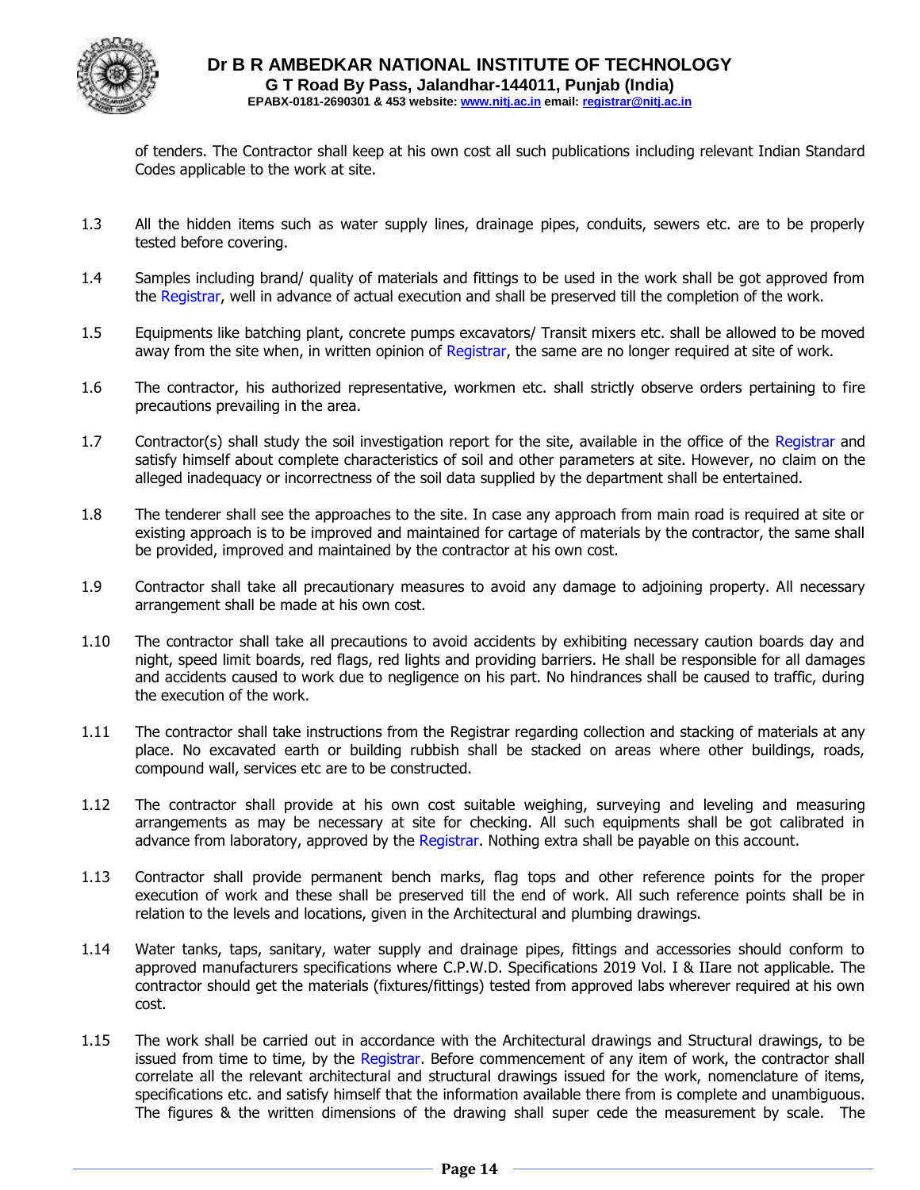of tenders. The Contractor shall keep at his own cost all such publications including relevant Indian Standard Codes applicable to the work at site.

1.3 All the hidden items such as water supply lines, drainage pipes, conduits, sewers etc. are to be properly tested before covering.

1.4 Samples including brand/ quality of materials and fittings to be used in the work shall be got approved from the Registrar, well in advance of actual execution and shall be preserved till the completion of the work.

1.5 Equipments like batching plant, concrete pumps excavators/ Transit mixers etc. shall be allowed to be moved away from the site when, in written opinion of Registrar, the same are no longer required at site of work.

1.6 The contractor, his authorized representative, workmen etc. shall strictly observe orders pertaining to fire precautions prevailing in the area.

1.7 Contractor(s) shall study the soil investigation report for the site, available in the office of the Registrar and satisfy himself about complete characteristics of soil and other parameters at site. However, no claim on the alleged inadequacy or incorrectness of the soil data supplied by the department shall be entertained.

1.8 The tenderer shall see the approaches to the site. In case any approach from main road is required at site or existing approach is to be improved and maintained for cartage of materials by the contractor, the same shall be provided, improved and maintained by the contractor at his own cost.

1.9 Contractor shall take all precautionary measures to avoid any damage to adjoining property. All necessary arrangement shall be made at his own cost.

1.10 The contractor shall take all precautions to avoid accidents by exhibiting necessary caution boards day and night, speed limit boards, red flags, red lights and providing barriers. He shall be responsible for all damages and accidents caused to work due to negligence on his part. No hindrances shall be caused to traffic, during the execution of the work.

1.11 The contractor shall take instructions from the Registrar regarding collection and stacking of materials at any place. No excavated earth or building rubbish shall be stacked on areas where other buildings, roads, compound wall, services etc are to be constructed.

1.12 The contractor shall provide at his own cost suitable weighing, surveying and leveling and measuring arrangements as may be necessary at site for checking. All such equipments shall be got calibrated in advance from laboratory, approved by the Registrar. Nothing extra shall be payable on this account.

1.13 Contractor shall provide permanent bench marks, flag tops and other reference points for the proper execution of work and these shall be preserved till the end of work. All such reference points shall be in relation to the levels and locations, given in the Architectural and plumbing drawings.

1.14 Water tanks, taps, sanitary, water supply and drainage pipes, fittings and accessories should conform to approved manufacturers specifications where C.P.W.D. Specifications 2019 Vol. I & IIare not applicable. The contractor should get the materials (fixtures/fittings) tested from approved labs wherever required at his own cost.

1.15 The work shall be carried out in accordance with the Architectural drawings and Structural drawings, to be issued from time to time, by the Registrar. Before commencement of any item of work, the contractor shall correlate all the relevant architectural and structural drawings issued for the work, nomenclature of items, specifications etc. and satisfy himself that the information available there from is complete and unambiguous. The figures & the written dimensions of the drawing shall super cede the measurement by scale. The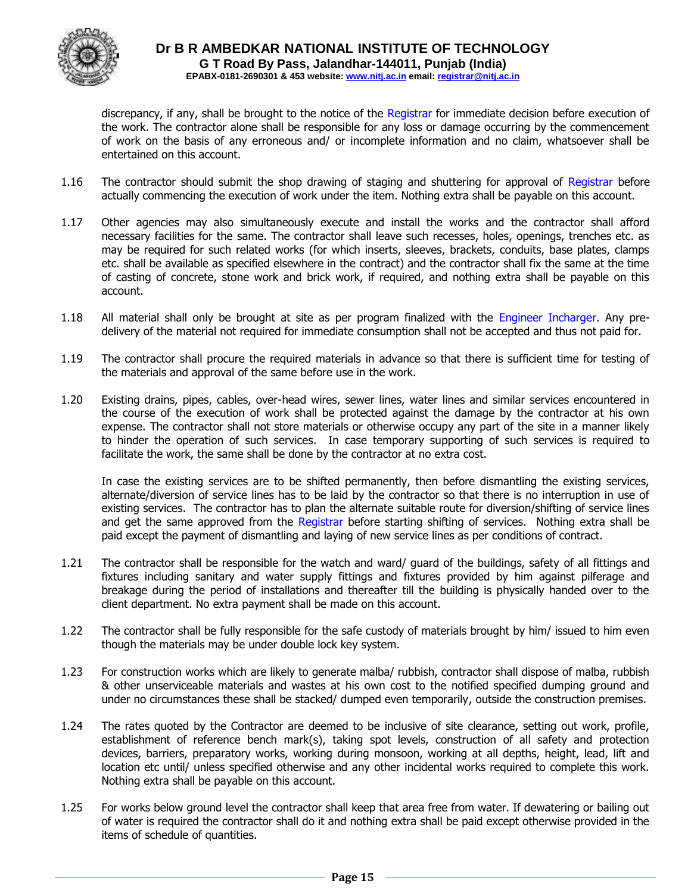discrepancy, if any, shall be brought to the notice of the Registrar for immediate decision before execution of the work. The contractor alone shall be responsible for any loss or damage occurring by the commencement of work on the basis of any erroneous and/ or incomplete information and no claim, whatsoever shall be entertained on this account.

1.16 The contractor should submit the shop drawing of staging and shuttering for approval of Registrar before actually commencing the execution of work under the item. Nothing extra shall be payable on this account.

1.17 Other agencies may also simultaneously execute and install the works and the contractor shall afford necessary facilities for the same. The contractor shall leave such recesses, holes, openings, trenches etc. as may be required for such related works (for which inserts, sleeves, brackets, conduits, base plates, clamps etc. shall be available as specified elsewhere in the contract) and the contractor shall fix the same at the time of casting of concrete, stone work and brick work, if required, and nothing extra shall be payable on this account.

1.18 All material shall only be brought at site as per program finalized with the Engineer Incharger. Any pre-delivery of the material not required for immediate consumption shall not be accepted and thus not paid for.

1.19 The contractor shall procure the required materials in advance so that there is sufficient time for testing of the materials and approval of the same before use in the work.

1.20 Existing drains, pipes, cables, over-head wires, sewer lines, water lines and similar services encountered in the course of the execution of work shall be protected against the damage by the contractor at his own expense. The contractor shall not store materials or otherwise occupy any part of the site in a manner likely to hinder the operation of such services. In case temporary supporting of such services is required to facilitate the work, the same shall be done by the contractor at no extra cost.

In case the existing services are to be shifted permanently, then before dismantling the existing services, alternate/diversion of service lines has to be laid by the contractor so that there is no interruption in use of existing services. The contractor has to plan the alternate suitable route for diversion/shifting of service lines and get the same approved from the Registrar before starting shifting of services. Nothing extra shall be paid except the payment of dismantling and laying of new service lines as per conditions of contract.

1.21 The contractor shall be responsible for the watch and ward/ guard of the buildings, safety of all fittings and fixtures including sanitary and water supply fittings and fixtures provided by him against pilferage and breakage during the period of installations and thereafter till the building is physically handed over to the client department. No extra payment shall be made on this account.

1.22 The contractor shall be fully responsible for the safe custody of materials brought by him/ issued to him even though the materials may be under double lock key system.

1.23 For construction works which are likely to generate malba/ rubbish, contractor shall dispose of malba, rubbish & other unserviceable materials and wastes at his own cost to the notified specified dumping ground and under no circumstances these shall be stacked/ dumped even temporarily, outside the construction premises.

1.24 The rates quoted by the Contractor are deemed to be inclusive of site clearance, setting out work, profile, establishment of reference bench mark(s), taking spot levels, construction of all safety and protection devices, barriers, preparatory works, working during monsoon, working at all depths, height, lead, lift and location etc until/ unless specified otherwise and any other incidental works required to complete this work. Nothing extra shall be payable on this account.

1.25 For works below ground level the contractor shall keep that area free from water. If dewatering or bailing out of water is required the contractor shall do it and nothing extra shall be paid except otherwise provided in the items of schedule of quantities.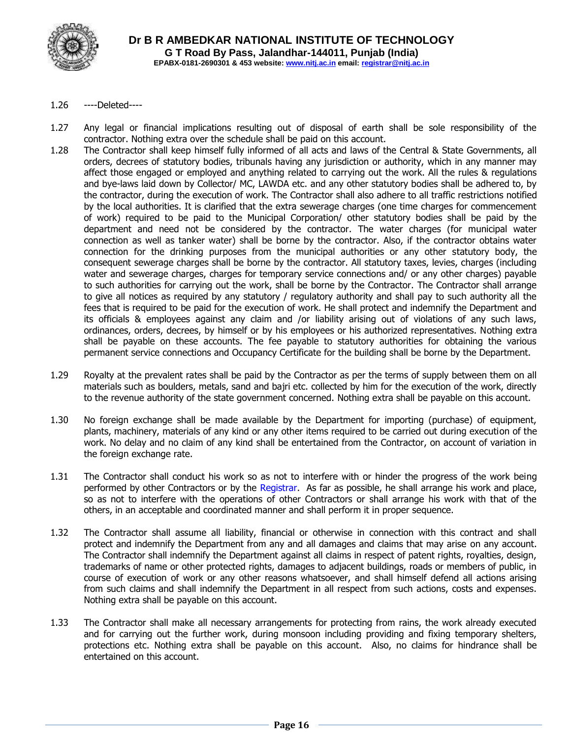1.26 ----Deleted----

1.27 Any legal or financial implications resulting out of disposal of earth shall be sole responsibility of the contractor. Nothing extra over the schedule shall be paid on this account.

1.28 The Contractor shall keep himself fully informed of all acts and laws of the Central & State Governments, all orders, decrees of statutory bodies, tribunals having any jurisdiction or authority, which in any manner may affect those engaged or employed and anything related to carrying out the work. All the rules & regulations and bye-laws laid down by Collector/ MC, LAWDA etc. and any other statutory bodies shall be adhered to, by the contractor, during the execution of work. The Contractor shall also adhere to all traffic restrictions notified by the local authorities. It is clarified that the extra sewerage charges (one time charges for commencement of work) required to be paid to the Municipal Corporation/ other statutory bodies shall be paid by the department and need not be considered by the contractor. The water charges (for municipal water connection as well as tanker water) shall be borne by the contractor. Also, if the contractor obtains water connection for the drinking purposes from the municipal authorities or any other statutory body, the consequent sewerage charges shall be borne by the contractor. All statutory taxes, levies, charges (including water and sewerage charges, charges for temporary service connections and/ or any other charges) payable to such authorities for carrying out the work, shall be borne by the Contractor. The Contractor shall arrange to give all notices as required by any statutory / regulatory authority and shall pay to such authority all the fees that is required to be paid for the execution of work. He shall protect and indemnify the Department and its officials & employees against any claim and /or liability arising out of violations of any such laws, ordinances, orders, decrees, by himself or by his employees or his authorized representatives. Nothing extra shall be payable on these accounts. The fee payable to statutory authorities for obtaining the various permanent service connections and Occupancy Certificate for the building shall be borne by the Department.

1.29 Royalty at the prevalent rates shall be paid by the Contractor as per the terms of supply between them on all materials such as boulders, metals, sand and bajri etc. collected by him for the execution of the work, directly to the revenue authority of the state government concerned. Nothing extra shall be payable on this account.

1.30 No foreign exchange shall be made available by the Department for importing (purchase) of equipment, plants, machinery, materials of any kind or any other items required to be carried out during execution of the work. No delay and no claim of any kind shall be entertained from the Contractor, on account of variation in the foreign exchange rate.

1.31 The Contractor shall conduct his work so as not to interfere with or hinder the progress of the work being performed by other Contractors or by the Registrar. As far as possible, he shall arrange his work and place, so as not to interfere with the operations of other Contractors or shall arrange his work with that of the others, in an acceptable and coordinated manner and shall perform it in proper sequence.

1.32 The Contractor shall assume all liability, financial or otherwise in connection with this contract and shall protect and indemnify the Department from any and all damages and claims that may arise on any account. The Contractor shall indemnify the Department against all claims in respect of patent rights, royalties, design, trademarks of name or other protected rights, damages to adjacent buildings, roads or members of public, in course of execution of work or any other reasons whatsoever, and shall himself defend all actions arising from such claims and shall indemnify the Department in all respect from such actions, costs and expenses. Nothing extra shall be payable on this account.

1.33 The Contractor shall make all necessary arrangements for protecting from rains, the work already executed and for carrying out the further work, during monsoon including providing and fixing temporary shelters, protections etc. Nothing extra shall be payable on this account. Also, no claims for hindrance shall be entertained on this account.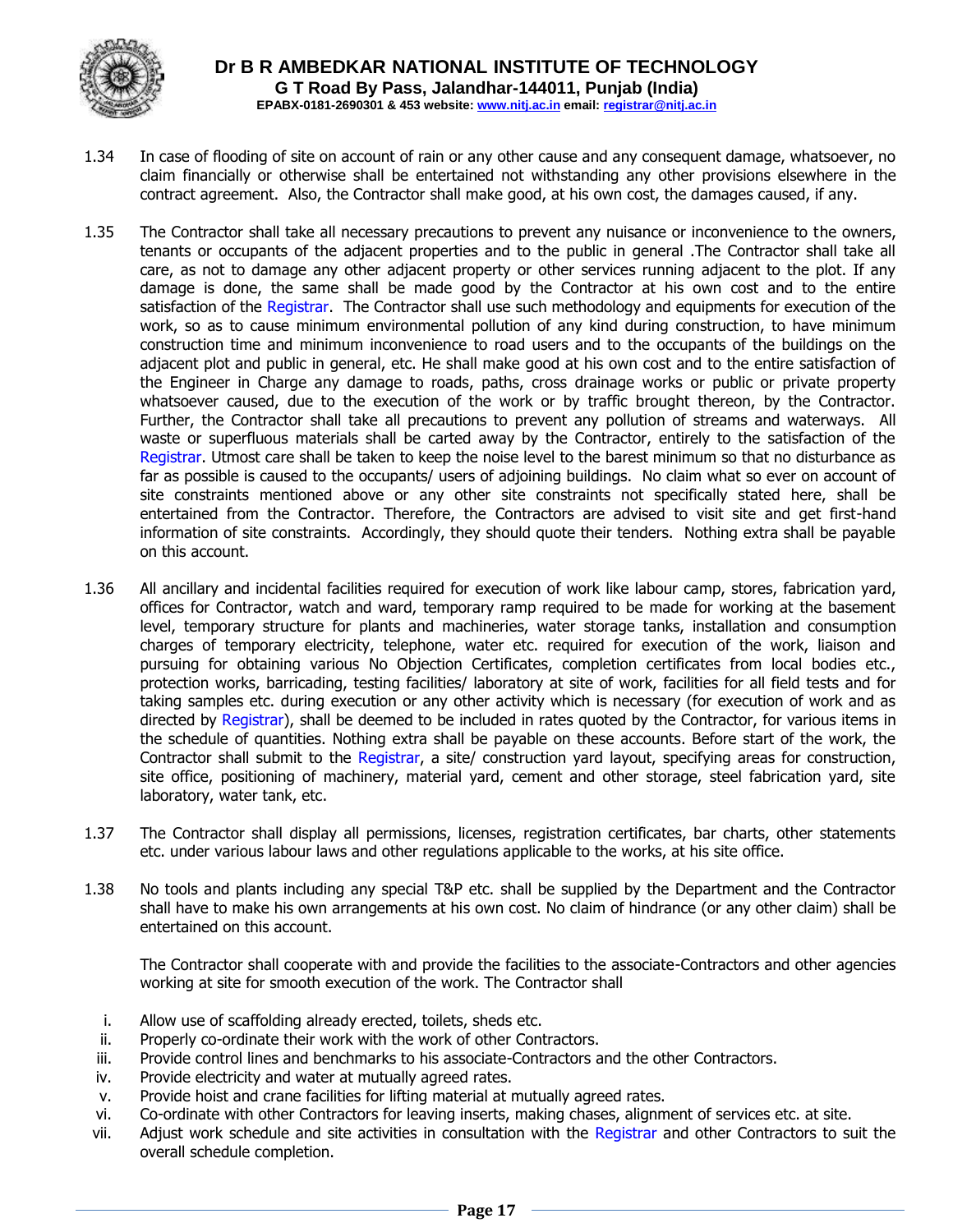1.34 In case of flooding of site on account of rain or any other cause and any consequent damage, whatsoever, no claim financially or otherwise shall be entertained not withstanding any other provisions elsewhere in the contract agreement. Also, the Contractor shall make good, at his own cost, the damages caused, if any.

1.35 The Contractor shall take all necessary precautions to prevent any nuisance or inconvenience to the owners, tenants or occupants of the adjacent properties and to the public in general .The Contractor shall take all care, as not to damage any other adjacent property or other services running adjacent to the plot. If any damage is done, the same shall be made good by the Contractor at his own cost and to the entire satisfaction of the Registrar. The Contractor shall use such methodology and equipments for execution of the work, so as to cause minimum environmental pollution of any kind during construction, to have minimum construction time and minimum inconvenience to road users and to the occupants of the buildings on the adjacent plot and public in general, etc. He shall make good at his own cost and to the entire satisfaction of the Engineer in Charge any damage to roads, paths, cross drainage works or public or private property whatsoever caused, due to the execution of the work or by traffic brought thereon, by the Contractor. Further, the Contractor shall take all precautions to prevent any pollution of streams and waterways. All waste or superfluous materials shall be carted away by the Contractor, entirely to the satisfaction of the Registrar. Utmost care shall be taken to keep the noise level to the barest minimum so that no disturbance as far as possible is caused to the occupants/ users of adjoining buildings. No claim what so ever on account of site constraints mentioned above or any other site constraints not specifically stated here, shall be entertained from the Contractor. Therefore, the Contractors are advised to visit site and get first-hand information of site constraints. Accordingly, they should quote their tenders. Nothing extra shall be payable on this account.

1.36 All ancillary and incidental facilities required for execution of work like labour camp, stores, fabrication yard, offices for Contractor, watch and ward, temporary ramp required to be made for working at the basement level, temporary structure for plants and machineries, water storage tanks, installation and consumption charges of temporary electricity, telephone, water etc. required for execution of the work, liaison and pursuing for obtaining various No Objection Certificates, completion certificates from local bodies etc., protection works, barricading, testing facilities/ laboratory at site of work, facilities for all field tests and for taking samples etc. during execution or any other activity which is necessary (for execution of work and as directed by Registrar), shall be deemed to be included in rates quoted by the Contractor, for various items in the schedule of quantities. Nothing extra shall be payable on these accounts. Before start of the work, the Contractor shall submit to the Registrar, a site/ construction yard layout, specifying areas for construction, site office, positioning of machinery, material yard, cement and other storage, steel fabrication yard, site laboratory, water tank, etc.

1.37 The Contractor shall display all permissions, licenses, registration certificates, bar charts, other statements etc. under various labour laws and other regulations applicable to the works, at his site office.

1.38 No tools and plants including any special T&P etc. shall be supplied by the Department and the Contractor shall have to make his own arrangements at his own cost. No claim of hindrance (or any other claim) shall be entertained on this account.

The Contractor shall cooperate with and provide the facilities to the associate-Contractors and other agencies working at site for smooth execution of the work. The Contractor shall

i. Allow use of scaffolding already erected, toilets, sheds etc.
ii. Properly co-ordinate their work with the work of other Contractors.
iii. Provide control lines and benchmarks to his associate-Contractors and the other Contractors.
iv. Provide electricity and water at mutually agreed rates.
v. Provide hoist and crane facilities for lifting material at mutually agreed rates.
vi. Co-ordinate with other Contractors for leaving inserts, making chases, alignment of services etc. at site.
vii. Adjust work schedule and site activities in consultation with the Registrar and other Contractors to suit the overall schedule completion.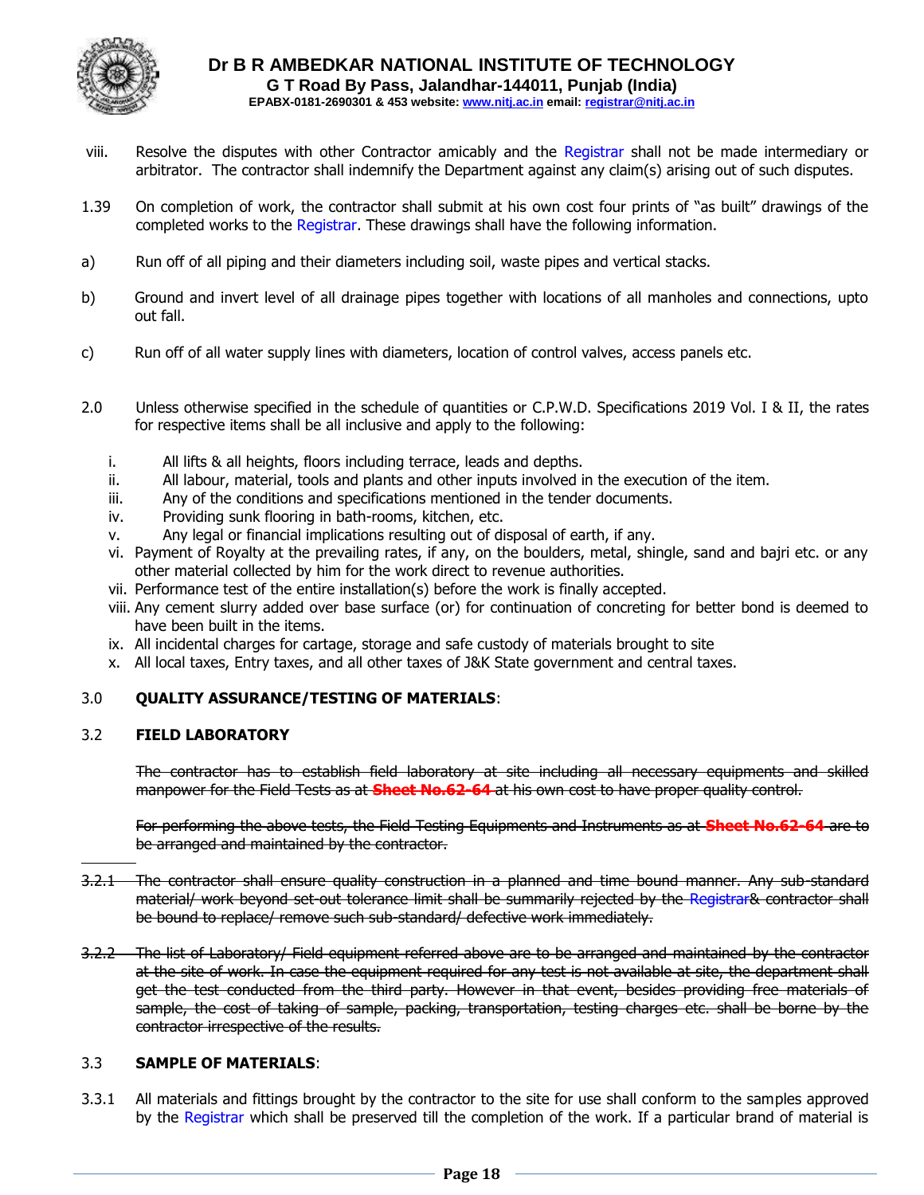viii. Resolve the disputes with other Contractor amicably and the Registrar shall not be made intermediary or arbitrator. The contractor shall indemnify the Department against any claim(s) arising out of such disputes.

1.39 On completion of work, the contractor shall submit at his own cost four prints of "as built" drawings of the completed works to the Registrar. These drawings shall have the following information.

a) Run off of all piping and their diameters including soil, waste pipes and vertical stacks.

b) Ground and invert level of all drainage pipes together with locations of all manholes and connections, upto out fall.

c) Run off of all water supply lines with diameters, location of control valves, access panels etc.

2.0 Unless otherwise specified in the schedule of quantities or C.P.W.D. Specifications 2019 Vol. I & II, the rates for respective items shall be all inclusive and apply to the following:

i. All lifts & all heights, floors including terrace, leads and depths.
ii. All labour, material, tools and plants and other inputs involved in the execution of the item.
iii. Any of the conditions and specifications mentioned in the tender documents.
iv. Providing sunk flooring in bath-rooms, kitchen, etc.
v. Any legal or financial implications resulting out of disposal of earth, if any.
vi. Payment of Royalty at the prevailing rates, if any, on the boulders, metal, shingle, sand and bajri etc. or any other material collected by him for the work direct to revenue authorities.
vii. Performance test of the entire installation(s) before the work is finally accepted.
viii. Any cement slurry added over base surface (or) for continuation of concreting for better bond is deemed to have been built in the items.
ix. All incidental charges for cartage, storage and safe custody of materials brought to site
x. All local taxes, Entry taxes, and all other taxes of J&K State government and central taxes.

3.0 **QUALITY ASSURANCE/TESTING OF MATERIALS**:

3.2 **FIELD LABORATORY**

~~The contractor has to establish field laboratory at site including all necessary equipments and skilled manpower for the Field Tests as at **Sheet No.62-64** at his own cost to have proper quality control.~~

~~For performing the above tests, the Field Testing Equipments and Instruments as at **Sheet No.62-64** are to be arranged and maintained by the contractor.~~

~~3.2.1 The contractor shall ensure quality construction in a planned and time bound manner. Any sub-standard material/ work beyond set-out tolerance limit shall be summarily rejected by the Registrar& contractor shall be bound to replace/ remove such sub-standard/ defective work immediately.~~

~~3.2.2 The list of Laboratory/ Field equipment referred above are to be arranged and maintained by the contractor at the site of work. In case the equipment required for any test is not available at site, the department shall get the test conducted from the third party. However in that event, besides providing free materials of sample, the cost of taking of sample, packing, transportation, testing charges etc. shall be borne by the contractor irrespective of the results.~~

3.3 **SAMPLE OF MATERIALS**:

3.3.1 All materials and fittings brought by the contractor to the site for use shall conform to the samples approved by the Registrar which shall be preserved till the completion of the work. If a particular brand of material is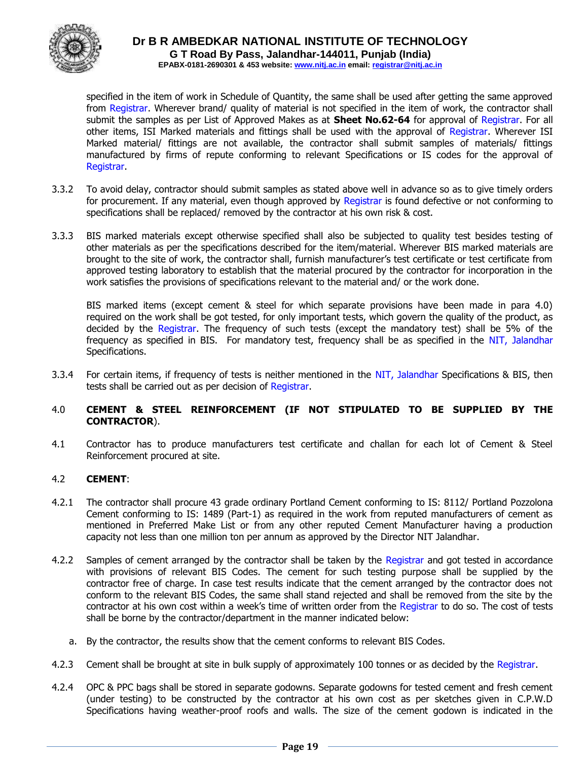specified in the item of work in Schedule of Quantity, the same shall be used after getting the same approved from Registrar. Wherever brand/ quality of material is not specified in the item of work, the contractor shall submit the samples as per List of Approved Makes as at **Sheet No.62-64** for approval of Registrar. For all other items, ISI Marked materials and fittings shall be used with the approval of Registrar. Wherever ISI Marked material/ fittings are not available, the contractor shall submit samples of materials/ fittings manufactured by firms of repute conforming to relevant Specifications or IS codes for the approval of Registrar.

3.3.2 To avoid delay, contractor should submit samples as stated above well in advance so as to give timely orders for procurement. If any material, even though approved by Registrar is found defective or not conforming to specifications shall be replaced/ removed by the contractor at his own risk & cost.

3.3.3 BIS marked materials except otherwise specified shall also be subjected to quality test besides testing of other materials as per the specifications described for the item/material. Wherever BIS marked materials are brought to the site of work, the contractor shall, furnish manufacturer's test certificate or test certificate from approved testing laboratory to establish that the material procured by the contractor for incorporation in the work satisfies the provisions of specifications relevant to the material and/ or the work done.

BIS marked items (except cement & steel for which separate provisions have been made in para 4.0) required on the work shall be got tested, for only important tests, which govern the quality of the product, as decided by the Registrar. The frequency of such tests (except the mandatory test) shall be 5% of the frequency as specified in BIS. For mandatory test, frequency shall be as specified in the NIT, Jalandhar Specifications.

3.3.4 For certain items, if frequency of tests is neither mentioned in the NIT, Jalandhar Specifications & BIS, then tests shall be carried out as per decision of Registrar.

## 4.0 CEMENT & STEEL REINFORCEMENT (IF NOT STIPULATED TO BE SUPPLIED BY THE CONTRACTOR).

4.1 Contractor has to produce manufacturers test certificate and challan for each lot of Cement & Steel Reinforcement procured at site.

### 4.2 CEMENT:

4.2.1 The contractor shall procure 43 grade ordinary Portland Cement conforming to IS: 8112/ Portland Pozzolona Cement conforming to IS: 1489 (Part-1) as required in the work from reputed manufacturers of cement as mentioned in Preferred Make List or from any other reputed Cement Manufacturer having a production capacity not less than one million ton per annum as approved by the Director NIT Jalandhar.

4.2.2 Samples of cement arranged by the contractor shall be taken by the Registrar and got tested in accordance with provisions of relevant BIS Codes. The cement for such testing purpose shall be supplied by the contractor free of charge. In case test results indicate that the cement arranged by the contractor does not conform to the relevant BIS Codes, the same shall stand rejected and shall be removed from the site by the contractor at his own cost within a week's time of written order from the Registrar to do so. The cost of tests shall be borne by the contractor/department in the manner indicated below:

a. By the contractor, the results show that the cement conforms to relevant BIS Codes.

4.2.3 Cement shall be brought at site in bulk supply of approximately 100 tonnes or as decided by the Registrar.

4.2.4 OPC & PPC bags shall be stored in separate godowns. Separate godowns for tested cement and fresh cement (under testing) to be constructed by the contractor at his own cost as per sketches given in C.P.W.D Specifications having weather-proof roofs and walls. The size of the cement godown is indicated in the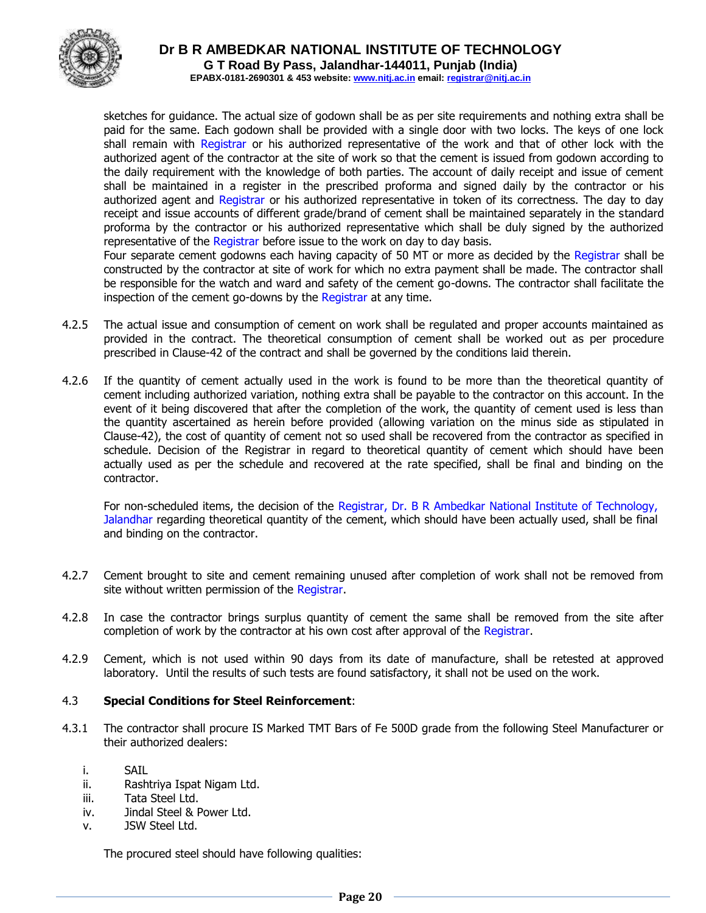sketches for guidance. The actual size of godown shall be as per site requirements and nothing extra shall be paid for the same. Each godown shall be provided with a single door with two locks. The keys of one lock shall remain with Registrar or his authorized representative of the work and that of other lock with the authorized agent of the contractor at the site of work so that the cement is issued from godown according to the daily requirement with the knowledge of both parties. The account of daily receipt and issue of cement shall be maintained in a register in the prescribed proforma and signed daily by the contractor or his authorized agent and Registrar or his authorized representative in token of its correctness. The day to day receipt and issue accounts of different grade/brand of cement shall be maintained separately in the standard proforma by the contractor or his authorized representative which shall be duly signed by the authorized representative of the Registrar before issue to the work on day to day basis.

Four separate cement godowns each having capacity of 50 MT or more as decided by the Registrar shall be constructed by the contractor at site of work for which no extra payment shall be made. The contractor shall be responsible for the watch and ward and safety of the cement go-downs. The contractor shall facilitate the inspection of the cement go-downs by the Registrar at any time.

4.2.5 The actual issue and consumption of cement on work shall be regulated and proper accounts maintained as provided in the contract. The theoretical consumption of cement shall be worked out as per procedure prescribed in Clause-42 of the contract and shall be governed by the conditions laid therein.

4.2.6 If the quantity of cement actually used in the work is found to be more than the theoretical quantity of cement including authorized variation, nothing extra shall be payable to the contractor on this account. In the event of it being discovered that after the completion of the work, the quantity of cement used is less than the quantity ascertained as herein before provided (allowing variation on the minus side as stipulated in Clause-42), the cost of quantity of cement not so used shall be recovered from the contractor as specified in schedule. Decision of the Registrar in regard to theoretical quantity of cement which should have been actually used as per the schedule and recovered at the rate specified, shall be final and binding on the contractor.

For non-scheduled items, the decision of the Registrar, Dr. B R Ambedkar National Institute of Technology, Jalandhar regarding theoretical quantity of the cement, which should have been actually used, shall be final and binding on the contractor.

4.2.7 Cement brought to site and cement remaining unused after completion of work shall not be removed from site without written permission of the Registrar.

4.2.8 In case the contractor brings surplus quantity of cement the same shall be removed from the site after completion of work by the contractor at his own cost after approval of the Registrar.

4.2.9 Cement, which is not used within 90 days from its date of manufacture, shall be retested at approved laboratory. Until the results of such tests are found satisfactory, it shall not be used on the work.

4.3 **Special Conditions for Steel Reinforcement**:

4.3.1 The contractor shall procure IS Marked TMT Bars of Fe 500D grade from the following Steel Manufacturer or their authorized dealers:

i. SAIL
ii. Rashtriya Ispat Nigam Ltd.
iii. Tata Steel Ltd.
iv. Jindal Steel & Power Ltd.
v. JSW Steel Ltd.

The procured steel should have following qualities: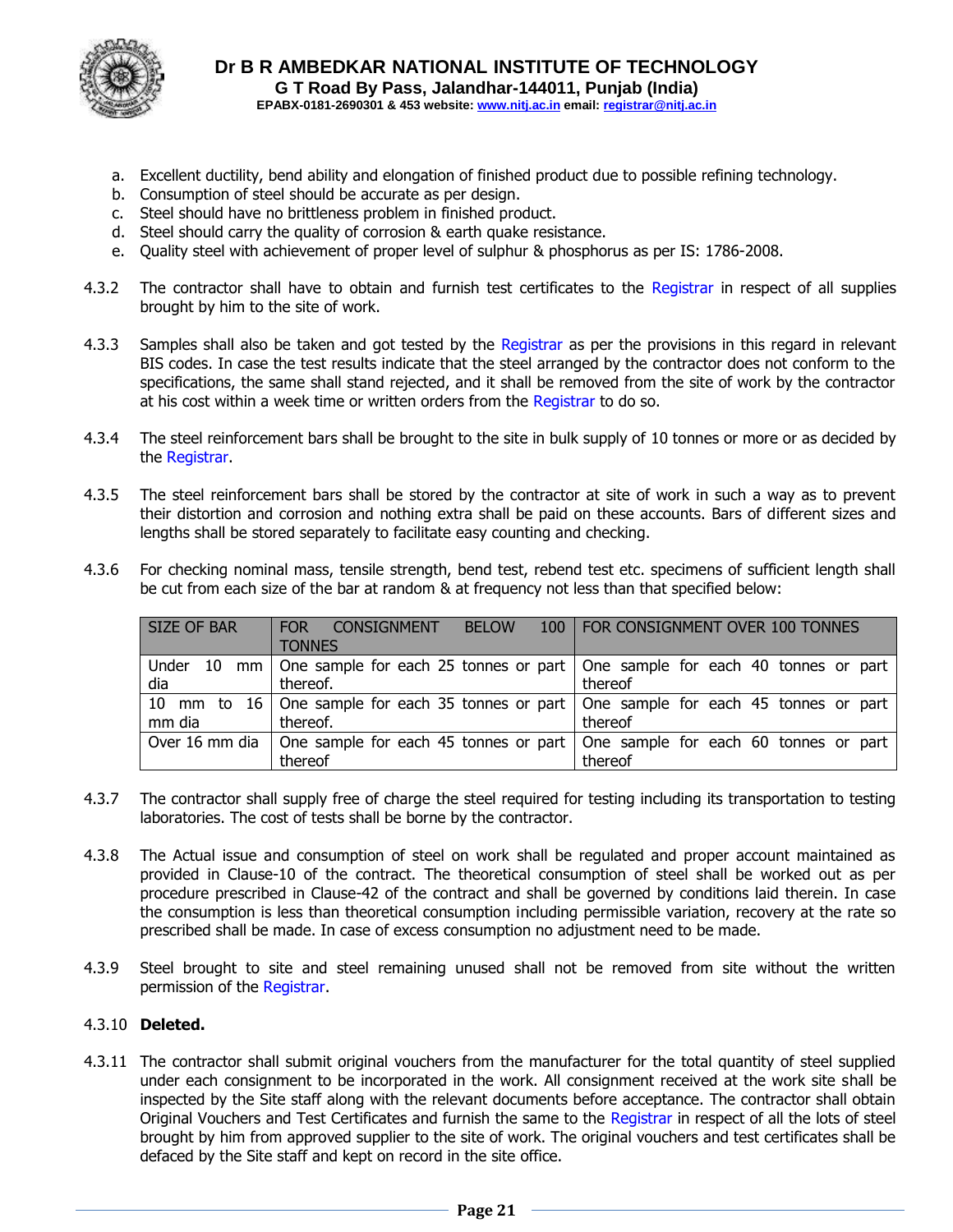a. Excellent ductility, bend ability and elongation of finished product due to possible refining technology.
b. Consumption of steel should be accurate as per design.
c. Steel should have no brittleness problem in finished product.
d. Steel should carry the quality of corrosion & earth quake resistance.
e. Quality steel with achievement of proper level of sulphur & phosphorus as per IS: 1786-2008.

4.3.2 The contractor shall have to obtain and furnish test certificates to the Registrar in respect of all supplies brought by him to the site of work.

4.3.3 Samples shall also be taken and got tested by the Registrar as per the provisions in this regard in relevant BIS codes. In case the test results indicate that the steel arranged by the contractor does not conform to the specifications, the same shall stand rejected, and it shall be removed from the site of work by the contractor at his cost within a week time or written orders from the Registrar to do so.

4.3.4 The steel reinforcement bars shall be brought to the site in bulk supply of 10 tonnes or more or as decided by the Registrar.

4.3.5 The steel reinforcement bars shall be stored by the contractor at site of work in such a way as to prevent their distortion and corrosion and nothing extra shall be paid on these accounts. Bars of different sizes and lengths shall be stored separately to facilitate easy counting and checking.

4.3.6 For checking nominal mass, tensile strength, bend test, rebend test etc. specimens of sufficient length shall be cut from each size of the bar at random & at frequency not less than that specified below:

| SIZE OF BAR | FOR CONSIGNMENT BELOW 100 TONNES | FOR CONSIGNMENT OVER 100 TONNES |
|---|---|---|
| Under 10 mm dia | One sample for each 25 tonnes or part thereof. | One sample for each 40 tonnes or part thereof |
| 10 mm to 16 mm dia | One sample for each 35 tonnes or part thereof. | One sample for each 45 tonnes or part thereof |
| Over 16 mm dia | One sample for each 45 tonnes or part thereof | One sample for each 60 tonnes or part thereof |

4.3.7 The contractor shall supply free of charge the steel required for testing including its transportation to testing laboratories. The cost of tests shall be borne by the contractor.

4.3.8 The Actual issue and consumption of steel on work shall be regulated and proper account maintained as provided in Clause-10 of the contract. The theoretical consumption of steel shall be worked out as per procedure prescribed in Clause-42 of the contract and shall be governed by conditions laid therein. In case the consumption is less than theoretical consumption including permissible variation, recovery at the rate so prescribed shall be made. In case of excess consumption no adjustment need to be made.

4.3.9 Steel brought to site and steel remaining unused shall not be removed from site without the written permission of the Registrar.

4.3.10 **Deleted.**

4.3.11 The contractor shall submit original vouchers from the manufacturer for the total quantity of steel supplied under each consignment to be incorporated in the work. All consignment received at the work site shall be inspected by the Site staff along with the relevant documents before acceptance. The contractor shall obtain Original Vouchers and Test Certificates and furnish the same to the Registrar in respect of all the lots of steel brought by him from approved supplier to the site of work. The original vouchers and test certificates shall be defaced by the Site staff and kept on record in the site office.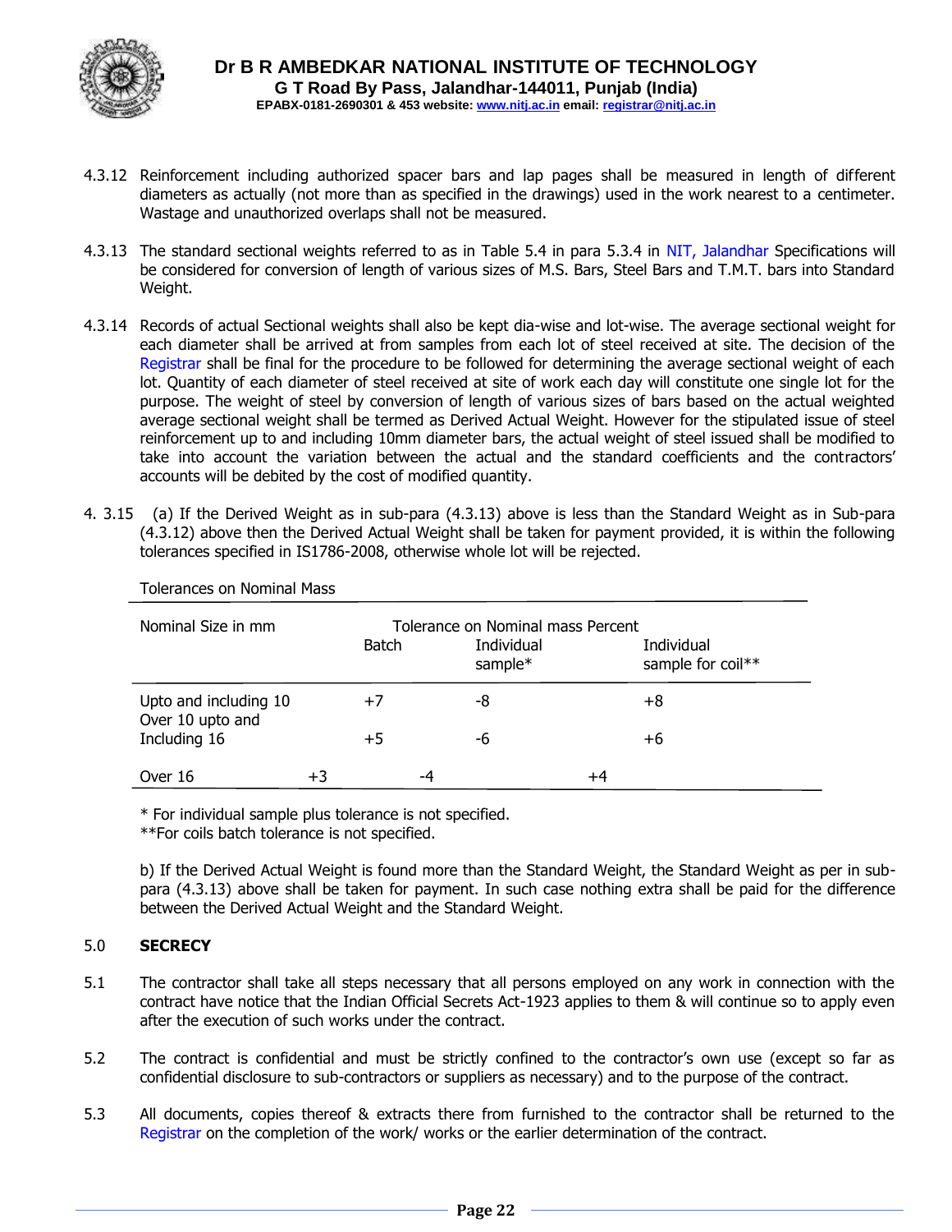4.3.12 Reinforcement including authorized spacer bars and lap pages shall be measured in length of different diameters as actually (not more than as specified in the drawings) used in the work nearest to a centimeter. Wastage and unauthorized overlaps shall not be measured.

4.3.13 The standard sectional weights referred to as in Table 5.4 in para 5.3.4 in NIT, Jalandhar Specifications will be considered for conversion of length of various sizes of M.S. Bars, Steel Bars and T.M.T. bars into Standard Weight.

4.3.14 Records of actual Sectional weights shall also be kept dia-wise and lot-wise. The average sectional weight for each diameter shall be arrived at from samples from each lot of steel received at site. The decision of the Registrar shall be final for the procedure to be followed for determining the average sectional weight of each lot. Quantity of each diameter of steel received at site of work each day will constitute one single lot for the purpose. The weight of steel by conversion of length of various sizes of bars based on the actual weighted average sectional weight shall be termed as Derived Actual Weight. However for the stipulated issue of steel reinforcement up to and including 10mm diameter bars, the actual weight of steel issued shall be modified to take into account the variation between the actual and the standard coefficients and the contractors' accounts will be debited by the cost of modified quantity.

4. 3.15 (a) If the Derived Weight as in sub-para (4.3.13) above is less than the Standard Weight as in Sub-para (4.3.12) above then the Derived Actual Weight shall be taken for payment provided, it is within the following tolerances specified in IS1786-2008, otherwise whole lot will be rejected.

Tolerances on Nominal Mass

| Nominal Size in mm | Tolerance on Nominal mass Percent | | |
|---|---|---|---|
| | Batch | Individual sample* | Individual sample for coil** |
| Upto and including 10 | +7 | -8 | +8 |
| Over 10 upto and Including 16 | +5 | -6 | +6 |
| Over 16 | +3 | -4 | +4 |

\* For individual sample plus tolerance is not specified.
\*\*For coils batch tolerance is not specified.

b) If the Derived Actual Weight is found more than the Standard Weight, the Standard Weight as per in sub-para (4.3.13) above shall be taken for payment. In such case nothing extra shall be paid for the difference between the Derived Actual Weight and the Standard Weight.

## 5.0 SECRECY

5.1 The contractor shall take all steps necessary that all persons employed on any work in connection with the contract have notice that the Indian Official Secrets Act-1923 applies to them & will continue so to apply even after the execution of such works under the contract.

5.2 The contract is confidential and must be strictly confined to the contractor's own use (except so far as confidential disclosure to sub-contractors or suppliers as necessary) and to the purpose of the contract.

5.3 All documents, copies thereof & extracts there from furnished to the contractor shall be returned to the Registrar on the completion of the work/ works or the earlier determination of the contract.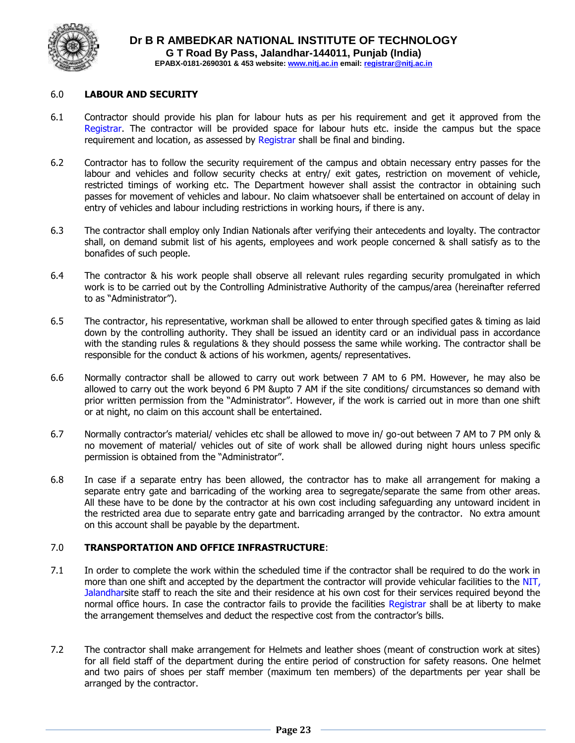## 6.0 LABOUR AND SECURITY

6.1 Contractor should provide his plan for labour huts as per his requirement and get it approved from the Registrar. The contractor will be provided space for labour huts etc. inside the campus but the space requirement and location, as assessed by Registrar shall be final and binding.

6.2 Contractor has to follow the security requirement of the campus and obtain necessary entry passes for the labour and vehicles and follow security checks at entry/ exit gates, restriction on movement of vehicle, restricted timings of working etc. The Department however shall assist the contractor in obtaining such passes for movement of vehicles and labour. No claim whatsoever shall be entertained on account of delay in entry of vehicles and labour including restrictions in working hours, if there is any.

6.3 The contractor shall employ only Indian Nationals after verifying their antecedents and loyalty. The contractor shall, on demand submit list of his agents, employees and work people concerned & shall satisfy as to the bonafides of such people.

6.4 The contractor & his work people shall observe all relevant rules regarding security promulgated in which work is to be carried out by the Controlling Administrative Authority of the campus/area (hereinafter referred to as "Administrator").

6.5 The contractor, his representative, workman shall be allowed to enter through specified gates & timing as laid down by the controlling authority. They shall be issued an identity card or an individual pass in accordance with the standing rules & regulations & they should possess the same while working. The contractor shall be responsible for the conduct & actions of his workmen, agents/ representatives.

6.6 Normally contractor shall be allowed to carry out work between 7 AM to 6 PM. However, he may also be allowed to carry out the work beyond 6 PM &upto 7 AM if the site conditions/ circumstances so demand with prior written permission from the "Administrator". However, if the work is carried out in more than one shift or at night, no claim on this account shall be entertained.

6.7 Normally contractor's material/ vehicles etc shall be allowed to move in/ go-out between 7 AM to 7 PM only & no movement of material/ vehicles out of site of work shall be allowed during night hours unless specific permission is obtained from the "Administrator".

6.8 In case if a separate entry has been allowed, the contractor has to make all arrangement for making a separate entry gate and barricading of the working area to segregate/separate the same from other areas. All these have to be done by the contractor at his own cost including safeguarding any untoward incident in the restricted area due to separate entry gate and barricading arranged by the contractor. No extra amount on this account shall be payable by the department.

## 7.0 TRANSPORTATION AND OFFICE INFRASTRUCTURE:

7.1 In order to complete the work within the scheduled time if the contractor shall be required to do the work in more than one shift and accepted by the department the contractor will provide vehicular facilities to the NIT, Jalandharsite staff to reach the site and their residence at his own cost for their services required beyond the normal office hours. In case the contractor fails to provide the facilities Registrar shall be at liberty to make the arrangement themselves and deduct the respective cost from the contractor's bills.

7.2 The contractor shall make arrangement for Helmets and leather shoes (meant of construction work at sites) for all field staff of the department during the entire period of construction for safety reasons. One helmet and two pairs of shoes per staff member (maximum ten members) of the departments per year shall be arranged by the contractor.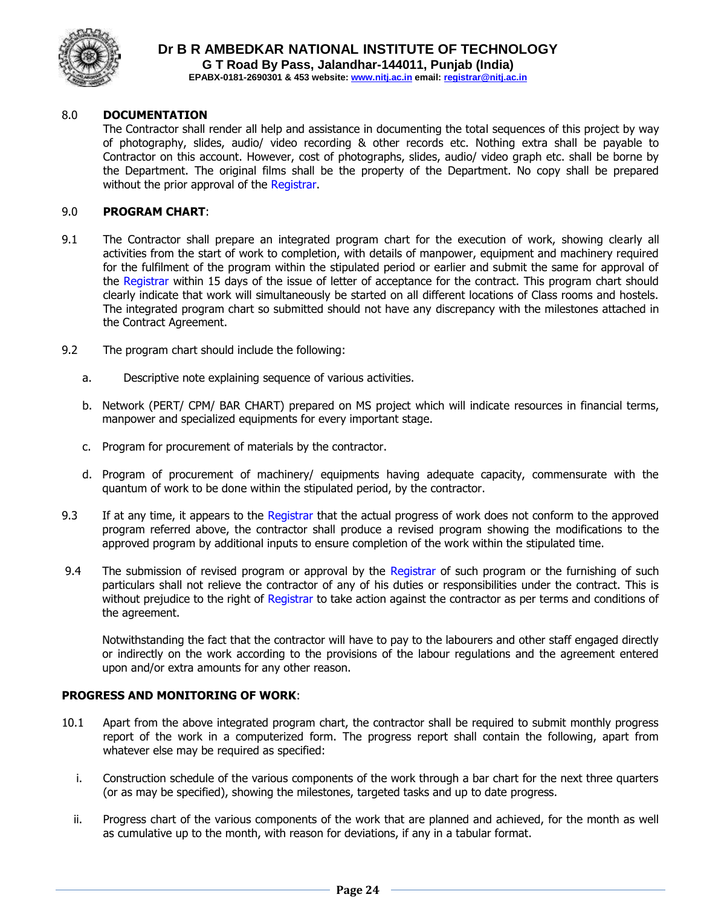## 8.0 DOCUMENTATION

The Contractor shall render all help and assistance in documenting the total sequences of this project by way of photography, slides, audio/ video recording & other records etc. Nothing extra shall be payable to Contractor on this account. However, cost of photographs, slides, audio/ video graph etc. shall be borne by the Department. The original films shall be the property of the Department. No copy shall be prepared without the prior approval of the Registrar.

## 9.0 PROGRAM CHART:

9.1 The Contractor shall prepare an integrated program chart for the execution of work, showing clearly all activities from the start of work to completion, with details of manpower, equipment and machinery required for the fulfilment of the program within the stipulated period or earlier and submit the same for approval of the Registrar within 15 days of the issue of letter of acceptance for the contract. This program chart should clearly indicate that work will simultaneously be started on all different locations of Class rooms and hostels. The integrated program chart so submitted should not have any discrepancy with the milestones attached in the Contract Agreement.

9.2 The program chart should include the following:

a. Descriptive note explaining sequence of various activities.

b. Network (PERT/ CPM/ BAR CHART) prepared on MS project which will indicate resources in financial terms, manpower and specialized equipments for every important stage.

c. Program for procurement of materials by the contractor.

d. Program of procurement of machinery/ equipments having adequate capacity, commensurate with the quantum of work to be done within the stipulated period, by the contractor.

9.3 If at any time, it appears to the Registrar that the actual progress of work does not conform to the approved program referred above, the contractor shall produce a revised program showing the modifications to the approved program by additional inputs to ensure completion of the work within the stipulated time.

9.4 The submission of revised program or approval by the Registrar of such program or the furnishing of such particulars shall not relieve the contractor of any of his duties or responsibilities under the contract. This is without prejudice to the right of Registrar to take action against the contractor as per terms and conditions of the agreement.

Notwithstanding the fact that the contractor will have to pay to the labourers and other staff engaged directly or indirectly on the work according to the provisions of the labour regulations and the agreement entered upon and/or extra amounts for any other reason.

## PROGRESS AND MONITORING OF WORK:

10.1 Apart from the above integrated program chart, the contractor shall be required to submit monthly progress report of the work in a computerized form. The progress report shall contain the following, apart from whatever else may be required as specified:

i. Construction schedule of the various components of the work through a bar chart for the next three quarters (or as may be specified), showing the milestones, targeted tasks and up to date progress.

ii. Progress chart of the various components of the work that are planned and achieved, for the month as well as cumulative up to the month, with reason for deviations, if any in a tabular format.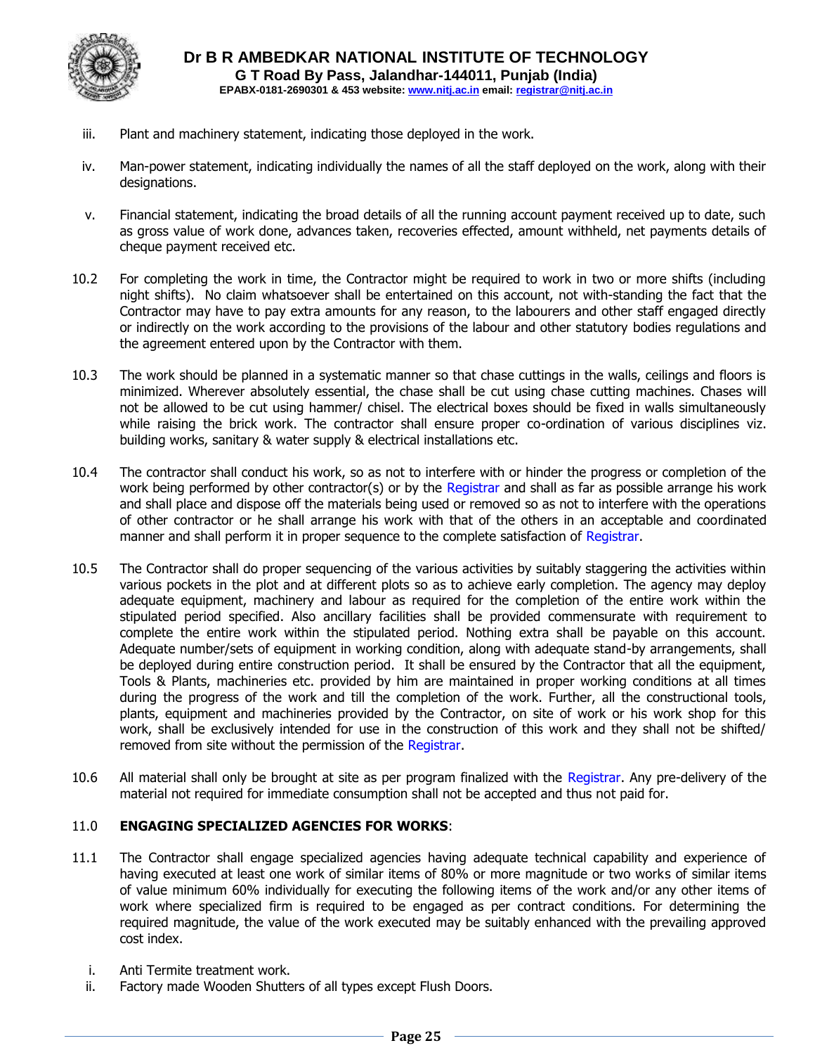iii. Plant and machinery statement, indicating those deployed in the work.

iv. Man-power statement, indicating individually the names of all the staff deployed on the work, along with their designations.

v. Financial statement, indicating the broad details of all the running account payment received up to date, such as gross value of work done, advances taken, recoveries effected, amount withheld, net payments details of cheque payment received etc.

10.2 For completing the work in time, the Contractor might be required to work in two or more shifts (including night shifts). No claim whatsoever shall be entertained on this account, not with-standing the fact that the Contractor may have to pay extra amounts for any reason, to the labourers and other staff engaged directly or indirectly on the work according to the provisions of the labour and other statutory bodies regulations and the agreement entered upon by the Contractor with them.

10.3 The work should be planned in a systematic manner so that chase cuttings in the walls, ceilings and floors is minimized. Wherever absolutely essential, the chase shall be cut using chase cutting machines. Chases will not be allowed to be cut using hammer/ chisel. The electrical boxes should be fixed in walls simultaneously while raising the brick work. The contractor shall ensure proper co-ordination of various disciplines viz. building works, sanitary & water supply & electrical installations etc.

10.4 The contractor shall conduct his work, so as not to interfere with or hinder the progress or completion of the work being performed by other contractor(s) or by the Registrar and shall as far as possible arrange his work and shall place and dispose off the materials being used or removed so as not to interfere with the operations of other contractor or he shall arrange his work with that of the others in an acceptable and coordinated manner and shall perform it in proper sequence to the complete satisfaction of Registrar.

10.5 The Contractor shall do proper sequencing of the various activities by suitably staggering the activities within various pockets in the plot and at different plots so as to achieve early completion. The agency may deploy adequate equipment, machinery and labour as required for the completion of the entire work within the stipulated period specified. Also ancillary facilities shall be provided commensurate with requirement to complete the entire work within the stipulated period. Nothing extra shall be payable on this account. Adequate number/sets of equipment in working condition, along with adequate stand-by arrangements, shall be deployed during entire construction period. It shall be ensured by the Contractor that all the equipment, Tools & Plants, machineries etc. provided by him are maintained in proper working conditions at all times during the progress of the work and till the completion of the work. Further, all the constructional tools, plants, equipment and machineries provided by the Contractor, on site of work or his work shop for this work, shall be exclusively intended for use in the construction of this work and they shall not be shifted/ removed from site without the permission of the Registrar.

10.6 All material shall only be brought at site as per program finalized with the Registrar. Any pre-delivery of the material not required for immediate consumption shall not be accepted and thus not paid for.

11.0 **ENGAGING SPECIALIZED AGENCIES FOR WORKS**:

11.1 The Contractor shall engage specialized agencies having adequate technical capability and experience of having executed at least one work of similar items of 80% or more magnitude or two works of similar items of value minimum 60% individually for executing the following items of the work and/or any other items of work where specialized firm is required to be engaged as per contract conditions. For determining the required magnitude, the value of the work executed may be suitably enhanced with the prevailing approved cost index.

i. Anti Termite treatment work.
ii. Factory made Wooden Shutters of all types except Flush Doors.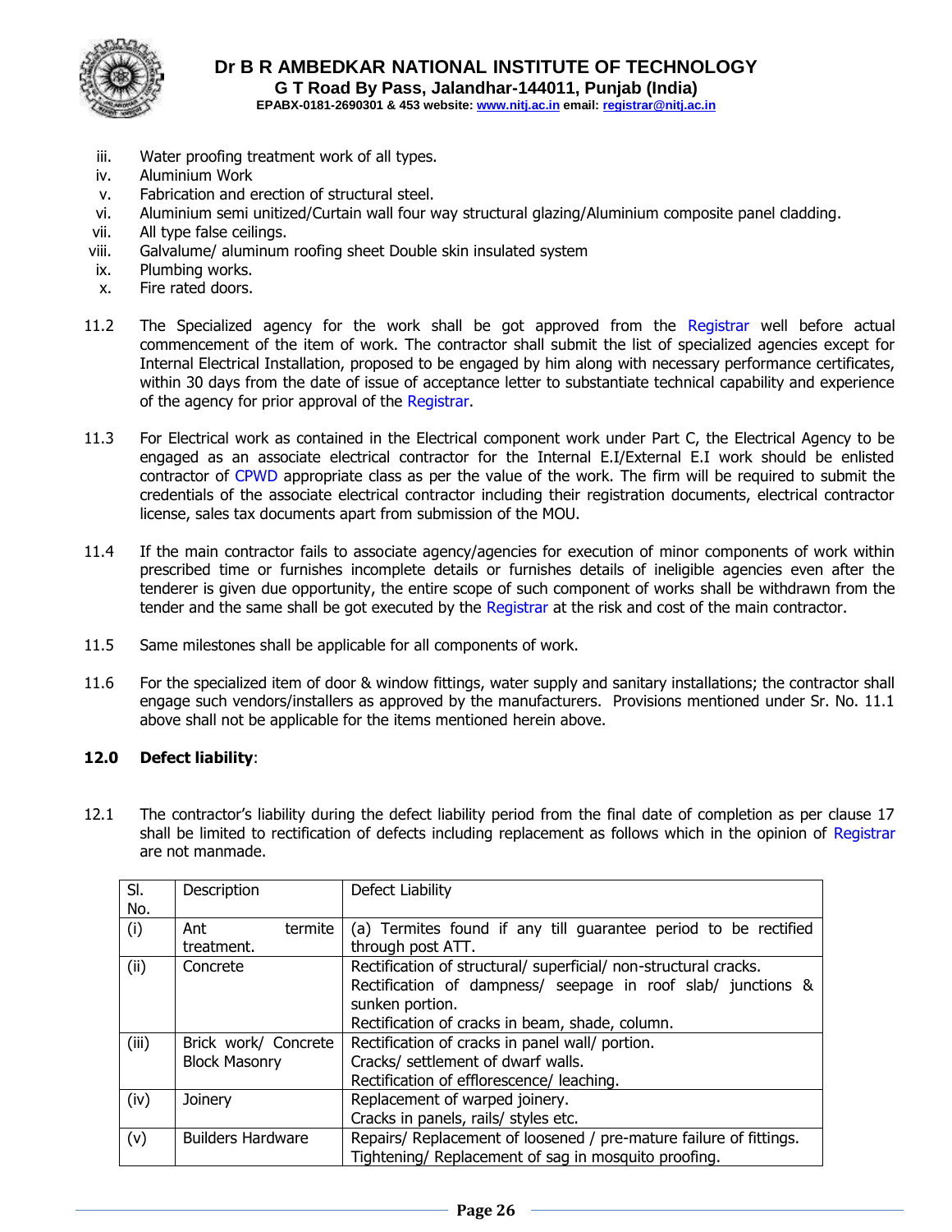iii. Water proofing treatment work of all types.
iv. Aluminium Work
v. Fabrication and erection of structural steel.
vi. Aluminium semi unitized/Curtain wall four way structural glazing/Aluminium composite panel cladding.
vii. All type false ceilings.
viii. Galvalume/ aluminum roofing sheet Double skin insulated system
ix. Plumbing works.
x. Fire rated doors.

11.2 The Specialized agency for the work shall be got approved from the Registrar well before actual commencement of the item of work. The contractor shall submit the list of specialized agencies except for Internal Electrical Installation, proposed to be engaged by him along with necessary performance certificates, within 30 days from the date of issue of acceptance letter to substantiate technical capability and experience of the agency for prior approval of the Registrar.

11.3 For Electrical work as contained in the Electrical component work under Part C, the Electrical Agency to be engaged as an associate electrical contractor for the Internal E.I/External E.I work should be enlisted contractor of CPWD appropriate class as per the value of the work. The firm will be required to submit the credentials of the associate electrical contractor including their registration documents, electrical contractor license, sales tax documents apart from submission of the MOU.

11.4 If the main contractor fails to associate agency/agencies for execution of minor components of work within prescribed time or furnishes incomplete details or furnishes details of ineligible agencies even after the tenderer is given due opportunity, the entire scope of such component of works shall be withdrawn from the tender and the same shall be got executed by the Registrar at the risk and cost of the main contractor.

11.5 Same milestones shall be applicable for all components of work.

11.6 For the specialized item of door & window fittings, water supply and sanitary installations; the contractor shall engage such vendors/installers as approved by the manufacturers. Provisions mentioned under Sr. No. 11.1 above shall not be applicable for the items mentioned herein above.

**12.0 Defect liability**:

12.1 The contractor's liability during the defect liability period from the final date of completion as per clause 17 shall be limited to rectification of defects including replacement as follows which in the opinion of Registrar are not manmade.

| Sl. No. | Description | Defect Liability |
|---|---|---|
| (i) | Ant termite treatment. | (a) Termites found if any till guarantee period to be rectified through post ATT. |
| (ii) | Concrete | Rectification of structural/ superficial/ non-structural cracks.<br>Rectification of dampness/ seepage in roof slab/ junctions & sunken portion.<br>Rectification of cracks in beam, shade, column. |
| (iii) | Brick work/ Concrete Block Masonry | Rectification of cracks in panel wall/ portion.<br>Cracks/ settlement of dwarf walls.<br>Rectification of efflorescence/ leaching. |
| (iv) | Joinery | Replacement of warped joinery.<br>Cracks in panels, rails/ styles etc. |
| (v) | Builders Hardware | Repairs/ Replacement of loosened / pre-mature failure of fittings.<br>Tightening/ Replacement of sag in mosquito proofing. |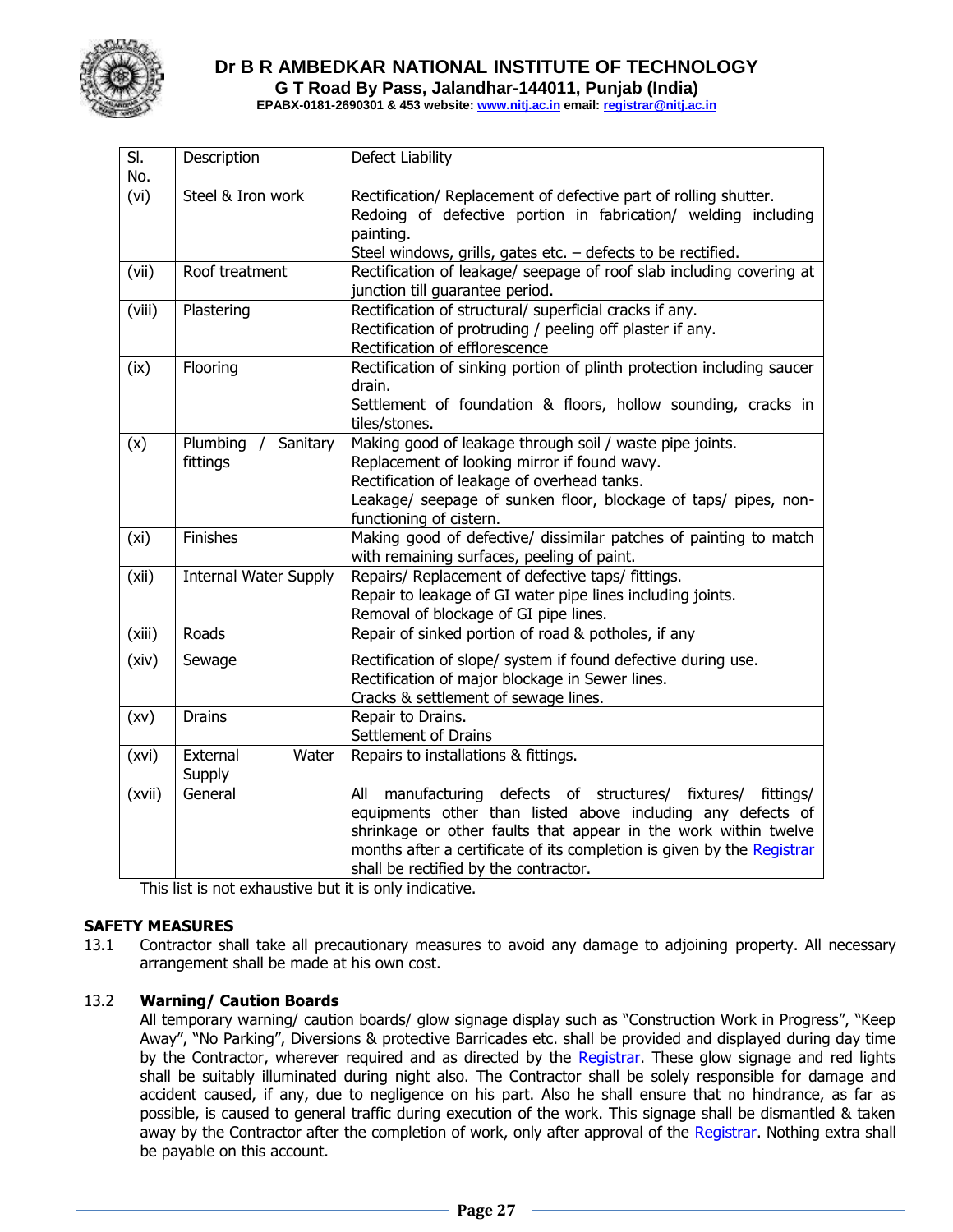| Sl. No. | Description | Defect Liability |
|---|---|---|
| (vi) | Steel & Iron work | Rectification/ Replacement of defective part of rolling shutter. Redoing of defective portion in fabrication/ welding including painting. Steel windows, grills, gates etc. – defects to be rectified. |
| (vii) | Roof treatment | Rectification of leakage/ seepage of roof slab including covering at junction till guarantee period. |
| (viii) | Plastering | Rectification of structural/ superficial cracks if any. Rectification of protruding / peeling off plaster if any. Rectification of efflorescence |
| (ix) | Flooring | Rectification of sinking portion of plinth protection including saucer drain. Settlement of foundation & floors, hollow sounding, cracks in tiles/stones. |
| (x) | Plumbing / Sanitary fittings | Making good of leakage through soil / waste pipe joints. Replacement of looking mirror if found wavy. Rectification of leakage of overhead tanks. Leakage/ seepage of sunken floor, blockage of taps/ pipes, non-functioning of cistern. |
| (xi) | Finishes | Making good of defective/ dissimilar patches of painting to match with remaining surfaces, peeling of paint. |
| (xii) | Internal Water Supply | Repairs/ Replacement of defective taps/ fittings. Repair to leakage of GI water pipe lines including joints. Removal of blockage of GI pipe lines. |
| (xiii) | Roads | Repair of sinked portion of road & potholes, if any |
| (xiv) | Sewage | Rectification of slope/ system if found defective during use. Rectification of major blockage in Sewer lines. Cracks & settlement of sewage lines. |
| (xv) | Drains | Repair to Drains. Settlement of Drains |
| (xvi) | External Water Supply | Repairs to installations & fittings. |
| (xvii) | General | All manufacturing defects of structures/ fixtures/ fittings/ equipments other than listed above including any defects of shrinkage or other faults that appear in the work within twelve months after a certificate of its completion is given by the Registrar shall be rectified by the contractor. |

This list is not exhaustive but it is only indicative.

**SAFETY MEASURES**

13.1 Contractor shall take all precautionary measures to avoid any damage to adjoining property. All necessary arrangement shall be made at his own cost.

13.2 **Warning/ Caution Boards**

All temporary warning/ caution boards/ glow signage display such as "Construction Work in Progress", "Keep Away", "No Parking", Diversions & protective Barricades etc. shall be provided and displayed during day time by the Contractor, wherever required and as directed by the Registrar. These glow signage and red lights shall be suitably illuminated during night also. The Contractor shall be solely responsible for damage and accident caused, if any, due to negligence on his part. Also he shall ensure that no hindrance, as far as possible, is caused to general traffic during execution of the work. This signage shall be dismantled & taken away by the Contractor after the completion of work, only after approval of the Registrar. Nothing extra shall be payable on this account.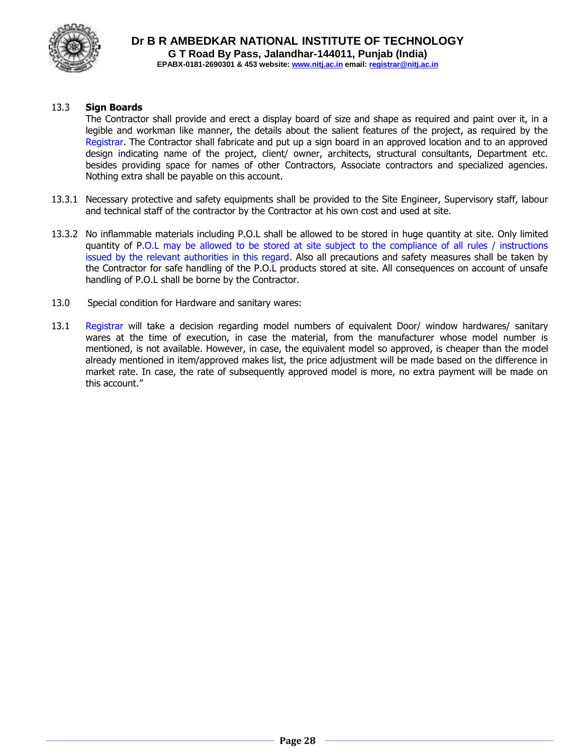13.3 **Sign Boards**

The Contractor shall provide and erect a display board of size and shape as required and paint over it, in a legible and workman like manner, the details about the salient features of the project, as required by the Registrar. The Contractor shall fabricate and put up a sign board in an approved location and to an approved design indicating name of the project, client/ owner, architects, structural consultants, Department etc. besides providing space for names of other Contractors, Associate contractors and specialized agencies. Nothing extra shall be payable on this account.

13.3.1 Necessary protective and safety equipments shall be provided to the Site Engineer, Supervisory staff, labour and technical staff of the contractor by the Contractor at his own cost and used at site.

13.3.2 No inflammable materials including P.O.L shall be allowed to be stored in huge quantity at site. Only limited quantity of P.O.L may be allowed to be stored at site subject to the compliance of all rules / instructions issued by the relevant authorities in this regard. Also all precautions and safety measures shall be taken by the Contractor for safe handling of the P.O.L products stored at site. All consequences on account of unsafe handling of P.O.L shall be borne by the Contractor.

13.0 Special condition for Hardware and sanitary wares:

13.1 Registrar will take a decision regarding model numbers of equivalent Door/ window hardwares/ sanitary wares at the time of execution, in case the material, from the manufacturer whose model number is mentioned, is not available. However, in case, the equivalent model so approved, is cheaper than the model already mentioned in item/approved makes list, the price adjustment will be made based on the difference in market rate. In case, the rate of subsequently approved model is more, no extra payment will be made on this account."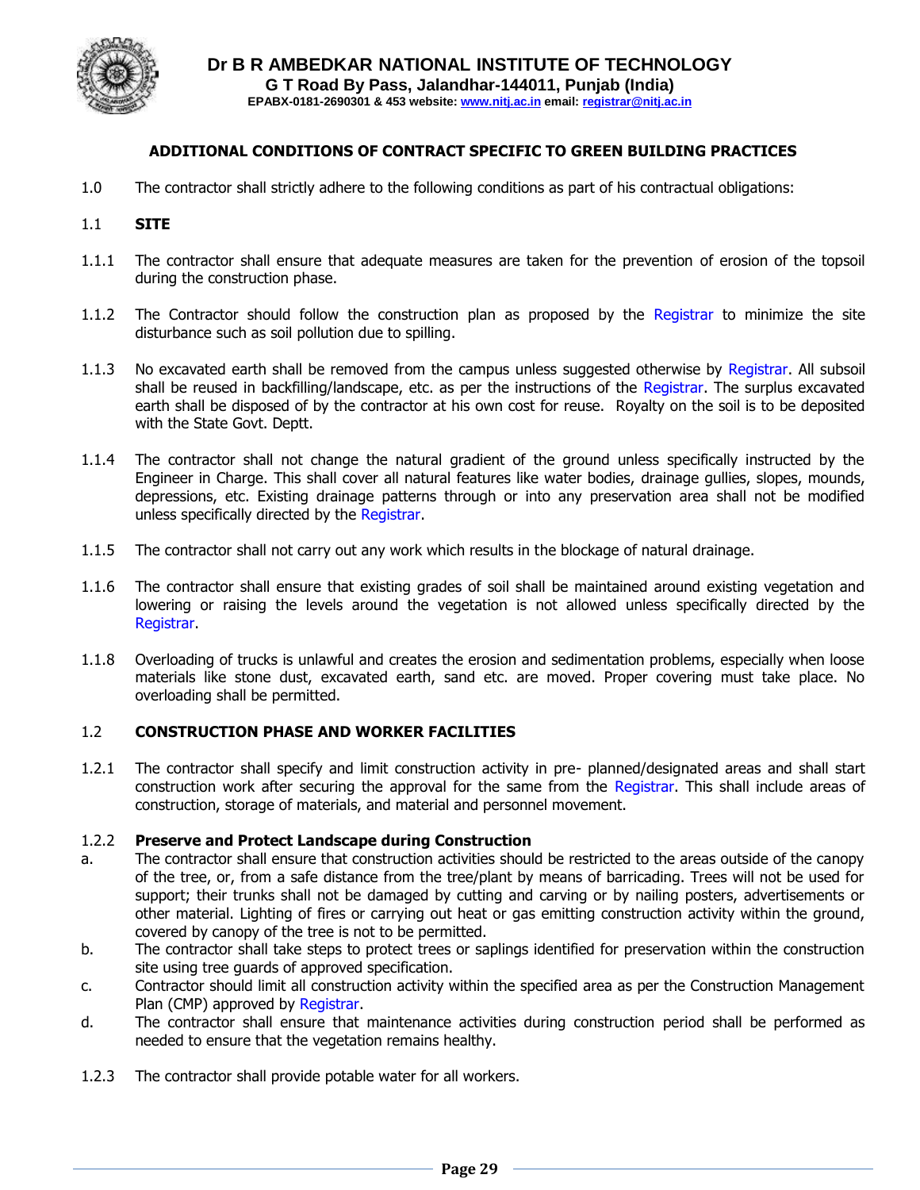**Dr B R AMBEDKAR NATIONAL INSTITUTE OF TECHNOLOGY**
**G T Road By Pass, Jalandhar-144011, Punjab (India)**
**EPABX-0181-2690301 & 453 website: www.nitj.ac.in email: registrar@nitj.ac.in**

## ADDITIONAL CONDITIONS OF CONTRACT SPECIFIC TO GREEN BUILDING PRACTICES

1.0 The contractor shall strictly adhere to the following conditions as part of his contractual obligations:

1.1 **SITE**

1.1.1 The contractor shall ensure that adequate measures are taken for the prevention of erosion of the topsoil during the construction phase.

1.1.2 The Contractor should follow the construction plan as proposed by the Registrar to minimize the site disturbance such as soil pollution due to spilling.

1.1.3 No excavated earth shall be removed from the campus unless suggested otherwise by Registrar. All subsoil shall be reused in backfilling/landscape, etc. as per the instructions of the Registrar. The surplus excavated earth shall be disposed of by the contractor at his own cost for reuse. Royalty on the soil is to be deposited with the State Govt. Deptt.

1.1.4 The contractor shall not change the natural gradient of the ground unless specifically instructed by the Engineer in Charge. This shall cover all natural features like water bodies, drainage gullies, slopes, mounds, depressions, etc. Existing drainage patterns through or into any preservation area shall not be modified unless specifically directed by the Registrar.

1.1.5 The contractor shall not carry out any work which results in the blockage of natural drainage.

1.1.6 The contractor shall ensure that existing grades of soil shall be maintained around existing vegetation and lowering or raising the levels around the vegetation is not allowed unless specifically directed by the Registrar.

1.1.8 Overloading of trucks is unlawful and creates the erosion and sedimentation problems, especially when loose materials like stone dust, excavated earth, sand etc. are moved. Proper covering must take place. No overloading shall be permitted.

1.2 **CONSTRUCTION PHASE AND WORKER FACILITIES**

1.2.1 The contractor shall specify and limit construction activity in pre- planned/designated areas and shall start construction work after securing the approval for the same from the Registrar. This shall include areas of construction, storage of materials, and material and personnel movement.

1.2.2 **Preserve and Protect Landscape during Construction**

a. The contractor shall ensure that construction activities should be restricted to the areas outside of the canopy of the tree, or, from a safe distance from the tree/plant by means of barricading. Trees will not be used for support; their trunks shall not be damaged by cutting and carving or by nailing posters, advertisements or other material. Lighting of fires or carrying out heat or gas emitting construction activity within the ground, covered by canopy of the tree is not to be permitted.

b. The contractor shall take steps to protect trees or saplings identified for preservation within the construction site using tree guards of approved specification.

c. Contractor should limit all construction activity within the specified area as per the Construction Management Plan (CMP) approved by Registrar.

d. The contractor shall ensure that maintenance activities during construction period shall be performed as needed to ensure that the vegetation remains healthy.

1.2.3 The contractor shall provide potable water for all workers.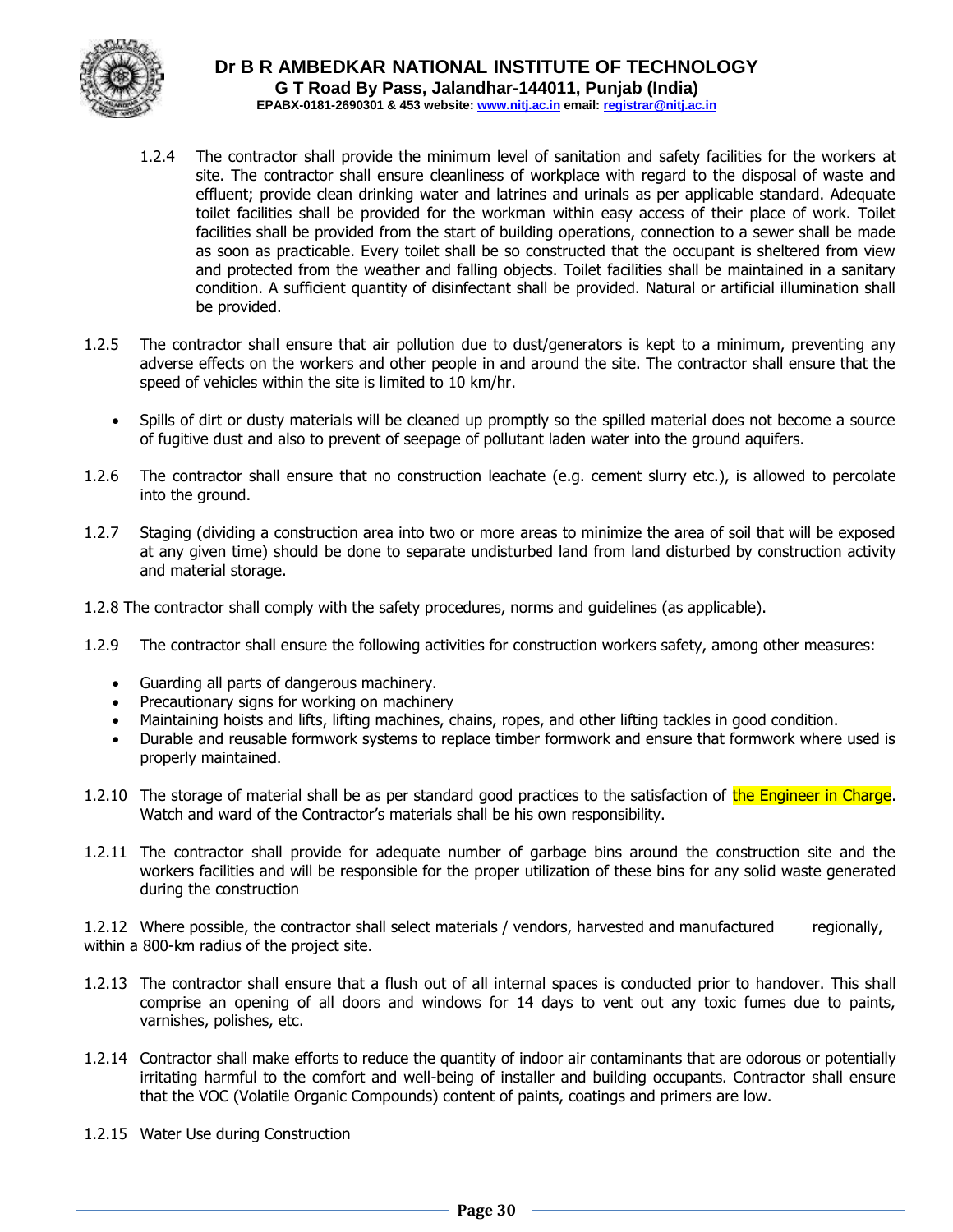1.2.4 The contractor shall provide the minimum level of sanitation and safety facilities for the workers at site. The contractor shall ensure cleanliness of workplace with regard to the disposal of waste and effluent; provide clean drinking water and latrines and urinals as per applicable standard. Adequate toilet facilities shall be provided for the workman within easy access of their place of work. Toilet facilities shall be provided from the start of building operations, connection to a sewer shall be made as soon as practicable. Every toilet shall be so constructed that the occupant is sheltered from view and protected from the weather and falling objects. Toilet facilities shall be maintained in a sanitary condition. A sufficient quantity of disinfectant shall be provided. Natural or artificial illumination shall be provided.

1.2.5 The contractor shall ensure that air pollution due to dust/generators is kept to a minimum, preventing any adverse effects on the workers and other people in and around the site. The contractor shall ensure that the speed of vehicles within the site is limited to 10 km/hr.

- Spills of dirt or dusty materials will be cleaned up promptly so the spilled material does not become a source of fugitive dust and also to prevent of seepage of pollutant laden water into the ground aquifers.

1.2.6 The contractor shall ensure that no construction leachate (e.g. cement slurry etc.), is allowed to percolate into the ground.

1.2.7 Staging (dividing a construction area into two or more areas to minimize the area of soil that will be exposed at any given time) should be done to separate undisturbed land from land disturbed by construction activity and material storage.

1.2.8 The contractor shall comply with the safety procedures, norms and guidelines (as applicable).

1.2.9 The contractor shall ensure the following activities for construction workers safety, among other measures:

- Guarding all parts of dangerous machinery.
- Precautionary signs for working on machinery
- Maintaining hoists and lifts, lifting machines, chains, ropes, and other lifting tackles in good condition.
- Durable and reusable formwork systems to replace timber formwork and ensure that formwork where used is properly maintained.

1.2.10 The storage of material shall be as per standard good practices to the satisfaction of the Engineer in Charge. Watch and ward of the Contractor's materials shall be his own responsibility.

1.2.11 The contractor shall provide for adequate number of garbage bins around the construction site and the workers facilities and will be responsible for the proper utilization of these bins for any solid waste generated during the construction

1.2.12 Where possible, the contractor shall select materials / vendors, harvested and manufactured regionally, within a 800-km radius of the project site.

1.2.13 The contractor shall ensure that a flush out of all internal spaces is conducted prior to handover. This shall comprise an opening of all doors and windows for 14 days to vent out any toxic fumes due to paints, varnishes, polishes, etc.

1.2.14 Contractor shall make efforts to reduce the quantity of indoor air contaminants that are odorous or potentially irritating harmful to the comfort and well-being of installer and building occupants. Contractor shall ensure that the VOC (Volatile Organic Compounds) content of paints, coatings and primers are low.

1.2.15 Water Use during Construction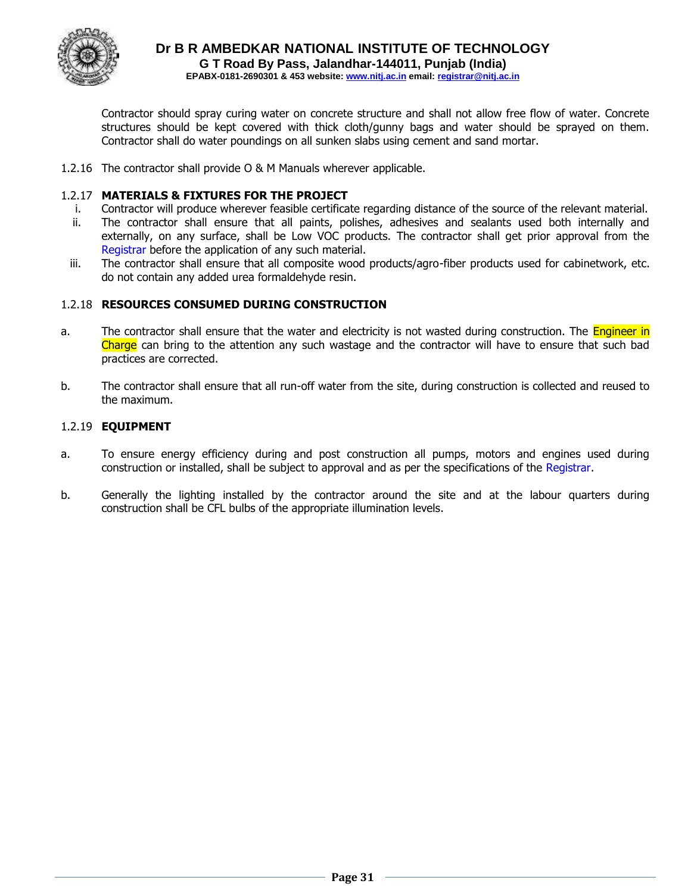Contractor should spray curing water on concrete structure and shall not allow free flow of water. Concrete structures should be kept covered with thick cloth/gunny bags and water should be sprayed on them. Contractor shall do water poundings on all sunken slabs using cement and sand mortar.

1.2.16 The contractor shall provide O & M Manuals wherever applicable.

1.2.17 **MATERIALS & FIXTURES FOR THE PROJECT**

i. Contractor will produce wherever feasible certificate regarding distance of the source of the relevant material.

ii. The contractor shall ensure that all paints, polishes, adhesives and sealants used both internally and externally, on any surface, shall be Low VOC products. The contractor shall get prior approval from the Registrar before the application of any such material.

iii. The contractor shall ensure that all composite wood products/agro-fiber products used for cabinetwork, etc. do not contain any added urea formaldehyde resin.

1.2.18 **RESOURCES CONSUMED DURING CONSTRUCTION**

a. The contractor shall ensure that the water and electricity is not wasted during construction. The Engineer in Charge can bring to the attention any such wastage and the contractor will have to ensure that such bad practices are corrected.

b. The contractor shall ensure that all run-off water from the site, during construction is collected and reused to the maximum.

1.2.19 **EQUIPMENT**

a. To ensure energy efficiency during and post construction all pumps, motors and engines used during construction or installed, shall be subject to approval and as per the specifications of the Registrar.

b. Generally the lighting installed by the contractor around the site and at the labour quarters during construction shall be CFL bulbs of the appropriate illumination levels.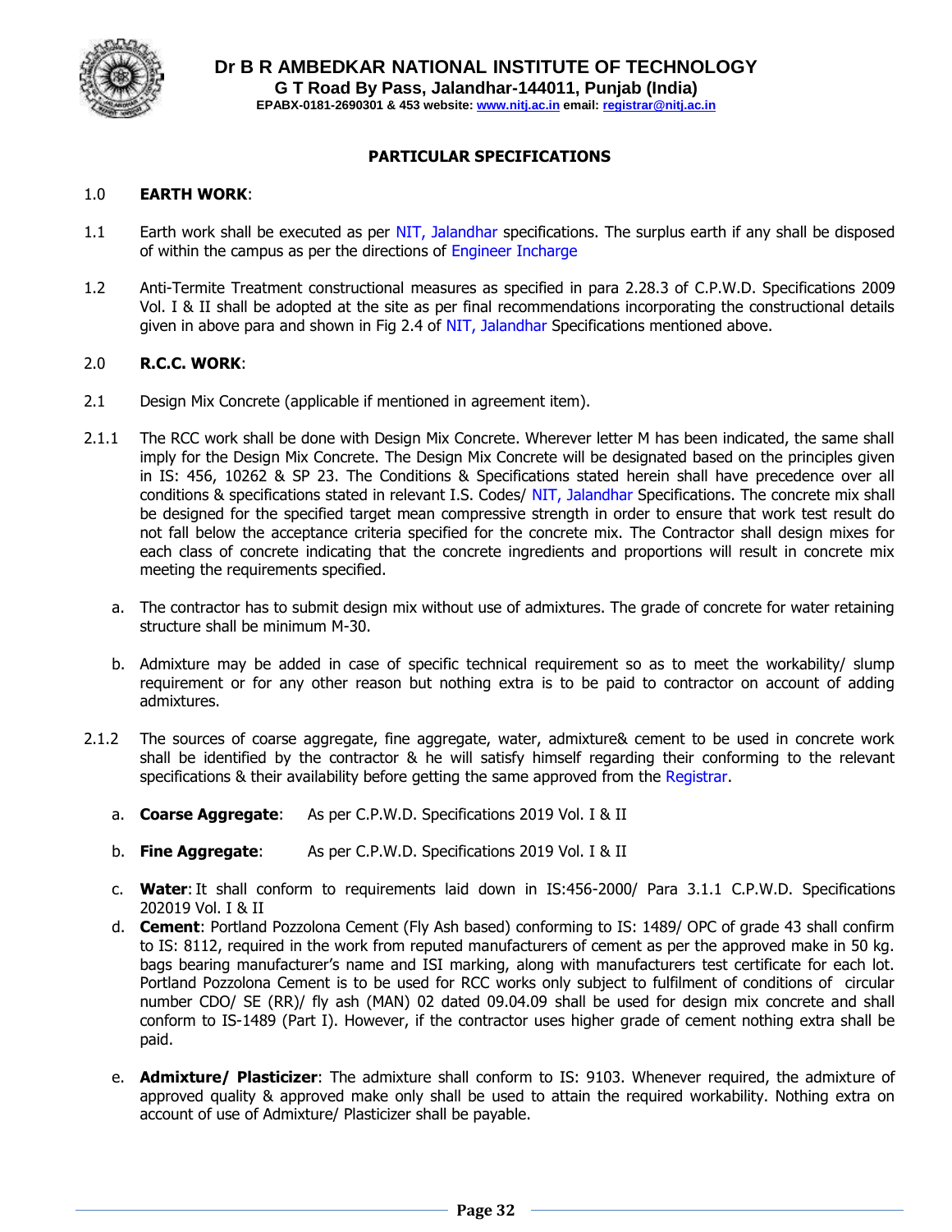**PARTICULAR SPECIFICATIONS**

1.0 **EARTH WORK**:

1.1 Earth work shall be executed as per NIT, Jalandhar specifications. The surplus earth if any shall be disposed of within the campus as per the directions of Engineer Incharge

1.2 Anti-Termite Treatment constructional measures as specified in para 2.28.3 of C.P.W.D. Specifications 2009 Vol. I & II shall be adopted at the site as per final recommendations incorporating the constructional details given in above para and shown in Fig 2.4 of NIT, Jalandhar Specifications mentioned above.

2.0 **R.C.C. WORK**:

2.1 Design Mix Concrete (applicable if mentioned in agreement item).

2.1.1 The RCC work shall be done with Design Mix Concrete. Wherever letter M has been indicated, the same shall imply for the Design Mix Concrete. The Design Mix Concrete will be designated based on the principles given in IS: 456, 10262 & SP 23. The Conditions & Specifications stated herein shall have precedence over all conditions & specifications stated in relevant I.S. Codes/ NIT, Jalandhar Specifications. The concrete mix shall be designed for the specified target mean compressive strength in order to ensure that work test result do not fall below the acceptance criteria specified for the concrete mix. The Contractor shall design mixes for each class of concrete indicating that the concrete ingredients and proportions will result in concrete mix meeting the requirements specified.

a. The contractor has to submit design mix without use of admixtures. The grade of concrete for water retaining structure shall be minimum M-30.

b. Admixture may be added in case of specific technical requirement so as to meet the workability/ slump requirement or for any other reason but nothing extra is to be paid to contractor on account of adding admixtures.

2.1.2 The sources of coarse aggregate, fine aggregate, water, admixture& cement to be used in concrete work shall be identified by the contractor & he will satisfy himself regarding their conforming to the relevant specifications & their availability before getting the same approved from the Registrar.

a. **Coarse Aggregate**: As per C.P.W.D. Specifications 2019 Vol. I & II

b. **Fine Aggregate**: As per C.P.W.D. Specifications 2019 Vol. I & II

c. **Water**: It shall conform to requirements laid down in IS:456-2000/ Para 3.1.1 C.P.W.D. Specifications 202019 Vol. I & II

d. **Cement**: Portland Pozzolona Cement (Fly Ash based) conforming to IS: 1489/ OPC of grade 43 shall confirm to IS: 8112, required in the work from reputed manufacturers of cement as per the approved make in 50 kg. bags bearing manufacturer's name and ISI marking, along with manufacturers test certificate for each lot. Portland Pozzolona Cement is to be used for RCC works only subject to fulfilment of conditions of circular number CDO/ SE (RR)/ fly ash (MAN) 02 dated 09.04.09 shall be used for design mix concrete and shall conform to IS-1489 (Part I). However, if the contractor uses higher grade of cement nothing extra shall be paid.

e. **Admixture/ Plasticizer**: The admixture shall conform to IS: 9103. Whenever required, the admixture of approved quality & approved make only shall be used to attain the required workability. Nothing extra on account of use of Admixture/ Plasticizer shall be payable.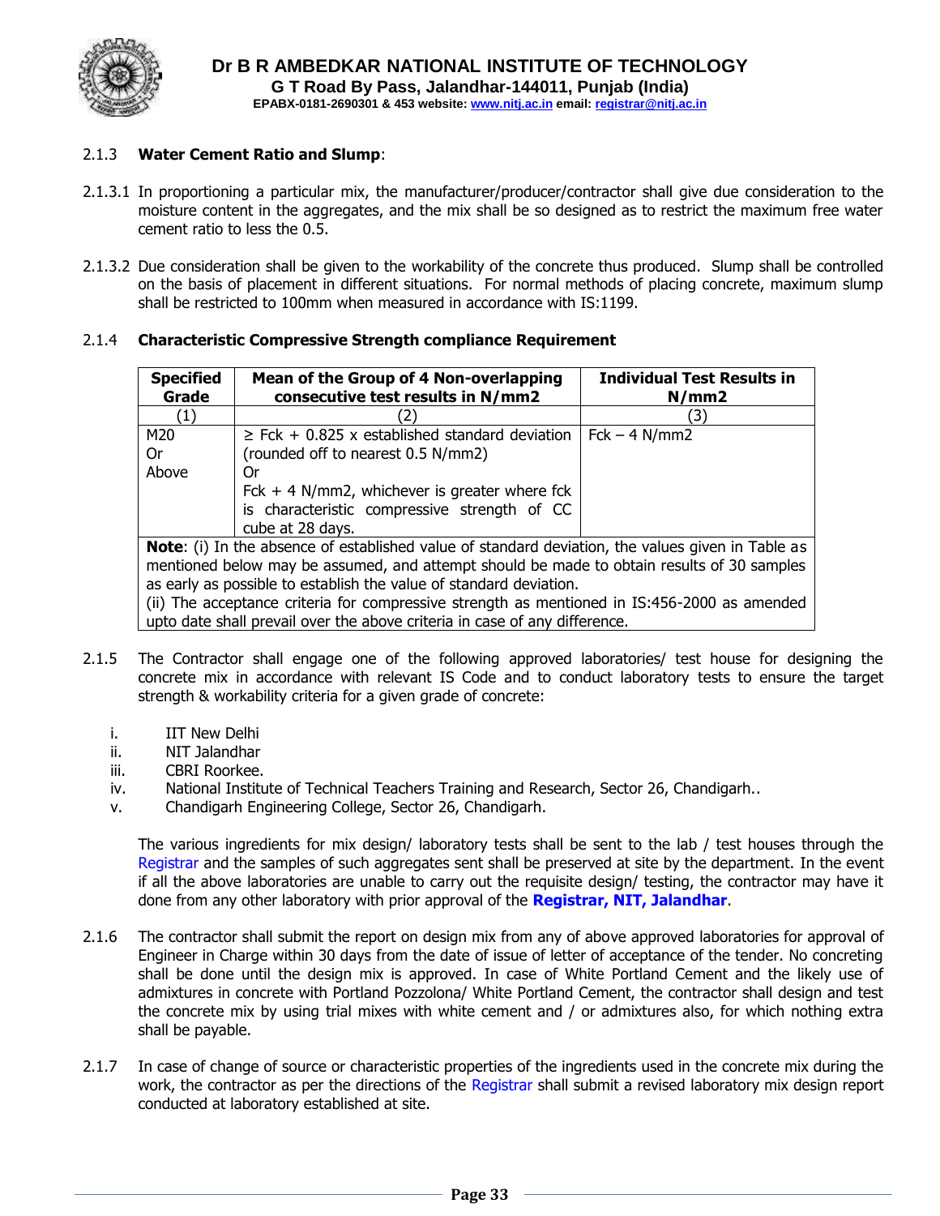### 2.1.3 **Water Cement Ratio and Slump**:

2.1.3.1 In proportioning a particular mix, the manufacturer/producer/contractor shall give due consideration to the moisture content in the aggregates, and the mix shall be so designed as to restrict the maximum free water cement ratio to less the 0.5.

2.1.3.2 Due consideration shall be given to the workability of the concrete thus produced. Slump shall be controlled on the basis of placement in different situations. For normal methods of placing concrete, maximum slump shall be restricted to 100mm when measured in accordance with IS:1199.

### 2.1.4 **Characteristic Compressive Strength compliance Requirement**

| Specified Grade | Mean of the Group of 4 Non-overlapping consecutive test results in N/mm2 | Individual Test Results in N/mm2 |
|---|---|---|
| (1) | (2) | (3) |
| M20 Or Above | ≥ Fck + 0.825 x established standard deviation (rounded off to nearest 0.5 N/mm2) Or Fck + 4 N/mm2, whichever is greater where fck is characteristic compressive strength of CC cube at 28 days. | Fck – 4 N/mm2 |
| **Note**: (i) In the absence of established value of standard deviation, the values given in Table as mentioned below may be assumed, and attempt should be made to obtain results of 30 samples as early as possible to establish the value of standard deviation. (ii) The acceptance criteria for compressive strength as mentioned in IS:456-2000 as amended upto date shall prevail over the above criteria in case of any difference. | | |

2.1.5 The Contractor shall engage one of the following approved laboratories/ test house for designing the concrete mix in accordance with relevant IS Code and to conduct laboratory tests to ensure the target strength & workability criteria for a given grade of concrete:

i. IIT New Delhi
ii. NIT Jalandhar
iii. CBRI Roorkee.
iv. National Institute of Technical Teachers Training and Research, Sector 26, Chandigarh..
v. Chandigarh Engineering College, Sector 26, Chandigarh.

The various ingredients for mix design/ laboratory tests shall be sent to the lab / test houses through the Registrar and the samples of such aggregates sent shall be preserved at site by the department. In the event if all the above laboratories are unable to carry out the requisite design/ testing, the contractor may have it done from any other laboratory with prior approval of the **Registrar, NIT, Jalandhar**.

2.1.6 The contractor shall submit the report on design mix from any of above approved laboratories for approval of Engineer in Charge within 30 days from the date of issue of letter of acceptance of the tender. No concreting shall be done until the design mix is approved. In case of White Portland Cement and the likely use of admixtures in concrete with Portland Pozzolona/ White Portland Cement, the contractor shall design and test the concrete mix by using trial mixes with white cement and / or admixtures also, for which nothing extra shall be payable.

2.1.7 In case of change of source or characteristic properties of the ingredients used in the concrete mix during the work, the contractor as per the directions of the Registrar shall submit a revised laboratory mix design report conducted at laboratory established at site.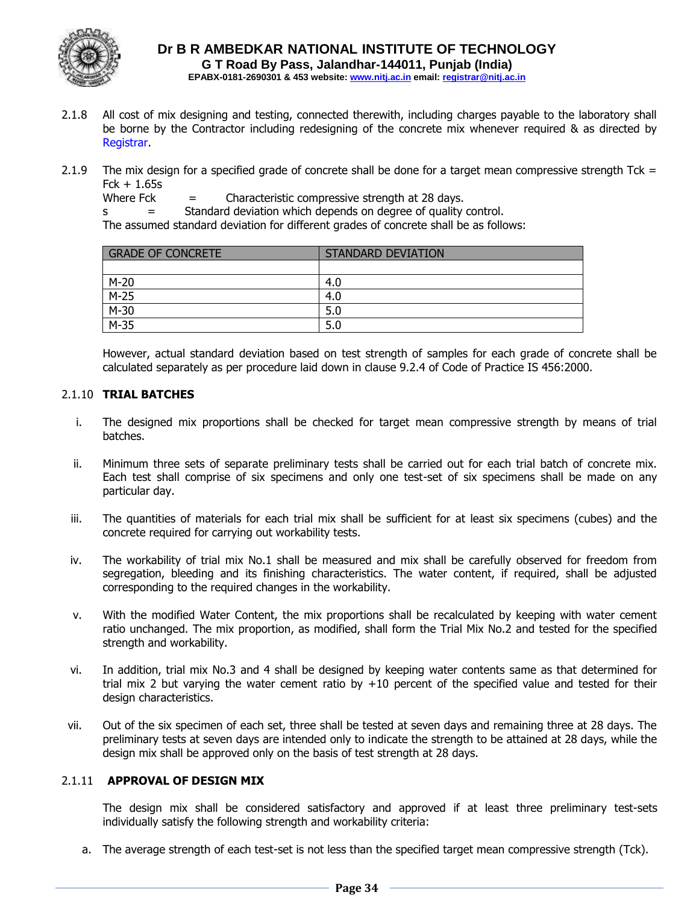2.1.8 All cost of mix designing and testing, connected therewith, including charges payable to the laboratory shall be borne by the Contractor including redesigning of the concrete mix whenever required & as directed by Registrar.

2.1.9 The mix design for a specified grade of concrete shall be done for a target mean compressive strength Tck = Fck + 1.65s

Where Fck = Characteristic compressive strength at 28 days.

s = Standard deviation which depends on degree of quality control.

The assumed standard deviation for different grades of concrete shall be as follows:

| GRADE OF CONCRETE | STANDARD DEVIATION |
|---|---|
| | |
| M-20 | 4.0 |
| M-25 | 4.0 |
| M-30 | 5.0 |
| M-35 | 5.0 |

However, actual standard deviation based on test strength of samples for each grade of concrete shall be calculated separately as per procedure laid down in clause 9.2.4 of Code of Practice IS 456:2000.

2.1.10 **TRIAL BATCHES**

i. The designed mix proportions shall be checked for target mean compressive strength by means of trial batches.

ii. Minimum three sets of separate preliminary tests shall be carried out for each trial batch of concrete mix. Each test shall comprise of six specimens and only one test-set of six specimens shall be made on any particular day.

iii. The quantities of materials for each trial mix shall be sufficient for at least six specimens (cubes) and the concrete required for carrying out workability tests.

iv. The workability of trial mix No.1 shall be measured and mix shall be carefully observed for freedom from segregation, bleeding and its finishing characteristics. The water content, if required, shall be adjusted corresponding to the required changes in the workability.

v. With the modified Water Content, the mix proportions shall be recalculated by keeping with water cement ratio unchanged. The mix proportion, as modified, shall form the Trial Mix No.2 and tested for the specified strength and workability.

vi. In addition, trial mix No.3 and 4 shall be designed by keeping water contents same as that determined for trial mix 2 but varying the water cement ratio by +10 percent of the specified value and tested for their design characteristics.

vii. Out of the six specimen of each set, three shall be tested at seven days and remaining three at 28 days. The preliminary tests at seven days are intended only to indicate the strength to be attained at 28 days, while the design mix shall be approved only on the basis of test strength at 28 days.

2.1.11 **APPROVAL OF DESIGN MIX**

The design mix shall be considered satisfactory and approved if at least three preliminary test-sets individually satisfy the following strength and workability criteria:

a. The average strength of each test-set is not less than the specified target mean compressive strength (Tck).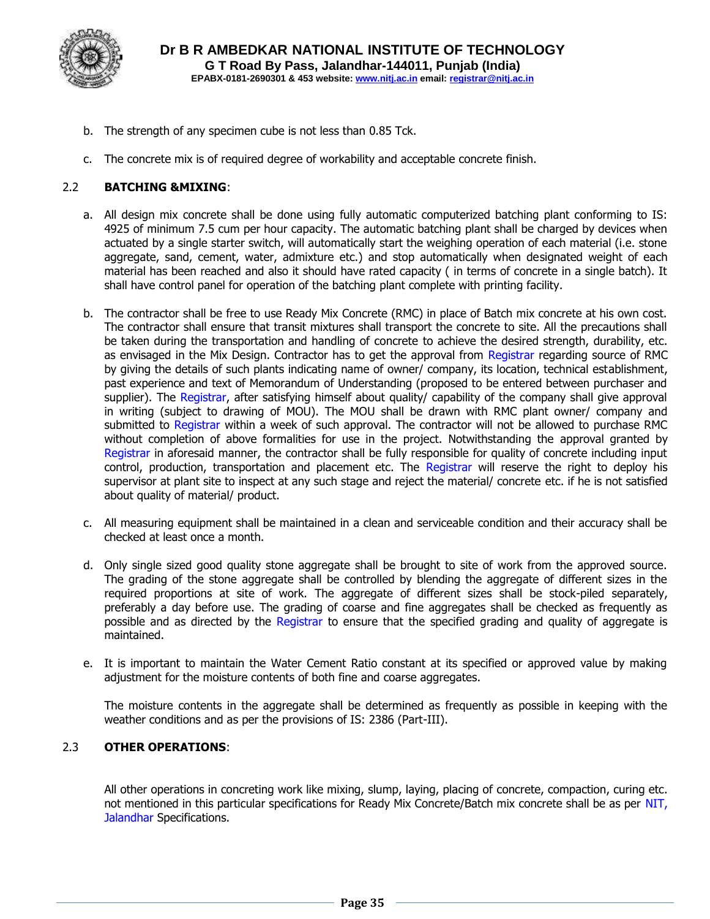b. The strength of any specimen cube is not less than 0.85 Tck.

c. The concrete mix is of required degree of workability and acceptable concrete finish.

2.2 **BATCHING &MIXING**:

a. All design mix concrete shall be done using fully automatic computerized batching plant conforming to IS: 4925 of minimum 7.5 cum per hour capacity. The automatic batching plant shall be charged by devices when actuated by a single starter switch, will automatically start the weighing operation of each material (i.e. stone aggregate, sand, cement, water, admixture etc.) and stop automatically when designated weight of each material has been reached and also it should have rated capacity ( in terms of concrete in a single batch). It shall have control panel for operation of the batching plant complete with printing facility.

b. The contractor shall be free to use Ready Mix Concrete (RMC) in place of Batch mix concrete at his own cost. The contractor shall ensure that transit mixtures shall transport the concrete to site. All the precautions shall be taken during the transportation and handling of concrete to achieve the desired strength, durability, etc. as envisaged in the Mix Design. Contractor has to get the approval from Registrar regarding source of RMC by giving the details of such plants indicating name of owner/ company, its location, technical establishment, past experience and text of Memorandum of Understanding (proposed to be entered between purchaser and supplier). The Registrar, after satisfying himself about quality/ capability of the company shall give approval in writing (subject to drawing of MOU). The MOU shall be drawn with RMC plant owner/ company and submitted to Registrar within a week of such approval. The contractor will not be allowed to purchase RMC without completion of above formalities for use in the project. Notwithstanding the approval granted by Registrar in aforesaid manner, the contractor shall be fully responsible for quality of concrete including input control, production, transportation and placement etc. The Registrar will reserve the right to deploy his supervisor at plant site to inspect at any such stage and reject the material/ concrete etc. if he is not satisfied about quality of material/ product.

c. All measuring equipment shall be maintained in a clean and serviceable condition and their accuracy shall be checked at least once a month.

d. Only single sized good quality stone aggregate shall be brought to site of work from the approved source. The grading of the stone aggregate shall be controlled by blending the aggregate of different sizes in the required proportions at site of work. The aggregate of different sizes shall be stock-piled separately, preferably a day before use. The grading of coarse and fine aggregates shall be checked as frequently as possible and as directed by the Registrar to ensure that the specified grading and quality of aggregate is maintained.

e. It is important to maintain the Water Cement Ratio constant at its specified or approved value by making adjustment for the moisture contents of both fine and coarse aggregates.

   The moisture contents in the aggregate shall be determined as frequently as possible in keeping with the weather conditions and as per the provisions of IS: 2386 (Part-III).

2.3 **OTHER OPERATIONS**:

All other operations in concreting work like mixing, slump, laying, placing of concrete, compaction, curing etc. not mentioned in this particular specifications for Ready Mix Concrete/Batch mix concrete shall be as per NIT, Jalandhar Specifications.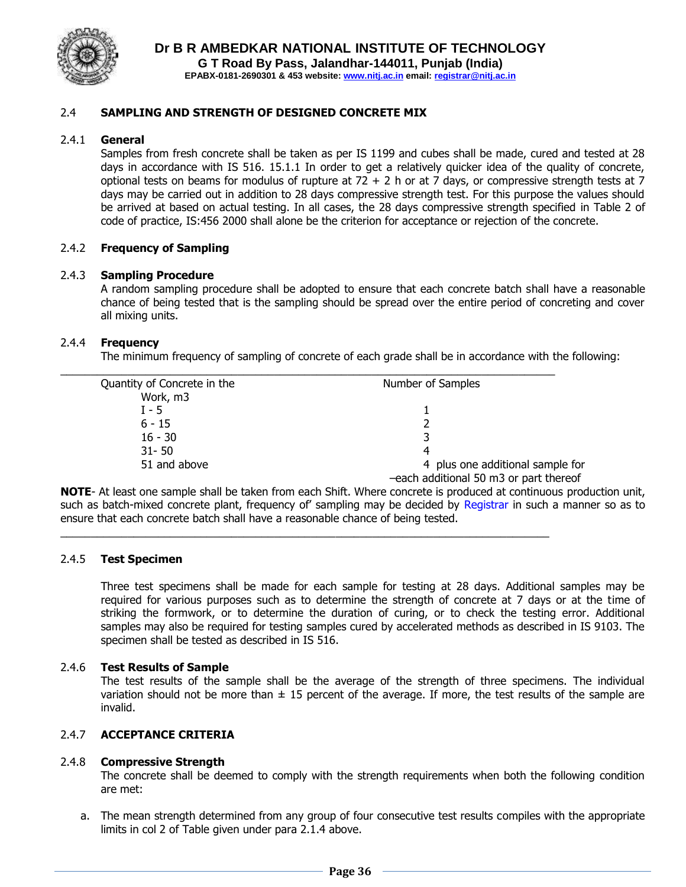## 2.4 SAMPLING AND STRENGTH OF DESIGNED CONCRETE MIX

### 2.4.1 General

Samples from fresh concrete shall be taken as per IS 1199 and cubes shall be made, cured and tested at 28 days in accordance with IS 516. 15.1.1 In order to get a relatively quicker idea of the quality of concrete, optional tests on beams for modulus of rupture at 72 + 2 h or at 7 days, or compressive strength tests at 7 days may be carried out in addition to 28 days compressive strength test. For this purpose the values should be arrived at based on actual testing. In all cases, the 28 days compressive strength specified in Table 2 of code of practice, IS:456 2000 shall alone be the criterion for acceptance or rejection of the concrete.

### 2.4.2 Frequency of Sampling

### 2.4.3 Sampling Procedure

A random sampling procedure shall be adopted to ensure that each concrete batch shall have a reasonable chance of being tested that is the sampling should be spread over the entire period of concreting and cover all mixing units.

### 2.4.4 Frequency

The minimum frequency of sampling of concrete of each grade shall be in accordance with the following:

| Quantity of Concrete in the Work, m3 | Number of Samples |
|---|---|
| I - 5 | 1 |
| 6 - 15 | 2 |
| 16 - 30 | 3 |
| 31- 50 | 4 |
| 51 and above | 4 plus one additional sample for –each additional 50 m3 or part thereof |

**NOTE**- At least one sample shall be taken from each Shift. Where concrete is produced at continuous production unit, such as batch-mixed concrete plant, frequency of' sampling may be decided by Registrar in such a manner so as to ensure that each concrete batch shall have a reasonable chance of being tested.

### 2.4.5 Test Specimen

Three test specimens shall be made for each sample for testing at 28 days. Additional samples may be required for various purposes such as to determine the strength of concrete at 7 days or at the time of striking the formwork, or to determine the duration of curing, or to check the testing error. Additional samples may also be required for testing samples cured by accelerated methods as described in IS 9103. The specimen shall be tested as described in IS 516.

### 2.4.6 Test Results of Sample

The test results of the sample shall be the average of the strength of three specimens. The individual variation should not be more than ± 15 percent of the average. If more, the test results of the sample are invalid.

### 2.4.7 ACCEPTANCE CRITERIA

### 2.4.8 Compressive Strength

The concrete shall be deemed to comply with the strength requirements when both the following condition are met:

a. The mean strength determined from any group of four consecutive test results compiles with the appropriate limits in col 2 of Table given under para 2.1.4 above.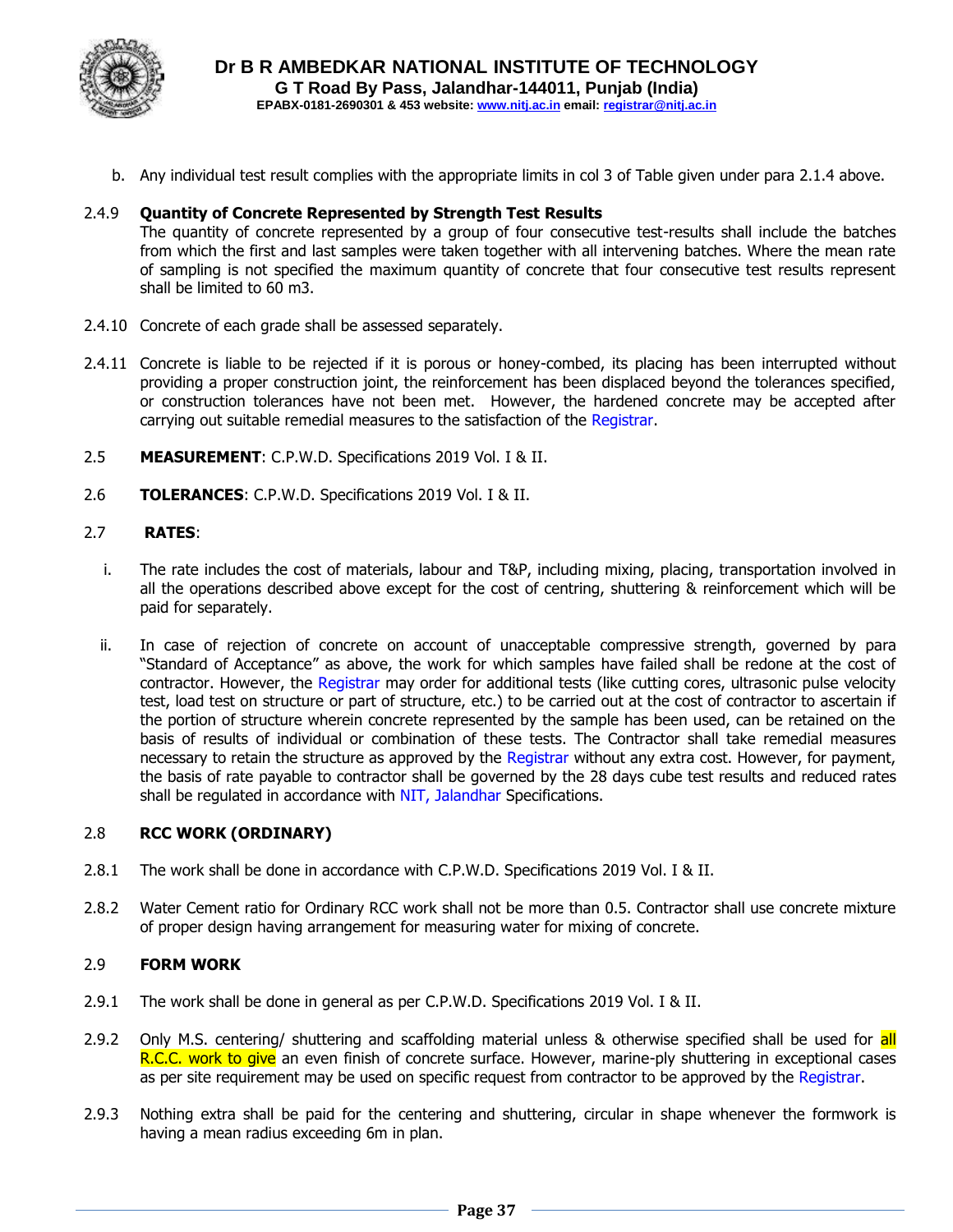b. Any individual test result complies with the appropriate limits in col 3 of Table given under para 2.1.4 above.

2.4.9 **Quantity of Concrete Represented by Strength Test Results**
The quantity of concrete represented by a group of four consecutive test-results shall include the batches from which the first and last samples were taken together with all intervening batches. Where the mean rate of sampling is not specified the maximum quantity of concrete that four consecutive test results represent shall be limited to 60 m3.

2.4.10 Concrete of each grade shall be assessed separately.

2.4.11 Concrete is liable to be rejected if it is porous or honey-combed, its placing has been interrupted without providing a proper construction joint, the reinforcement has been displaced beyond the tolerances specified, or construction tolerances have not been met. However, the hardened concrete may be accepted after carrying out suitable remedial measures to the satisfaction of the Registrar.

2.5 **MEASUREMENT**: C.P.W.D. Specifications 2019 Vol. I & II.

2.6 **TOLERANCES**: C.P.W.D. Specifications 2019 Vol. I & II.

2.7 **RATES**:

i. The rate includes the cost of materials, labour and T&P, including mixing, placing, transportation involved in all the operations described above except for the cost of centring, shuttering & reinforcement which will be paid for separately.

ii. In case of rejection of concrete on account of unacceptable compressive strength, governed by para "Standard of Acceptance" as above, the work for which samples have failed shall be redone at the cost of contractor. However, the Registrar may order for additional tests (like cutting cores, ultrasonic pulse velocity test, load test on structure or part of structure, etc.) to be carried out at the cost of contractor to ascertain if the portion of structure wherein concrete represented by the sample has been used, can be retained on the basis of results of individual or combination of these tests. The Contractor shall take remedial measures necessary to retain the structure as approved by the Registrar without any extra cost. However, for payment, the basis of rate payable to contractor shall be governed by the 28 days cube test results and reduced rates shall be regulated in accordance with NIT, Jalandhar Specifications.

2.8 **RCC WORK (ORDINARY)**

2.8.1 The work shall be done in accordance with C.P.W.D. Specifications 2019 Vol. I & II.

2.8.2 Water Cement ratio for Ordinary RCC work shall not be more than 0.5. Contractor shall use concrete mixture of proper design having arrangement for measuring water for mixing of concrete.

2.9 **FORM WORK**

2.9.1 The work shall be done in general as per C.P.W.D. Specifications 2019 Vol. I & II.

2.9.2 Only M.S. centering/ shuttering and scaffolding material unless & otherwise specified shall be used for all R.C.C. work to give an even finish of concrete surface. However, marine-ply shuttering in exceptional cases as per site requirement may be used on specific request from contractor to be approved by the Registrar.

2.9.3 Nothing extra shall be paid for the centering and shuttering, circular in shape whenever the formwork is having a mean radius exceeding 6m in plan.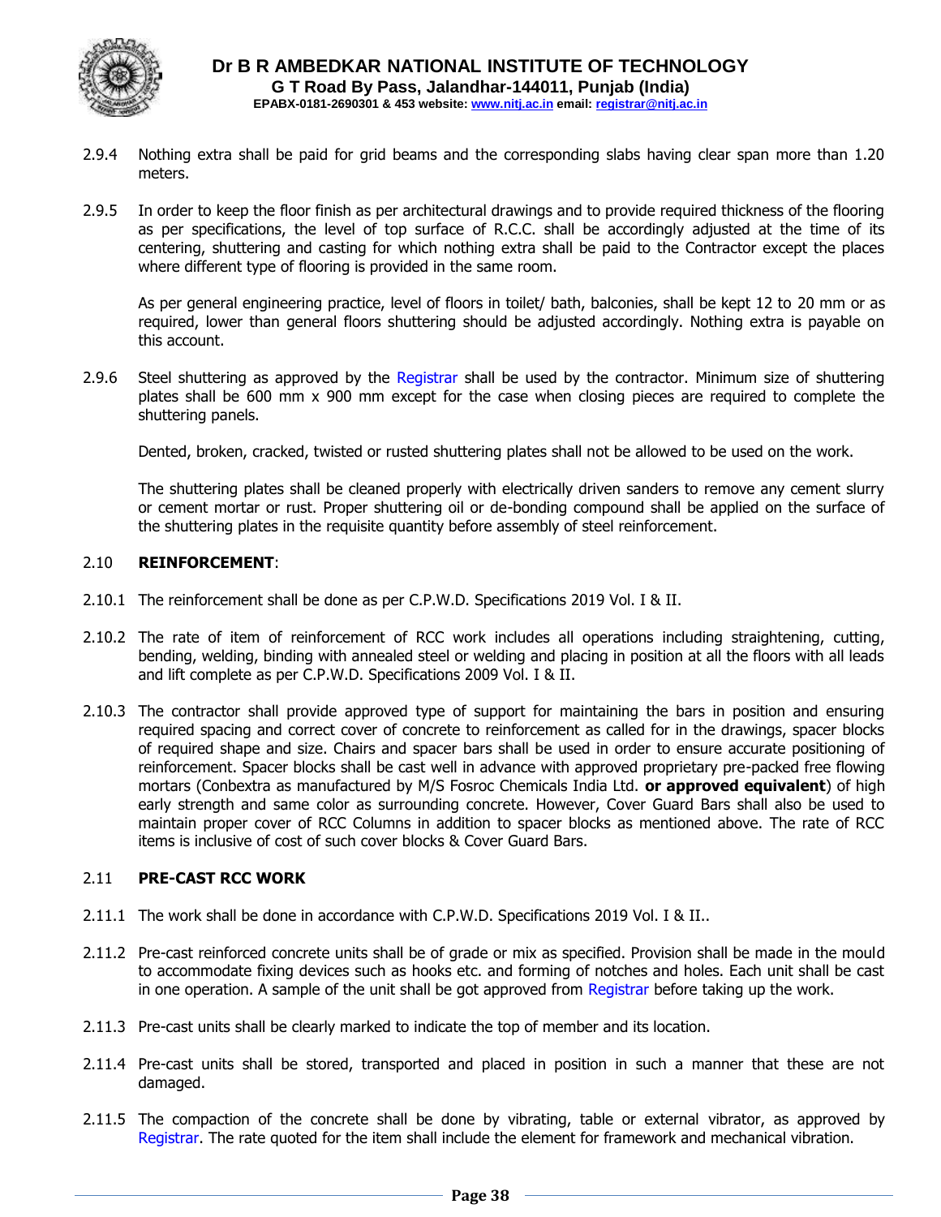2.9.4 Nothing extra shall be paid for grid beams and the corresponding slabs having clear span more than 1.20 meters.

2.9.5 In order to keep the floor finish as per architectural drawings and to provide required thickness of the flooring as per specifications, the level of top surface of R.C.C. shall be accordingly adjusted at the time of its centering, shuttering and casting for which nothing extra shall be paid to the Contractor except the places where different type of flooring is provided in the same room.

As per general engineering practice, level of floors in toilet/ bath, balconies, shall be kept 12 to 20 mm or as required, lower than general floors shuttering should be adjusted accordingly. Nothing extra is payable on this account.

2.9.6 Steel shuttering as approved by the Registrar shall be used by the contractor. Minimum size of shuttering plates shall be 600 mm x 900 mm except for the case when closing pieces are required to complete the shuttering panels.

Dented, broken, cracked, twisted or rusted shuttering plates shall not be allowed to be used on the work.

The shuttering plates shall be cleaned properly with electrically driven sanders to remove any cement slurry or cement mortar or rust. Proper shuttering oil or de-bonding compound shall be applied on the surface of the shuttering plates in the requisite quantity before assembly of steel reinforcement.

## 2.10 **REINFORCEMENT**:

2.10.1 The reinforcement shall be done as per C.P.W.D. Specifications 2019 Vol. I & II.

2.10.2 The rate of item of reinforcement of RCC work includes all operations including straightening, cutting, bending, welding, binding with annealed steel or welding and placing in position at all the floors with all leads and lift complete as per C.P.W.D. Specifications 2009 Vol. I & II.

2.10.3 The contractor shall provide approved type of support for maintaining the bars in position and ensuring required spacing and correct cover of concrete to reinforcement as called for in the drawings, spacer blocks of required shape and size. Chairs and spacer bars shall be used in order to ensure accurate positioning of reinforcement. Spacer blocks shall be cast well in advance with approved proprietary pre-packed free flowing mortars (Conbextra as manufactured by M/S Fosroc Chemicals India Ltd. **or approved equivalent**) of high early strength and same color as surrounding concrete. However, Cover Guard Bars shall also be used to maintain proper cover of RCC Columns in addition to spacer blocks as mentioned above. The rate of RCC items is inclusive of cost of such cover blocks & Cover Guard Bars.

## 2.11 **PRE-CAST RCC WORK**

2.11.1 The work shall be done in accordance with C.P.W.D. Specifications 2019 Vol. I & II..

2.11.2 Pre-cast reinforced concrete units shall be of grade or mix as specified. Provision shall be made in the mould to accommodate fixing devices such as hooks etc. and forming of notches and holes. Each unit shall be cast in one operation. A sample of the unit shall be got approved from Registrar before taking up the work.

2.11.3 Pre-cast units shall be clearly marked to indicate the top of member and its location.

2.11.4 Pre-cast units shall be stored, transported and placed in position in such a manner that these are not damaged.

2.11.5 The compaction of the concrete shall be done by vibrating, table or external vibrator, as approved by Registrar. The rate quoted for the item shall include the element for framework and mechanical vibration.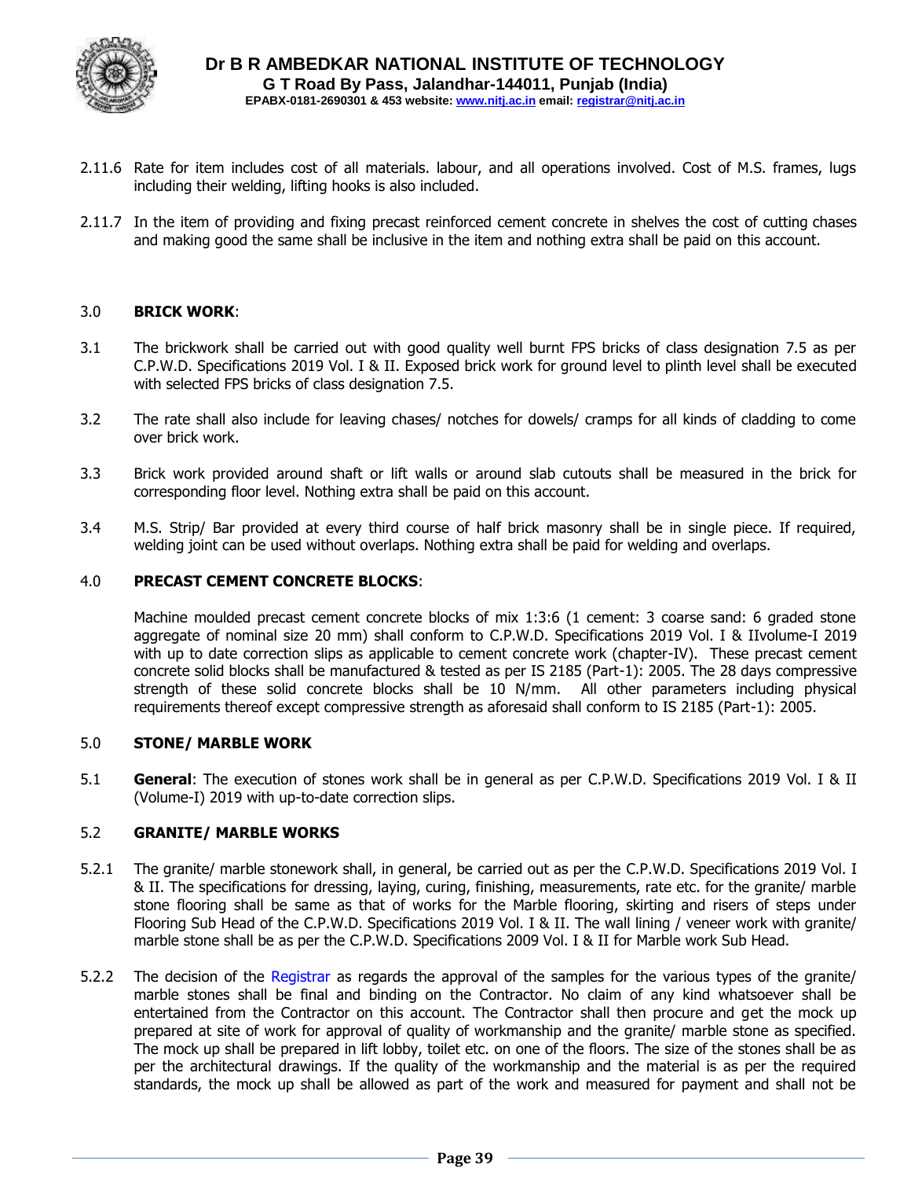2.11.6 Rate for item includes cost of all materials. labour, and all operations involved. Cost of M.S. frames, lugs including their welding, lifting hooks is also included.

2.11.7 In the item of providing and fixing precast reinforced cement concrete in shelves the cost of cutting chases and making good the same shall be inclusive in the item and nothing extra shall be paid on this account.

## 3.0 BRICK WORK:

3.1 The brickwork shall be carried out with good quality well burnt FPS bricks of class designation 7.5 as per C.P.W.D. Specifications 2019 Vol. I & II. Exposed brick work for ground level to plinth level shall be executed with selected FPS bricks of class designation 7.5.

3.2 The rate shall also include for leaving chases/ notches for dowels/ cramps for all kinds of cladding to come over brick work.

3.3 Brick work provided around shaft or lift walls or around slab cutouts shall be measured in the brick for corresponding floor level. Nothing extra shall be paid on this account.

3.4 M.S. Strip/ Bar provided at every third course of half brick masonry shall be in single piece. If required, welding joint can be used without overlaps. Nothing extra shall be paid for welding and overlaps.

## 4.0 PRECAST CEMENT CONCRETE BLOCKS:

Machine moulded precast cement concrete blocks of mix 1:3:6 (1 cement: 3 coarse sand: 6 graded stone aggregate of nominal size 20 mm) shall conform to C.P.W.D. Specifications 2019 Vol. I & IIvolume-I 2019 with up to date correction slips as applicable to cement concrete work (chapter-IV). These precast cement concrete solid blocks shall be manufactured & tested as per IS 2185 (Part-1): 2005. The 28 days compressive strength of these solid concrete blocks shall be 10 N/mm. All other parameters including physical requirements thereof except compressive strength as aforesaid shall conform to IS 2185 (Part-1): 2005.

## 5.0 STONE/ MARBLE WORK

5.1 **General**: The execution of stones work shall be in general as per C.P.W.D. Specifications 2019 Vol. I & II (Volume-I) 2019 with up-to-date correction slips.

### 5.2 GRANITE/ MARBLE WORKS

5.2.1 The granite/ marble stonework shall, in general, be carried out as per the C.P.W.D. Specifications 2019 Vol. I & II. The specifications for dressing, laying, curing, finishing, measurements, rate etc. for the granite/ marble stone flooring shall be same as that of works for the Marble flooring, skirting and risers of steps under Flooring Sub Head of the C.P.W.D. Specifications 2019 Vol. I & II. The wall lining / veneer work with granite/ marble stone shall be as per the C.P.W.D. Specifications 2009 Vol. I & II for Marble work Sub Head.

5.2.2 The decision of the Registrar as regards the approval of the samples for the various types of the granite/ marble stones shall be final and binding on the Contractor. No claim of any kind whatsoever shall be entertained from the Contractor on this account. The Contractor shall then procure and get the mock up prepared at site of work for approval of quality of workmanship and the granite/ marble stone as specified. The mock up shall be prepared in lift lobby, toilet etc. on one of the floors. The size of the stones shall be as per the architectural drawings. If the quality of the workmanship and the material is as per the required standards, the mock up shall be allowed as part of the work and measured for payment and shall not be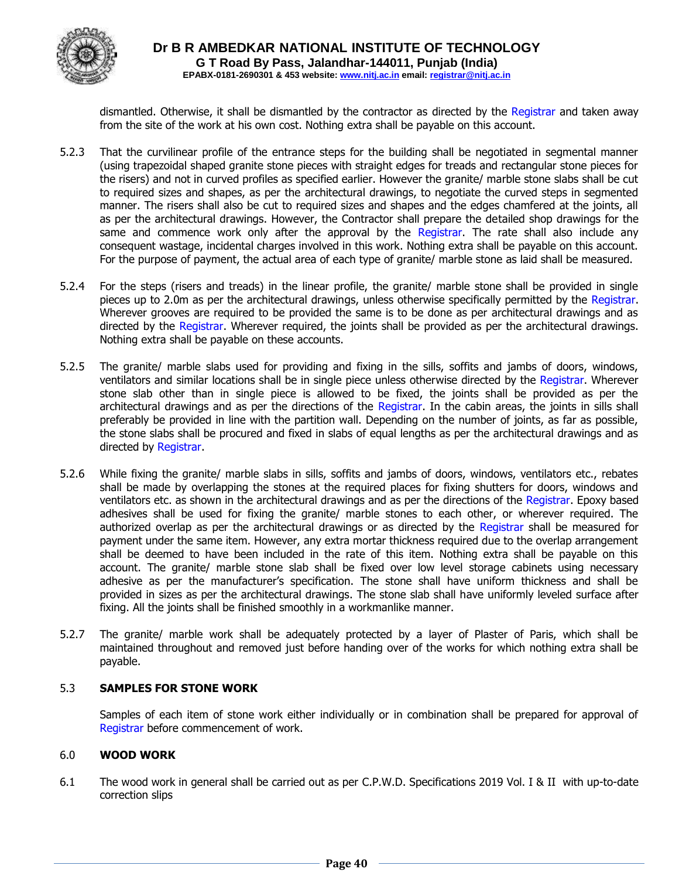dismantled. Otherwise, it shall be dismantled by the contractor as directed by the Registrar and taken away from the site of the work at his own cost. Nothing extra shall be payable on this account.

5.2.3 That the curvilinear profile of the entrance steps for the building shall be negotiated in segmental manner (using trapezoidal shaped granite stone pieces with straight edges for treads and rectangular stone pieces for the risers) and not in curved profiles as specified earlier. However the granite/ marble stone slabs shall be cut to required sizes and shapes, as per the architectural drawings, to negotiate the curved steps in segmented manner. The risers shall also be cut to required sizes and shapes and the edges chamfered at the joints, all as per the architectural drawings. However, the Contractor shall prepare the detailed shop drawings for the same and commence work only after the approval by the Registrar. The rate shall also include any consequent wastage, incidental charges involved in this work. Nothing extra shall be payable on this account. For the purpose of payment, the actual area of each type of granite/ marble stone as laid shall be measured.

5.2.4 For the steps (risers and treads) in the linear profile, the granite/ marble stone shall be provided in single pieces up to 2.0m as per the architectural drawings, unless otherwise specifically permitted by the Registrar. Wherever grooves are required to be provided the same is to be done as per architectural drawings and as directed by the Registrar. Wherever required, the joints shall be provided as per the architectural drawings. Nothing extra shall be payable on these accounts.

5.2.5 The granite/ marble slabs used for providing and fixing in the sills, soffits and jambs of doors, windows, ventilators and similar locations shall be in single piece unless otherwise directed by the Registrar. Wherever stone slab other than in single piece is allowed to be fixed, the joints shall be provided as per the architectural drawings and as per the directions of the Registrar. In the cabin areas, the joints in sills shall preferably be provided in line with the partition wall. Depending on the number of joints, as far as possible, the stone slabs shall be procured and fixed in slabs of equal lengths as per the architectural drawings and as directed by Registrar.

5.2.6 While fixing the granite/ marble slabs in sills, soffits and jambs of doors, windows, ventilators etc., rebates shall be made by overlapping the stones at the required places for fixing shutters for doors, windows and ventilators etc. as shown in the architectural drawings and as per the directions of the Registrar. Epoxy based adhesives shall be used for fixing the granite/ marble stones to each other, or wherever required. The authorized overlap as per the architectural drawings or as directed by the Registrar shall be measured for payment under the same item. However, any extra mortar thickness required due to the overlap arrangement shall be deemed to have been included in the rate of this item. Nothing extra shall be payable on this account. The granite/ marble stone slab shall be fixed over low level storage cabinets using necessary adhesive as per the manufacturer's specification. The stone shall have uniform thickness and shall be provided in sizes as per the architectural drawings. The stone slab shall have uniformly leveled surface after fixing. All the joints shall be finished smoothly in a workmanlike manner.

5.2.7 The granite/ marble work shall be adequately protected by a layer of Plaster of Paris, which shall be maintained throughout and removed just before handing over of the works for which nothing extra shall be payable.

### 5.3 SAMPLES FOR STONE WORK

Samples of each item of stone work either individually or in combination shall be prepared for approval of Registrar before commencement of work.

## 6.0 WOOD WORK

6.1 The wood work in general shall be carried out as per C.P.W.D. Specifications 2019 Vol. I & II with up-to-date correction slips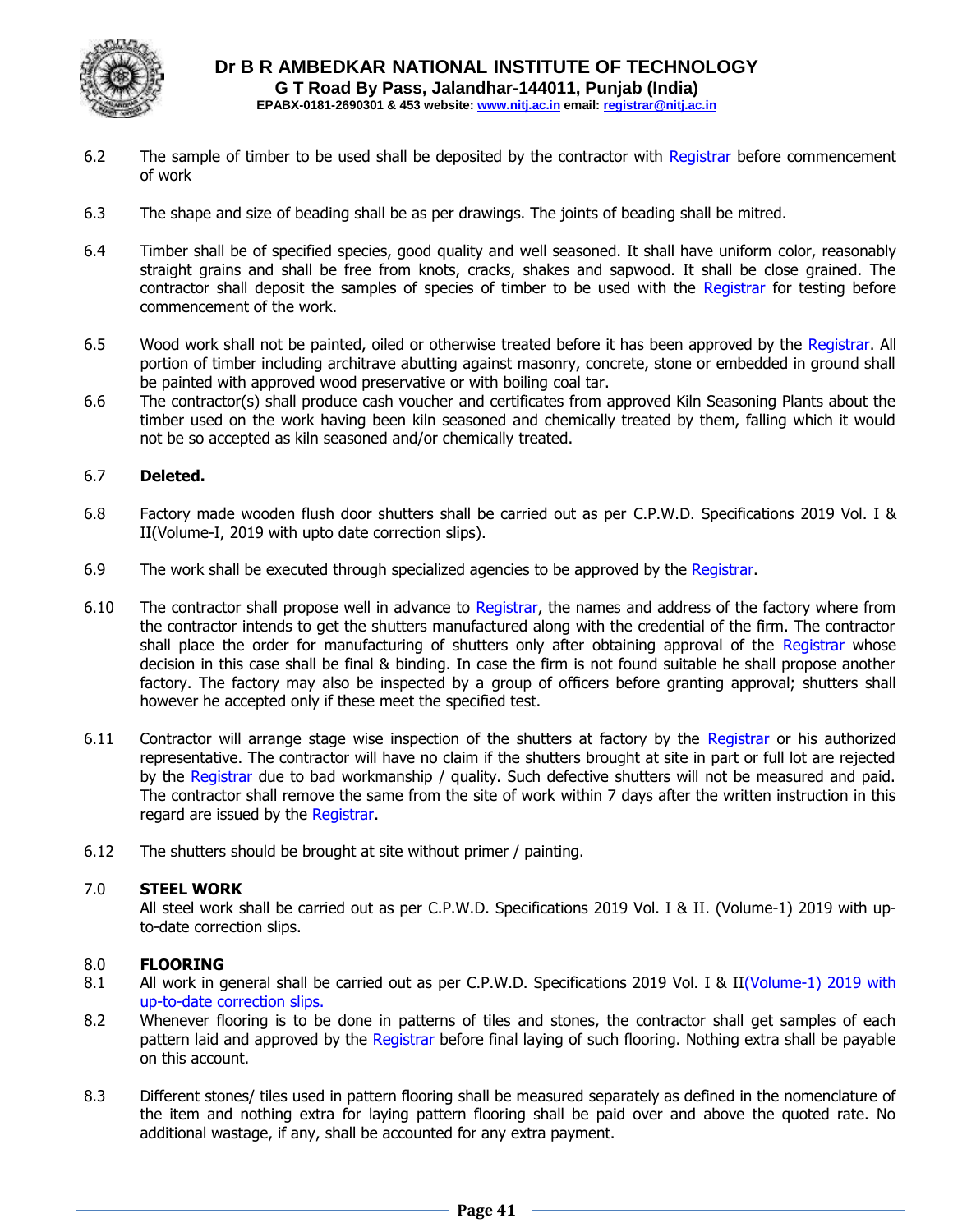6.2 The sample of timber to be used shall be deposited by the contractor with Registrar before commencement of work

6.3 The shape and size of beading shall be as per drawings. The joints of beading shall be mitred.

6.4 Timber shall be of specified species, good quality and well seasoned. It shall have uniform color, reasonably straight grains and shall be free from knots, cracks, shakes and sapwood. It shall be close grained. The contractor shall deposit the samples of species of timber to be used with the Registrar for testing before commencement of the work.

6.5 Wood work shall not be painted, oiled or otherwise treated before it has been approved by the Registrar. All portion of timber including architrave abutting against masonry, concrete, stone or embedded in ground shall be painted with approved wood preservative or with boiling coal tar.

6.6 The contractor(s) shall produce cash voucher and certificates from approved Kiln Seasoning Plants about the timber used on the work having been kiln seasoned and chemically treated by them, falling which it would not be so accepted as kiln seasoned and/or chemically treated.

6.7 **Deleted.**

6.8 Factory made wooden flush door shutters shall be carried out as per C.P.W.D. Specifications 2019 Vol. I & II(Volume-I, 2019 with upto date correction slips).

6.9 The work shall be executed through specialized agencies to be approved by the Registrar.

6.10 The contractor shall propose well in advance to Registrar, the names and address of the factory where from the contractor intends to get the shutters manufactured along with the credential of the firm. The contractor shall place the order for manufacturing of shutters only after obtaining approval of the Registrar whose decision in this case shall be final & binding. In case the firm is not found suitable he shall propose another factory. The factory may also be inspected by a group of officers before granting approval; shutters shall however he accepted only if these meet the specified test.

6.11 Contractor will arrange stage wise inspection of the shutters at factory by the Registrar or his authorized representative. The contractor will have no claim if the shutters brought at site in part or full lot are rejected by the Registrar due to bad workmanship / quality. Such defective shutters will not be measured and paid. The contractor shall remove the same from the site of work within 7 days after the written instruction in this regard are issued by the Registrar.

6.12 The shutters should be brought at site without primer / painting.

## 7.0 STEEL WORK

All steel work shall be carried out as per C.P.W.D. Specifications 2019 Vol. I & II. (Volume-1) 2019 with up-to-date correction slips.

## 8.0 FLOORING

8.1 All work in general shall be carried out as per C.P.W.D. Specifications 2019 Vol. I & II(Volume-1) 2019 with up-to-date correction slips.

8.2 Whenever flooring is to be done in patterns of tiles and stones, the contractor shall get samples of each pattern laid and approved by the Registrar before final laying of such flooring. Nothing extra shall be payable on this account.

8.3 Different stones/ tiles used in pattern flooring shall be measured separately as defined in the nomenclature of the item and nothing extra for laying pattern flooring shall be paid over and above the quoted rate. No additional wastage, if any, shall be accounted for any extra payment.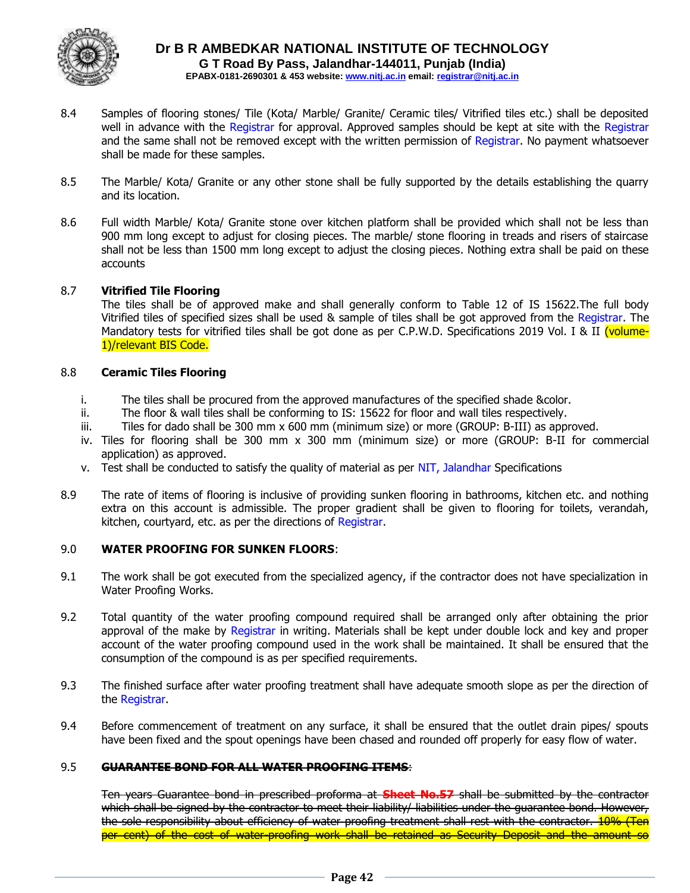8.4 Samples of flooring stones/ Tile (Kota/ Marble/ Granite/ Ceramic tiles/ Vitrified tiles etc.) shall be deposited well in advance with the Registrar for approval. Approved samples should be kept at site with the Registrar and the same shall not be removed except with the written permission of Registrar. No payment whatsoever shall be made for these samples.

8.5 The Marble/ Kota/ Granite or any other stone shall be fully supported by the details establishing the quarry and its location.

8.6 Full width Marble/ Kota/ Granite stone over kitchen platform shall be provided which shall not be less than 900 mm long except to adjust for closing pieces. The marble/ stone flooring in treads and risers of staircase shall not be less than 1500 mm long except to adjust the closing pieces. Nothing extra shall be paid on these accounts

8.7 **Vitrified Tile Flooring**

The tiles shall be of approved make and shall generally conform to Table 12 of IS 15622.The full body Vitrified tiles of specified sizes shall be used & sample of tiles shall be got approved from the Registrar. The Mandatory tests for vitrified tiles shall be got done as per C.P.W.D. Specifications 2019 Vol. I & II (volume-1)/relevant BIS Code.

8.8 **Ceramic Tiles Flooring**

i. The tiles shall be procured from the approved manufactures of the specified shade &color.
ii. The floor & wall tiles shall be conforming to IS: 15622 for floor and wall tiles respectively.
iii. Tiles for dado shall be 300 mm x 600 mm (minimum size) or more (GROUP: B-III) as approved.
iv. Tiles for flooring shall be 300 mm x 300 mm (minimum size) or more (GROUP: B-II for commercial application) as approved.
v. Test shall be conducted to satisfy the quality of material as per NIT, Jalandhar Specifications

8.9 The rate of items of flooring is inclusive of providing sunken flooring in bathrooms, kitchen etc. and nothing extra on this account is admissible. The proper gradient shall be given to flooring for toilets, verandah, kitchen, courtyard, etc. as per the directions of Registrar.

9.0 **WATER PROOFING FOR SUNKEN FLOORS**:

9.1 The work shall be got executed from the specialized agency, if the contractor does not have specialization in Water Proofing Works.

9.2 Total quantity of the water proofing compound required shall be arranged only after obtaining the prior approval of the make by Registrar in writing. Materials shall be kept under double lock and key and proper account of the water proofing compound used in the work shall be maintained. It shall be ensured that the consumption of the compound is as per specified requirements.

9.3 The finished surface after water proofing treatment shall have adequate smooth slope as per the direction of the Registrar.

9.4 Before commencement of treatment on any surface, it shall be ensured that the outlet drain pipes/ spouts have been fixed and the spout openings have been chased and rounded off properly for easy flow of water.

9.5 ~~**GUARANTEE BOND FOR ALL WATER PROOFING ITEMS**:~~

~~Ten years Guarantee bond in prescribed proforma at **Sheet No.57** shall be submitted by the contractor which shall be signed by the contractor to meet their liability/ liabilities under the guarantee bond. However, the sole responsibility about efficiency of water proofing treatment shall rest with the contractor. 10% (Ten per cent) of the cost of water-proofing work shall be retained as Security Deposit and the amount so~~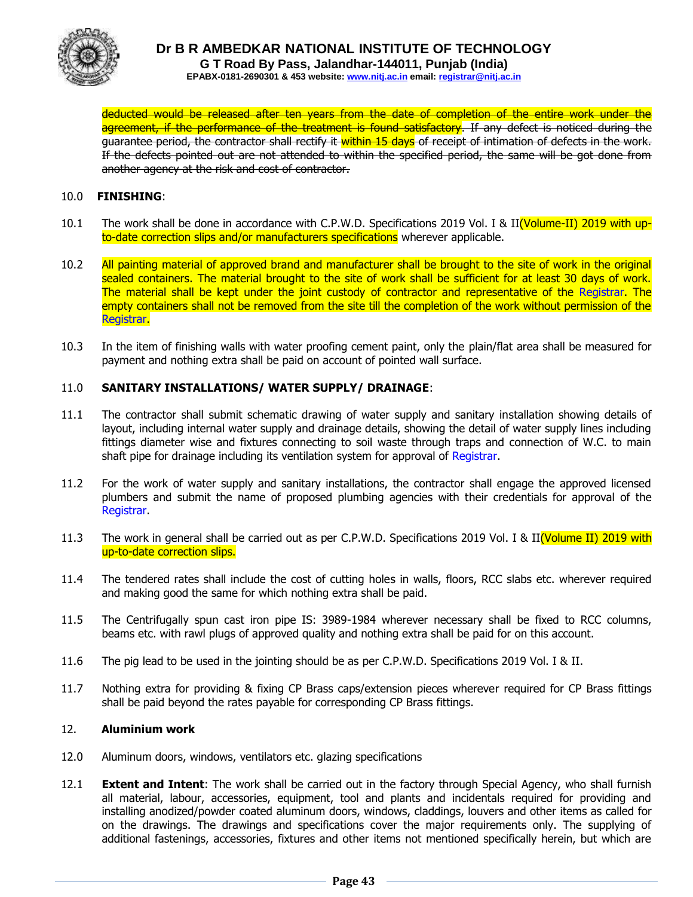~~deducted would be released after ten years from the date of completion of the entire work under the agreement, if the performance of the treatment is found satisfactory. If any defect is noticed during the guarantee period, the contractor shall rectify it within 15 days of receipt of intimation of defects in the work. If the defects pointed out are not attended to within the specified period, the same will be got done from another agency at the risk and cost of contractor.~~

10.0 **FINISHING**:

10.1 The work shall be done in accordance with C.P.W.D. Specifications 2019 Vol. I & II(Volume-II) 2019 with up-to-date correction slips and/or manufacturers specifications wherever applicable.

10.2 All painting material of approved brand and manufacturer shall be brought to the site of work in the original sealed containers. The material brought to the site of work shall be sufficient for at least 30 days of work. The material shall be kept under the joint custody of contractor and representative of the Registrar. The empty containers shall not be removed from the site till the completion of the work without permission of the Registrar.

10.3 In the item of finishing walls with water proofing cement paint, only the plain/flat area shall be measured for payment and nothing extra shall be paid on account of pointed wall surface.

11.0 **SANITARY INSTALLATIONS/ WATER SUPPLY/ DRAINAGE**:

11.1 The contractor shall submit schematic drawing of water supply and sanitary installation showing details of layout, including internal water supply and drainage details, showing the detail of water supply lines including fittings diameter wise and fixtures connecting to soil waste through traps and connection of W.C. to main shaft pipe for drainage including its ventilation system for approval of Registrar.

11.2 For the work of water supply and sanitary installations, the contractor shall engage the approved licensed plumbers and submit the name of proposed plumbing agencies with their credentials for approval of the Registrar.

11.3 The work in general shall be carried out as per C.P.W.D. Specifications 2019 Vol. I & II(Volume II) 2019 with up-to-date correction slips.

11.4 The tendered rates shall include the cost of cutting holes in walls, floors, RCC slabs etc. wherever required and making good the same for which nothing extra shall be paid.

11.5 The Centrifugally spun cast iron pipe IS: 3989-1984 wherever necessary shall be fixed to RCC columns, beams etc. with rawl plugs of approved quality and nothing extra shall be paid for on this account.

11.6 The pig lead to be used in the jointing should be as per C.P.W.D. Specifications 2019 Vol. I & II.

11.7 Nothing extra for providing & fixing CP Brass caps/extension pieces wherever required for CP Brass fittings shall be paid beyond the rates payable for corresponding CP Brass fittings.

12. **Aluminium work**

12.0 Aluminum doors, windows, ventilators etc. glazing specifications

12.1 **Extent and Intent**: The work shall be carried out in the factory through Special Agency, who shall furnish all material, labour, accessories, equipment, tool and plants and incidentals required for providing and installing anodized/powder coated aluminum doors, windows, claddings, louvers and other items as called for on the drawings. The drawings and specifications cover the major requirements only. The supplying of additional fastenings, accessories, fixtures and other items not mentioned specifically herein, but which are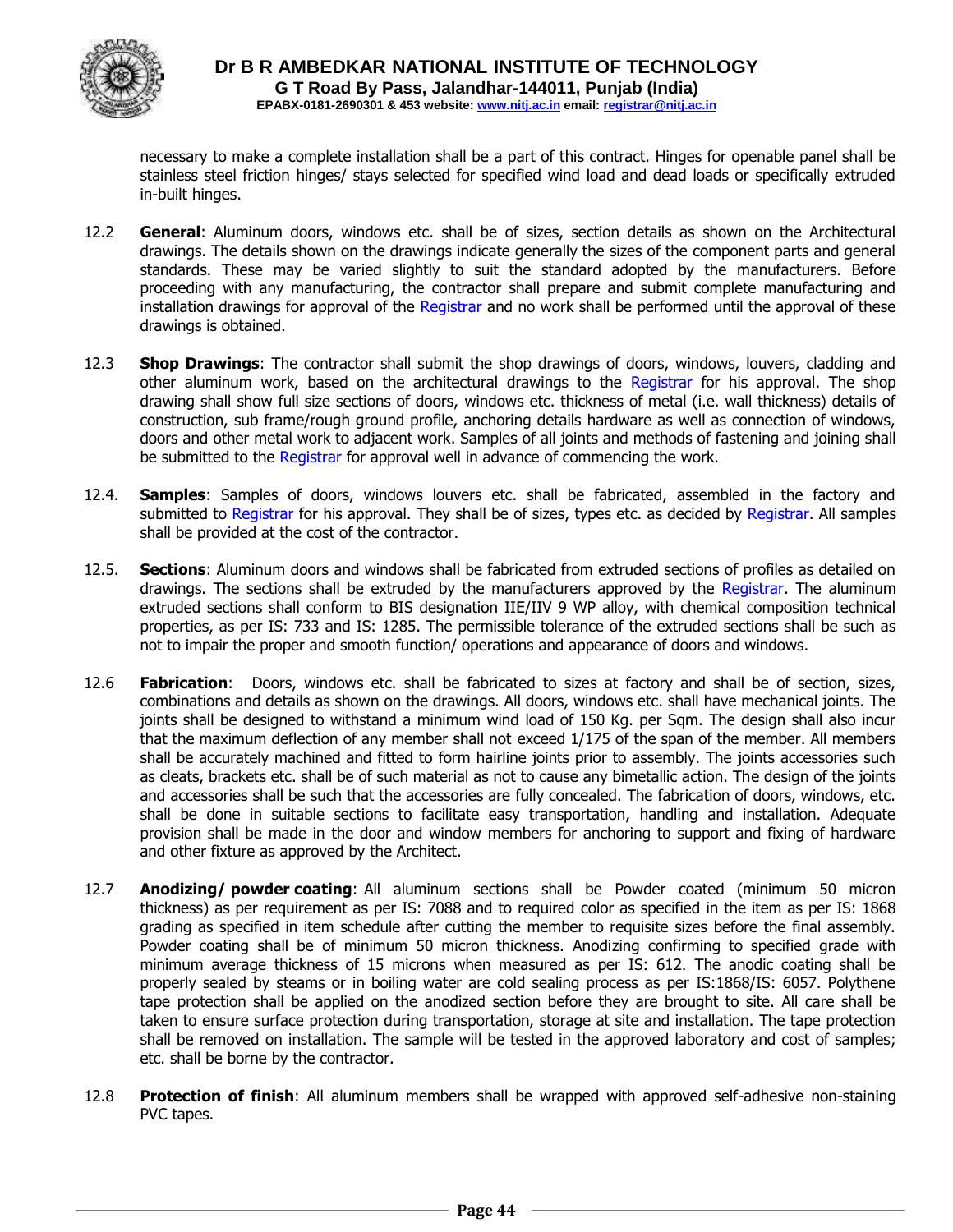necessary to make a complete installation shall be a part of this contract. Hinges for openable panel shall be stainless steel friction hinges/ stays selected for specified wind load and dead loads or specifically extruded in-built hinges.

12.2 **General**: Aluminum doors, windows etc. shall be of sizes, section details as shown on the Architectural drawings. The details shown on the drawings indicate generally the sizes of the component parts and general standards. These may be varied slightly to suit the standard adopted by the manufacturers. Before proceeding with any manufacturing, the contractor shall prepare and submit complete manufacturing and installation drawings for approval of the Registrar and no work shall be performed until the approval of these drawings is obtained.

12.3 **Shop Drawings**: The contractor shall submit the shop drawings of doors, windows, louvers, cladding and other aluminum work, based on the architectural drawings to the Registrar for his approval. The shop drawing shall show full size sections of doors, windows etc. thickness of metal (i.e. wall thickness) details of construction, sub frame/rough ground profile, anchoring details hardware as well as connection of windows, doors and other metal work to adjacent work. Samples of all joints and methods of fastening and joining shall be submitted to the Registrar for approval well in advance of commencing the work.

12.4. **Samples**: Samples of doors, windows louvers etc. shall be fabricated, assembled in the factory and submitted to Registrar for his approval. They shall be of sizes, types etc. as decided by Registrar. All samples shall be provided at the cost of the contractor.

12.5. **Sections**: Aluminum doors and windows shall be fabricated from extruded sections of profiles as detailed on drawings. The sections shall be extruded by the manufacturers approved by the Registrar. The aluminum extruded sections shall conform to BIS designation IIE/IIV 9 WP alloy, with chemical composition technical properties, as per IS: 733 and IS: 1285. The permissible tolerance of the extruded sections shall be such as not to impair the proper and smooth function/ operations and appearance of doors and windows.

12.6 **Fabrication**: Doors, windows etc. shall be fabricated to sizes at factory and shall be of section, sizes, combinations and details as shown on the drawings. All doors, windows etc. shall have mechanical joints. The joints shall be designed to withstand a minimum wind load of 150 Kg. per Sqm. The design shall also incur that the maximum deflection of any member shall not exceed 1/175 of the span of the member. All members shall be accurately machined and fitted to form hairline joints prior to assembly. The joints accessories such as cleats, brackets etc. shall be of such material as not to cause any bimetallic action. The design of the joints and accessories shall be such that the accessories are fully concealed. The fabrication of doors, windows, etc. shall be done in suitable sections to facilitate easy transportation, handling and installation. Adequate provision shall be made in the door and window members for anchoring to support and fixing of hardware and other fixture as approved by the Architect.

12.7 **Anodizing/ powder coating**: All aluminum sections shall be Powder coated (minimum 50 micron thickness) as per requirement as per IS: 7088 and to required color as specified in the item as per IS: 1868 grading as specified in item schedule after cutting the member to requisite sizes before the final assembly. Powder coating shall be of minimum 50 micron thickness. Anodizing confirming to specified grade with minimum average thickness of 15 microns when measured as per IS: 612. The anodic coating shall be properly sealed by steams or in boiling water are cold sealing process as per IS:1868/IS: 6057. Polythene tape protection shall be applied on the anodized section before they are brought to site. All care shall be taken to ensure surface protection during transportation, storage at site and installation. The tape protection shall be removed on installation. The sample will be tested in the approved laboratory and cost of samples; etc. shall be borne by the contractor.

12.8 **Protection of finish**: All aluminum members shall be wrapped with approved self-adhesive non-staining PVC tapes.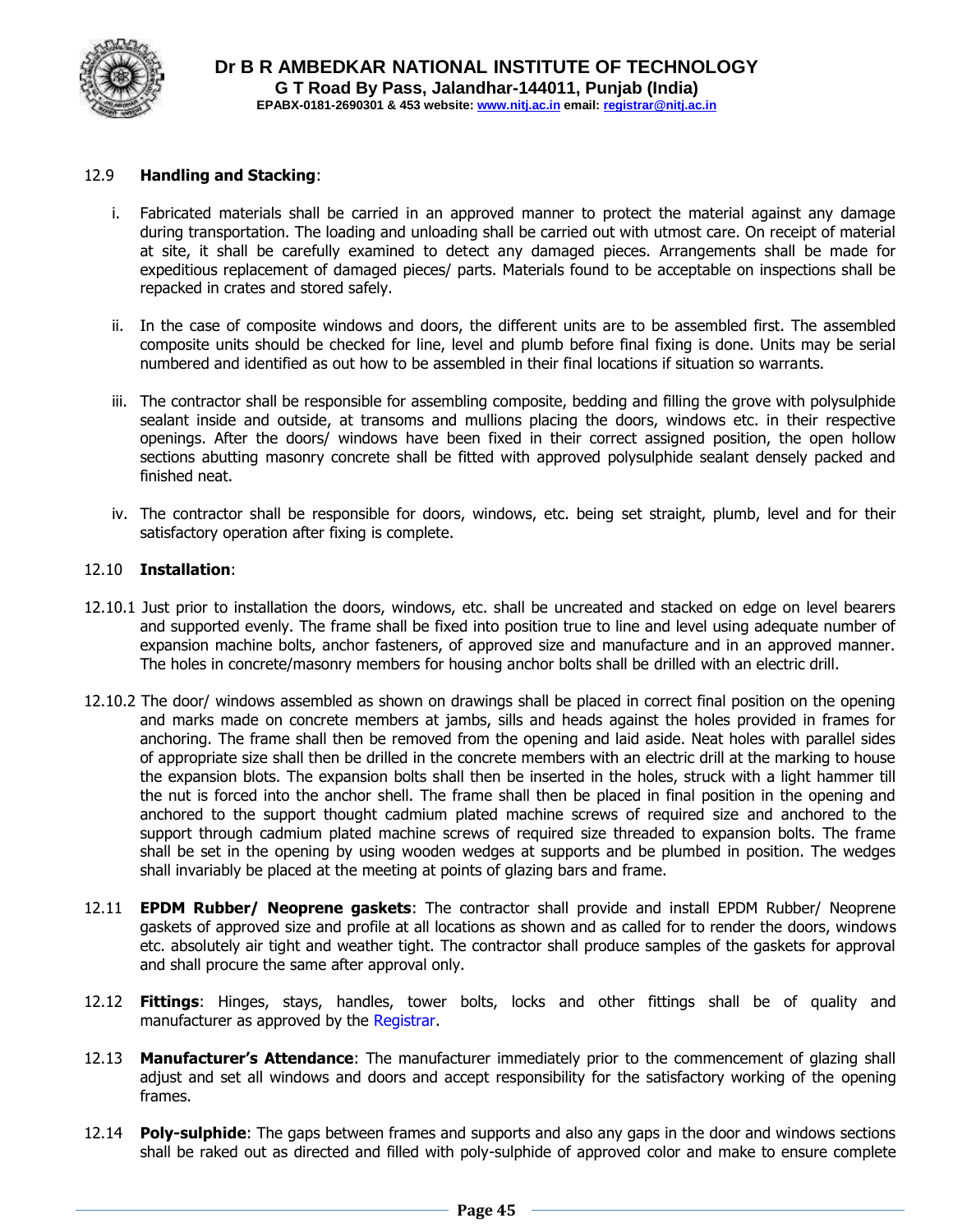12.9 **Handling and Stacking**:

i. Fabricated materials shall be carried in an approved manner to protect the material against any damage during transportation. The loading and unloading shall be carried out with utmost care. On receipt of material at site, it shall be carefully examined to detect any damaged pieces. Arrangements shall be made for expeditious replacement of damaged pieces/ parts. Materials found to be acceptable on inspections shall be repacked in crates and stored safely.

ii. In the case of composite windows and doors, the different units are to be assembled first. The assembled composite units should be checked for line, level and plumb before final fixing is done. Units may be serial numbered and identified as out how to be assembled in their final locations if situation so warrants.

iii. The contractor shall be responsible for assembling composite, bedding and filling the grove with polysulphide sealant inside and outside, at transoms and mullions placing the doors, windows etc. in their respective openings. After the doors/ windows have been fixed in their correct assigned position, the open hollow sections abutting masonry concrete shall be fitted with approved polysulphide sealant densely packed and finished neat.

iv. The contractor shall be responsible for doors, windows, etc. being set straight, plumb, level and for their satisfactory operation after fixing is complete.

12.10 **Installation**:

12.10.1 Just prior to installation the doors, windows, etc. shall be uncreated and stacked on edge on level bearers and supported evenly. The frame shall be fixed into position true to line and level using adequate number of expansion machine bolts, anchor fasteners, of approved size and manufacture and in an approved manner. The holes in concrete/masonry members for housing anchor bolts shall be drilled with an electric drill.

12.10.2 The door/ windows assembled as shown on drawings shall be placed in correct final position on the opening and marks made on concrete members at jambs, sills and heads against the holes provided in frames for anchoring. The frame shall then be removed from the opening and laid aside. Neat holes with parallel sides of appropriate size shall then be drilled in the concrete members with an electric drill at the marking to house the expansion blots. The expansion bolts shall then be inserted in the holes, struck with a light hammer till the nut is forced into the anchor shell. The frame shall then be placed in final position in the opening and anchored to the support thought cadmium plated machine screws of required size and anchored to the support through cadmium plated machine screws of required size threaded to expansion bolts. The frame shall be set in the opening by using wooden wedges at supports and be plumbed in position. The wedges shall invariably be placed at the meeting at points of glazing bars and frame.

12.11 **EPDM Rubber/ Neoprene gaskets**: The contractor shall provide and install EPDM Rubber/ Neoprene gaskets of approved size and profile at all locations as shown and as called for to render the doors, windows etc. absolutely air tight and weather tight. The contractor shall produce samples of the gaskets for approval and shall procure the same after approval only.

12.12 **Fittings**: Hinges, stays, handles, tower bolts, locks and other fittings shall be of quality and manufacturer as approved by the Registrar.

12.13 **Manufacturer's Attendance**: The manufacturer immediately prior to the commencement of glazing shall adjust and set all windows and doors and accept responsibility for the satisfactory working of the opening frames.

12.14 **Poly-sulphide**: The gaps between frames and supports and also any gaps in the door and windows sections shall be raked out as directed and filled with poly-sulphide of approved color and make to ensure complete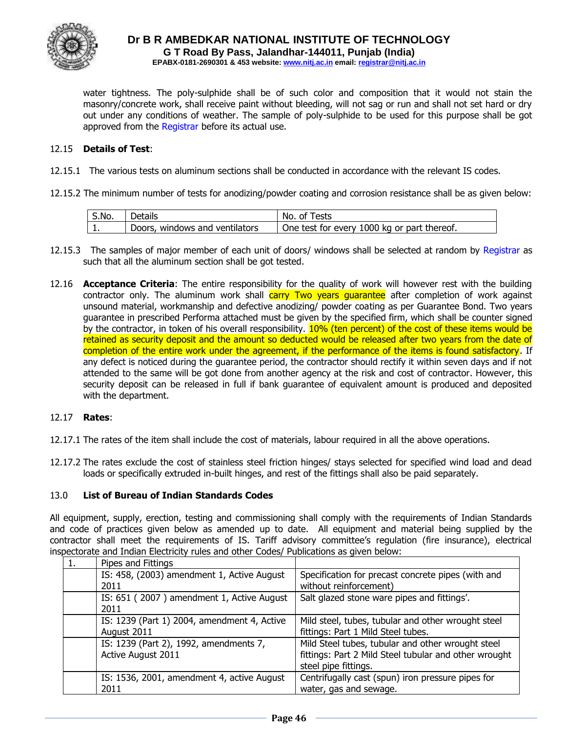water tightness. The poly-sulphide shall be of such color and composition that it would not stain the masonry/concrete work, shall receive paint without bleeding, will not sag or run and shall not set hard or dry out under any conditions of weather. The sample of poly-sulphide to be used for this purpose shall be got approved from the Registrar before its actual use.

12.15 **Details of Test**:

12.15.1 The various tests on aluminum sections shall be conducted in accordance with the relevant IS codes.

12.15.2 The minimum number of tests for anodizing/powder coating and corrosion resistance shall be as given below:

| S.No. | Details | No. of Tests |
|---|---|---|
| 1. | Doors, windows and ventilators | One test for every 1000 kg or part thereof. |

12.15.3 The samples of major member of each unit of doors/ windows shall be selected at random by Registrar as such that all the aluminum section shall be got tested.

12.16 **Acceptance Criteria**: The entire responsibility for the quality of work will however rest with the building contractor only. The aluminum work shall carry Two years guarantee after completion of work against unsound material, workmanship and defective anodizing/ powder coating as per Guarantee Bond. Two years guarantee in prescribed Performa attached must be given by the specified firm, which shall be counter signed by the contractor, in token of his overall responsibility. 10% (ten percent) of the cost of these items would be retained as security deposit and the amount so deducted would be released after two years from the date of completion of the entire work under the agreement, if the performance of the items is found satisfactory. If any defect is noticed during the guarantee period, the contractor should rectify it within seven days and if not attended to the same will be got done from another agency at the risk and cost of contractor. However, this security deposit can be released in full if bank guarantee of equivalent amount is produced and deposited with the department.

12.17 **Rates**:

12.17.1 The rates of the item shall include the cost of materials, labour required in all the above operations.

12.17.2 The rates exclude the cost of stainless steel friction hinges/ stays selected for specified wind load and dead loads or specifically extruded in-built hinges, and rest of the fittings shall also be paid separately.

13.0 **List of Bureau of Indian Standards Codes**

All equipment, supply, erection, testing and commissioning shall comply with the requirements of Indian Standards and code of practices given below as amended up to date. All equipment and material being supplied by the contractor shall meet the requirements of IS. Tariff advisory committee's regulation (fire insurance), electrical inspectorate and Indian Electricity rules and other Codes/ Publications as given below:

| 1. | Pipes and Fittings | |
|---|---|---|
| | IS: 458, (2003) amendment 1, Active August 2011 | Specification for precast concrete pipes (with and without reinforcement) |
| | IS: 651 ( 2007 ) amendment 1, Active August 2011 | Salt glazed stone ware pipes and fittings'. |
| | IS: 1239 (Part 1) 2004, amendment 4, Active August 2011 | Mild steel, tubes, tubular and other wrought steel fittings: Part 1 Mild Steel tubes. |
| | IS: 1239 (Part 2), 1992, amendments 7, Active August 2011 | Mild Steel tubes, tubular and other wrought steel fittings: Part 2 Mild Steel tubular and other wrought steel pipe fittings. |
| | IS: 1536, 2001, amendment 4, active August 2011 | Centrifugally cast (spun) iron pressure pipes for water, gas and sewage. |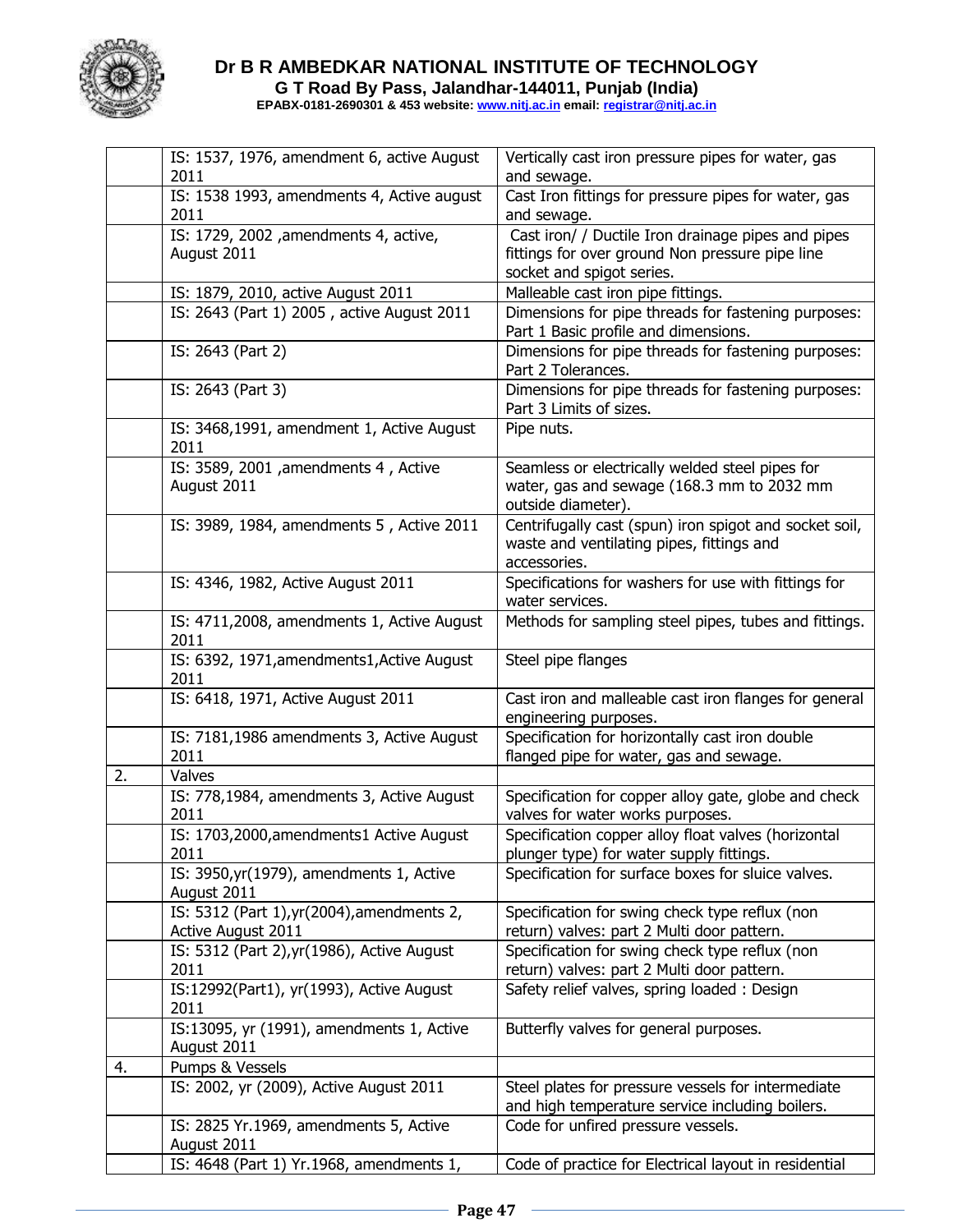| | IS: 1537, 1976, amendment 6, active August 2011 | Vertically cast iron pressure pipes for water, gas and sewage. |
|---|---|---|
| | IS: 1538 1993, amendments 4, Active august 2011 | Cast Iron fittings for pressure pipes for water, gas and sewage. |
| | IS: 1729, 2002 ,amendments 4, active, August 2011 | Cast iron/ / Ductile Iron drainage pipes and pipes fittings for over ground Non pressure pipe line socket and spigot series. |
| | IS: 1879, 2010, active August 2011 | Malleable cast iron pipe fittings. |
| | IS: 2643 (Part 1) 2005 , active August 2011 | Dimensions for pipe threads for fastening purposes: Part 1 Basic profile and dimensions. |
| | IS: 2643 (Part 2) | Dimensions for pipe threads for fastening purposes: Part 2 Tolerances. |
| | IS: 2643 (Part 3) | Dimensions for pipe threads for fastening purposes: Part 3 Limits of sizes. |
| | IS: 3468,1991, amendment 1, Active August 2011 | Pipe nuts. |
| | IS: 3589, 2001 ,amendments 4 , Active August 2011 | Seamless or electrically welded steel pipes for water, gas and sewage (168.3 mm to 2032 mm outside diameter). |
| | IS: 3989, 1984, amendments 5 , Active 2011 | Centrifugally cast (spun) iron spigot and socket soil, waste and ventilating pipes, fittings and accessories. |
| | IS: 4346, 1982, Active August 2011 | Specifications for washers for use with fittings for water services. |
| | IS: 4711,2008, amendments 1, Active August 2011 | Methods for sampling steel pipes, tubes and fittings. |
| | IS: 6392, 1971,amendments1,Active August 2011 | Steel pipe flanges |
| | IS: 6418, 1971, Active August 2011 | Cast iron and malleable cast iron flanges for general engineering purposes. |
| | IS: 7181,1986 amendments 3, Active August 2011 | Specification for horizontally cast iron double flanged pipe for water, gas and sewage. |
| 2. | Valves | |
| | IS: 778,1984, amendments 3, Active August 2011 | Specification for copper alloy gate, globe and check valves for water works purposes. |
| | IS: 1703,2000,amendments1 Active August 2011 | Specification copper alloy float valves (horizontal plunger type) for water supply fittings. |
| | IS: 3950,yr(1979), amendments 1, Active August 2011 | Specification for surface boxes for sluice valves. |
| | IS: 5312 (Part 1),yr(2004),amendments 2, Active August 2011 | Specification for swing check type reflux (non return) valves: part 2 Multi door pattern. |
| | IS: 5312 (Part 2),yr(1986), Active August 2011 | Specification for swing check type reflux (non return) valves: part 2 Multi door pattern. |
| | IS:12992(Part1), yr(1993), Active August 2011 | Safety relief valves, spring loaded : Design |
| | IS:13095, yr (1991), amendments 1, Active August 2011 | Butterfly valves for general purposes. |
| 4. | Pumps & Vessels | |
| | IS: 2002, yr (2009), Active August 2011 | Steel plates for pressure vessels for intermediate and high temperature service including boilers. |
| | IS: 2825 Yr.1969, amendments 5, Active August 2011 | Code for unfired pressure vessels. |
| | IS: 4648 (Part 1) Yr.1968, amendments 1, | Code of practice for Electrical layout in residential |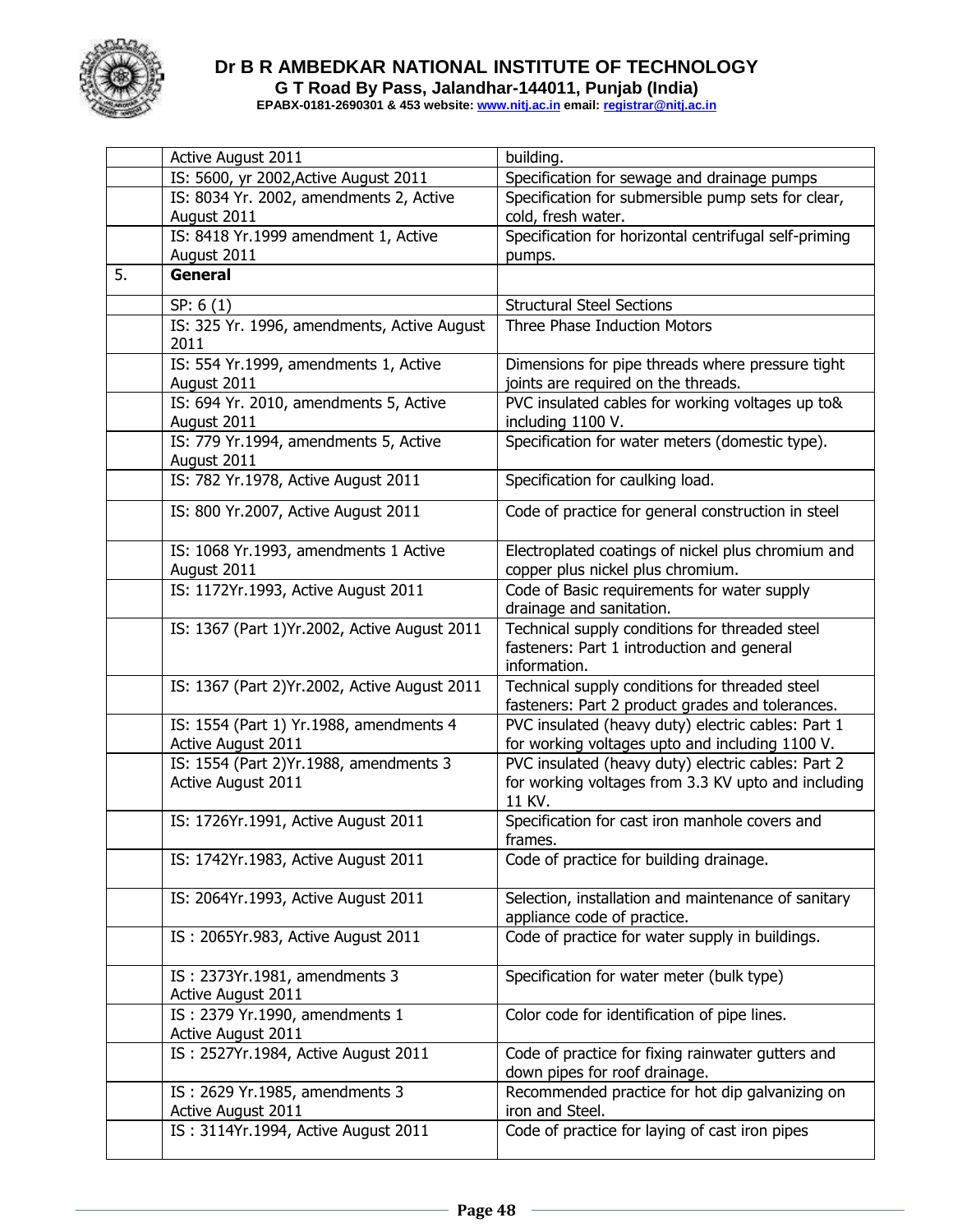| | | |
|---|---|---|
| | Active August 2011 | building. |
| | IS: 5600, yr 2002,Active August 2011 | Specification for sewage and drainage pumps |
| | IS: 8034 Yr. 2002, amendments 2, Active August 2011 | Specification for submersible pump sets for clear, cold, fresh water. |
| | IS: 8418 Yr.1999 amendment 1, Active August 2011 | Specification for horizontal centrifugal self-priming pumps. |
| 5. | **General** | |
| | SP: 6 (1) | Structural Steel Sections |
| | IS: 325 Yr. 1996, amendments, Active August 2011 | Three Phase Induction Motors |
| | IS: 554 Yr.1999, amendments 1, Active August 2011 | Dimensions for pipe threads where pressure tight joints are required on the threads. |
| | IS: 694 Yr. 2010, amendments 5, Active August 2011 | PVC insulated cables for working voltages up to& including 1100 V. |
| | IS: 779 Yr.1994, amendments 5, Active August 2011 | Specification for water meters (domestic type). |
| | IS: 782 Yr.1978, Active August 2011 | Specification for caulking load. |
| | IS: 800 Yr.2007, Active August 2011 | Code of practice for general construction in steel |
| | IS: 1068 Yr.1993, amendments 1 Active August 2011 | Electroplated coatings of nickel plus chromium and copper plus nickel plus chromium. |
| | IS: 1172Yr.1993, Active August 2011 | Code of Basic requirements for water supply drainage and sanitation. |
| | IS: 1367 (Part 1)Yr.2002, Active August 2011 | Technical supply conditions for threaded steel fasteners: Part 1 introduction and general information. |
| | IS: 1367 (Part 2)Yr.2002, Active August 2011 | Technical supply conditions for threaded steel fasteners: Part 2 product grades and tolerances. |
| | IS: 1554 (Part 1) Yr.1988, amendments 4 Active August 2011 | PVC insulated (heavy duty) electric cables: Part 1 for working voltages upto and including 1100 V. |
| | IS: 1554 (Part 2)Yr.1988, amendments 3 Active August 2011 | PVC insulated (heavy duty) electric cables: Part 2 for working voltages from 3.3 KV upto and including 11 KV. |
| | IS: 1726Yr.1991, Active August 2011 | Specification for cast iron manhole covers and frames. |
| | IS: 1742Yr.1983, Active August 2011 | Code of practice for building drainage. |
| | IS: 2064Yr.1993, Active August 2011 | Selection, installation and maintenance of sanitary appliance code of practice. |
| | IS : 2065Yr.983, Active August 2011 | Code of practice for water supply in buildings. |
| | IS : 2373Yr.1981, amendments 3 Active August 2011 | Specification for water meter (bulk type) |
| | IS : 2379 Yr.1990, amendments 1 Active August 2011 | Color code for identification of pipe lines. |
| | IS : 2527Yr.1984, Active August 2011 | Code of practice for fixing rainwater gutters and down pipes for roof drainage. |
| | IS : 2629 Yr.1985, amendments 3 Active August 2011 | Recommended practice for hot dip galvanizing on iron and Steel. |
| | IS : 3114Yr.1994, Active August 2011 | Code of practice for laying of cast iron pipes |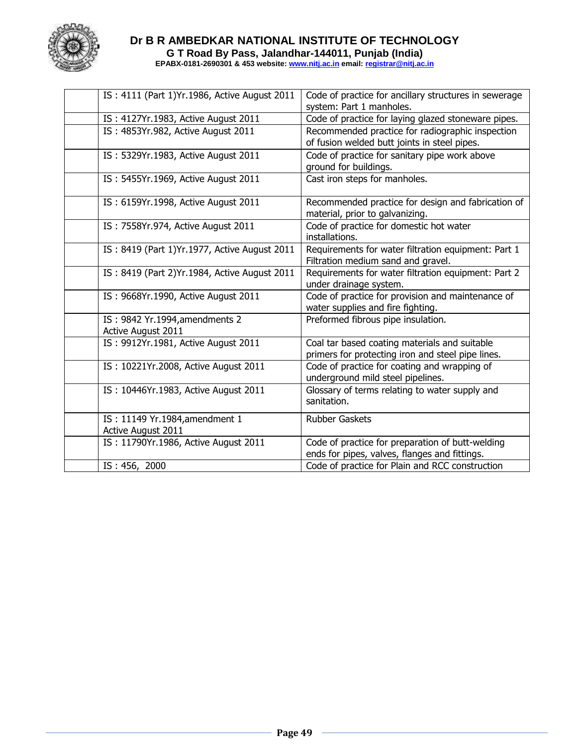|  | IS : 4111 (Part 1)Yr.1986, Active August 2011 | Code of practice for ancillary structures in sewerage system: Part 1 manholes. |
|---|---|---|
|  | IS : 4127Yr.1983, Active August 2011 | Code of practice for laying glazed stoneware pipes. |
|  | IS : 4853Yr.982, Active August 2011 | Recommended practice for radiographic inspection of fusion welded butt joints in steel pipes. |
|  | IS : 5329Yr.1983, Active August 2011 | Code of practice for sanitary pipe work above ground for buildings. |
|  | IS : 5455Yr.1969, Active August 2011 | Cast iron steps for manholes. |
|  | IS : 6159Yr.1998, Active August 2011 | Recommended practice for design and fabrication of material, prior to galvanizing. |
|  | IS : 7558Yr.974, Active August 2011 | Code of practice for domestic hot water installations. |
|  | IS : 8419 (Part 1)Yr.1977, Active August 2011 | Requirements for water filtration equipment: Part 1 Filtration medium sand and gravel. |
|  | IS : 8419 (Part 2)Yr.1984, Active August 2011 | Requirements for water filtration equipment: Part 2 under drainage system. |
|  | IS : 9668Yr.1990, Active August 2011 | Code of practice for provision and maintenance of water supplies and fire fighting. |
|  | IS : 9842 Yr.1994,amendments 2 Active August 2011 | Preformed fibrous pipe insulation. |
|  | IS : 9912Yr.1981, Active August 2011 | Coal tar based coating materials and suitable primers for protecting iron and steel pipe lines. |
|  | IS : 10221Yr.2008, Active August 2011 | Code of practice for coating and wrapping of underground mild steel pipelines. |
|  | IS : 10446Yr.1983, Active August 2011 | Glossary of terms relating to water supply and sanitation. |
|  | IS : 11149 Yr.1984,amendment 1 Active August 2011 | Rubber Gaskets |
|  | IS : 11790Yr.1986, Active August 2011 | Code of practice for preparation of butt-welding ends for pipes, valves, flanges and fittings. |
|  | IS : 456, 2000 | Code of practice for Plain and RCC construction |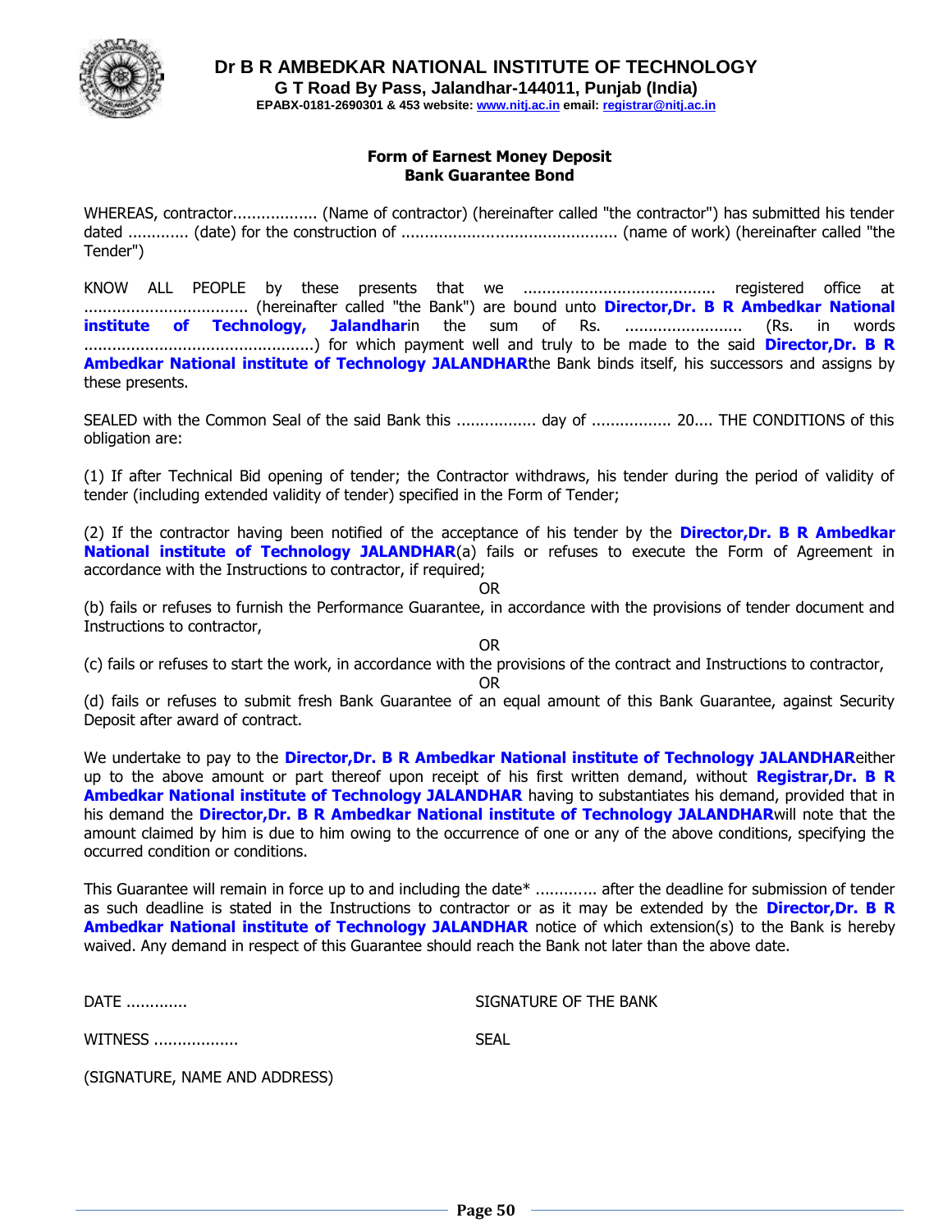# Dr B R AMBEDKAR NATIONAL INSTITUTE OF TECHNOLOGY

**G T Road By Pass, Jalandhar-144011, Punjab (India)**

**EPABX-0181-2690301 & 453 website: www.nitj.ac.in email: registrar@nitj.ac.in**

## Form of Earnest Money Deposit
## Bank Guarantee Bond

WHEREAS, contractor.................. (Name of contractor) (hereinafter called "the contractor") has submitted his tender dated ............. (date) for the construction of .............................................. (name of work) (hereinafter called "the Tender")

KNOW ALL PEOPLE by these presents that we ......................................... registered office at ................................... (hereinafter called "the Bank") are bound unto **Director,Dr. B R Ambedkar National institute of Technology, Jalandhar**in the sum of Rs. ......................... (Rs. in words ................................................) for which payment well and truly to be made to the said **Director,Dr. B R Ambedkar National institute of Technology JALANDHAR**the Bank binds itself, his successors and assigns by these presents.

SEALED with the Common Seal of the said Bank this ................. day of ................. 20.... THE CONDITIONS of this obligation are:

(1) If after Technical Bid opening of tender; the Contractor withdraws, his tender during the period of validity of tender (including extended validity of tender) specified in the Form of Tender;

(2) If the contractor having been notified of the acceptance of his tender by the **Director,Dr. B R Ambedkar National institute of Technology JALANDHAR**(a) fails or refuses to execute the Form of Agreement in accordance with the Instructions to contractor, if required;

OR

(b) fails or refuses to furnish the Performance Guarantee, in accordance with the provisions of tender document and Instructions to contractor,

OR

(c) fails or refuses to start the work, in accordance with the provisions of the contract and Instructions to contractor,

OR

(d) fails or refuses to submit fresh Bank Guarantee of an equal amount of this Bank Guarantee, against Security Deposit after award of contract.

We undertake to pay to the **Director,Dr. B R Ambedkar National institute of Technology JALANDHAR**either up to the above amount or part thereof upon receipt of his first written demand, without **Registrar,Dr. B R Ambedkar National institute of Technology JALANDHAR** having to substantiates his demand, provided that in his demand the **Director,Dr. B R Ambedkar National institute of Technology JALANDHAR**will note that the amount claimed by him is due to him owing to the occurrence of one or any of the above conditions, specifying the occurred condition or conditions.

This Guarantee will remain in force up to and including the date* ............. after the deadline for submission of tender as such deadline is stated in the Instructions to contractor or as it may be extended by the **Director,Dr. B R Ambedkar National institute of Technology JALANDHAR** notice of which extension(s) to the Bank is hereby waived. Any demand in respect of this Guarantee should reach the Bank not later than the above date.

DATE .............

SIGNATURE OF THE BANK

WITNESS ..................

SEAL

(SIGNATURE, NAME AND ADDRESS)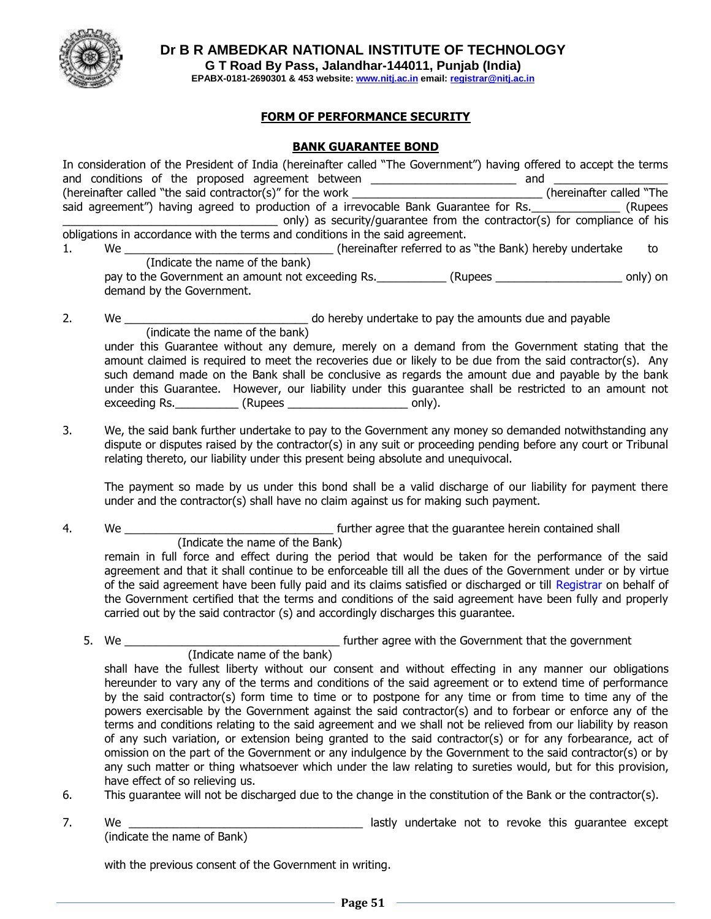# Dr B R AMBEDKAR NATIONAL INSTITUTE OF TECHNOLOGY

**G T Road By Pass, Jalandhar-144011, Punjab (India)**

**EPABX-0181-2690301 & 453 website: www.nitj.ac.in email: registrar@nitj.ac.in**

## FORM OF PERFORMANCE SECURITY

### BANK GUARANTEE BOND

In consideration of the President of India (hereinafter called "The Government") having offered to accept the terms and conditions of the proposed agreement between ______________________ and _________________ (hereinafter called "the said contractor(s)" for the work _____________________________ (hereinafter called "The said agreement") having agreed to production of a irrevocable Bank Guarantee for Rs._____________ (Rupees ________________________________ only) as security/guarantee from the contractor(s) for compliance of his obligations in accordance with the terms and conditions in the said agreement.

1. We ________________________________ (hereinafter referred to as "the Bank) hereby undertake to
   (Indicate the name of the bank)
   pay to the Government an amount not exceeding Rs.___________ (Rupees ____________________ only) on demand by the Government.

2. We ____________________________ do hereby undertake to pay the amounts due and payable
   (indicate the name of the bank)
   under this Guarantee without any demure, merely on a demand from the Government stating that the amount claimed is required to meet the recoveries due or likely to be due from the said contractor(s). Any such demand made on the Bank shall be conclusive as regards the amount due and payable by the bank under this Guarantee. However, our liability under this guarantee shall be restricted to an amount not exceeding Rs.__________ (Rupees ___________________ only).

3. We, the said bank further undertake to pay to the Government any money so demanded notwithstanding any dispute or disputes raised by the contractor(s) in any suit or proceeding pending before any court or Tribunal relating thereto, our liability under this present being absolute and unequivocal.

   The payment so made by us under this bond shall be a valid discharge of our liability for payment there under and the contractor(s) shall have no claim against us for making such payment.

4. We ________________________________ further agree that the guarantee herein contained shall
   (Indicate the name of the Bank)
   remain in full force and effect during the period that would be taken for the performance of the said agreement and that it shall continue to be enforceable till all the dues of the Government under or by virtue of the said agreement have been fully paid and its claims satisfied or discharged or till Registrar on behalf of the Government certified that the terms and conditions of the said agreement have been fully and properly carried out by the said contractor (s) and accordingly discharges this guarantee.

5. We _________________________________ further agree with the Government that the government
   (Indicate name of the bank)
   shall have the fullest liberty without our consent and without effecting in any manner our obligations hereunder to vary any of the terms and conditions of the said agreement or to extend time of performance by the said contractor(s) form time to time or to postpone for any time or from time to time any of the powers exercisable by the Government against the said contractor(s) and to forbear or enforce any of the terms and conditions relating to the said agreement and we shall not be relieved from our liability by reason of any such variation, or extension being granted to the said contractor(s) or for any forbearance, act of omission on the part of the Government or any indulgence by the Government to the said contractor(s) or by any such matter or thing whatsoever which under the law relating to sureties would, but for this provision, have effect of so relieving us.

6. This guarantee will not be discharged due to the change in the constitution of the Bank or the contractor(s).

7. We ____________________________________ lastly undertake not to revoke this guarantee except
   (indicate the name of Bank)

   with the previous consent of the Government in writing.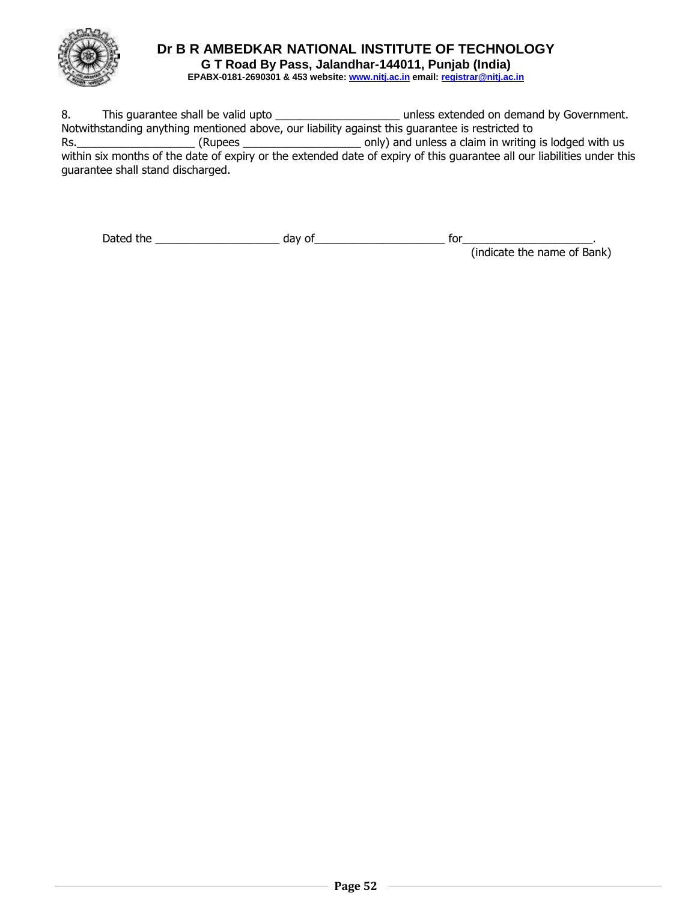8. This guarantee shall be valid upto ____________________ unless extended on demand by Government. Notwithstanding anything mentioned above, our liability against this guarantee is restricted to Rs.___________________ (Rupees ___________________ only) and unless a claim in writing is lodged with us within six months of the date of expiry or the extended date of expiry of this guarantee all our liabilities under this guarantee shall stand discharged.

Dated the ____________________ day of_____________________ for_____________________.
(indicate the name of Bank)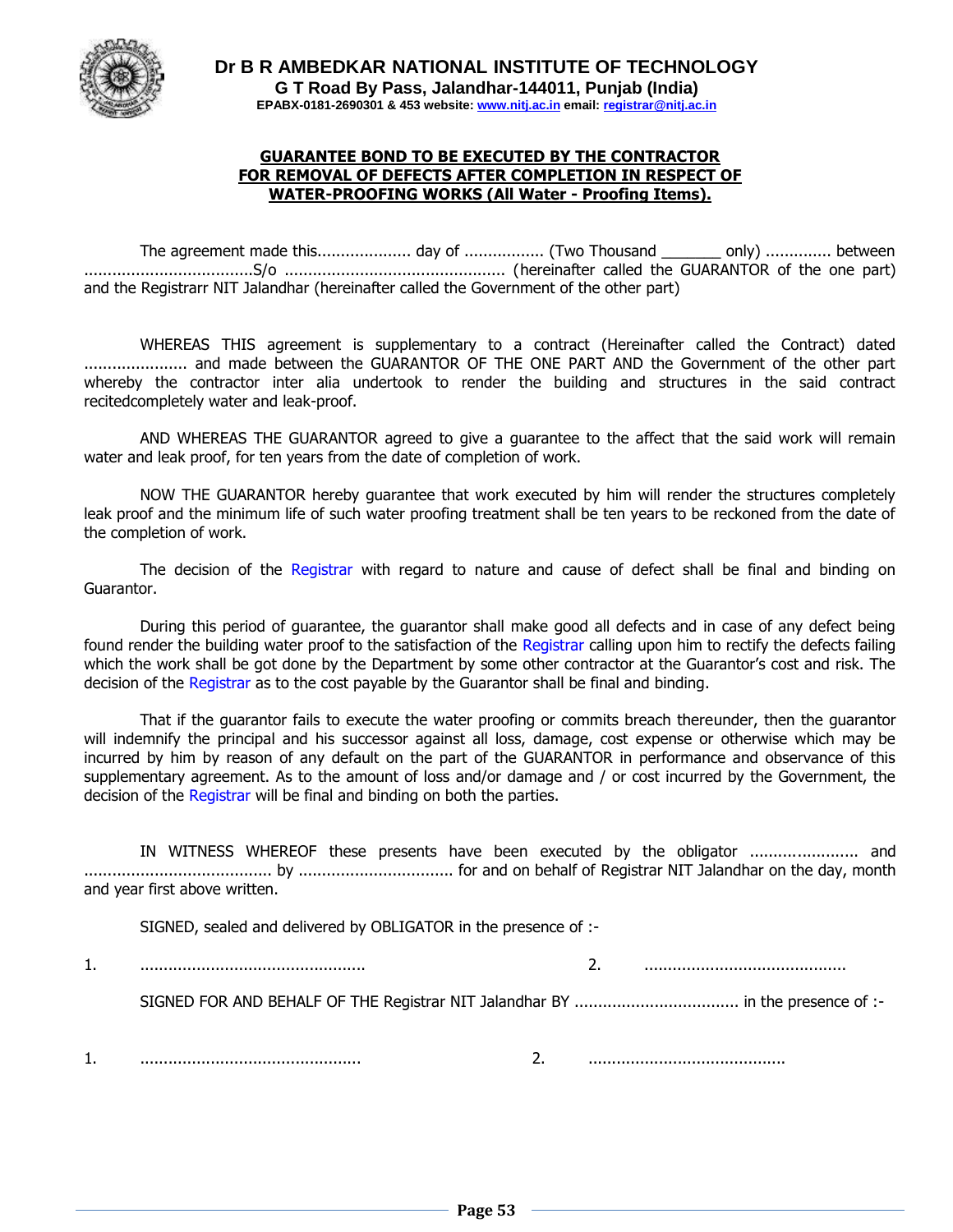**Dr B R AMBEDKAR NATIONAL INSTITUTE OF TECHNOLOGY**
**G T Road By Pass, Jalandhar-144011, Punjab (India)**
**EPABX-0181-2690301 & 453 website: www.nitj.ac.in email: registrar@nitj.ac.in**

## GUARANTEE BOND TO BE EXECUTED BY THE CONTRACTOR FOR REMOVAL OF DEFECTS AFTER COMPLETION IN RESPECT OF WATER-PROOFING WORKS (All Water - Proofing Items).

The agreement made this.................... day of ................. (Two Thousand _______ only) .............. between ....................................S/o ............................................... (hereinafter called the GUARANTOR of the one part) and the Registrarr NIT Jalandhar (hereinafter called the Government of the other part)

WHEREAS THIS agreement is supplementary to a contract (Hereinafter called the Contract) dated ...................... and made between the GUARANTOR OF THE ONE PART AND the Government of the other part whereby the contractor inter alia undertook to render the building and structures in the said contract recitedcompletely water and leak-proof.

AND WHEREAS THE GUARANTOR agreed to give a guarantee to the affect that the said work will remain water and leak proof, for ten years from the date of completion of work.

NOW THE GUARANTOR hereby guarantee that work executed by him will render the structures completely leak proof and the minimum life of such water proofing treatment shall be ten years to be reckoned from the date of the completion of work.

The decision of the Registrar with regard to nature and cause of defect shall be final and binding on Guarantor.

During this period of guarantee, the guarantor shall make good all defects and in case of any defect being found render the building water proof to the satisfaction of the Registrar calling upon him to rectify the defects failing which the work shall be got done by the Department by some other contractor at the Guarantor's cost and risk. The decision of the Registrar as to the cost payable by the Guarantor shall be final and binding.

That if the guarantor fails to execute the water proofing or commits breach thereunder, then the guarantor will indemnify the principal and his successor against all loss, damage, cost expense or otherwise which may be incurred by him by reason of any default on the part of the GUARANTOR in performance and observance of this supplementary agreement. As to the amount of loss and/or damage and / or cost incurred by the Government, the decision of the Registrar will be final and binding on both the parties.

IN WITNESS WHEREOF these presents have been executed by the obligator ........................ and ........................................ by ................................. for and on behalf of Registrar NIT Jalandhar on the day, month and year first above written.

SIGNED, sealed and delivered by OBLIGATOR in the presence of :-

1. ................................................ 2. ...........................................

SIGNED FOR AND BEHALF OF THE Registrar NIT Jalandhar BY ................................... in the presence of :-

1. ............................................... 2. ..........................................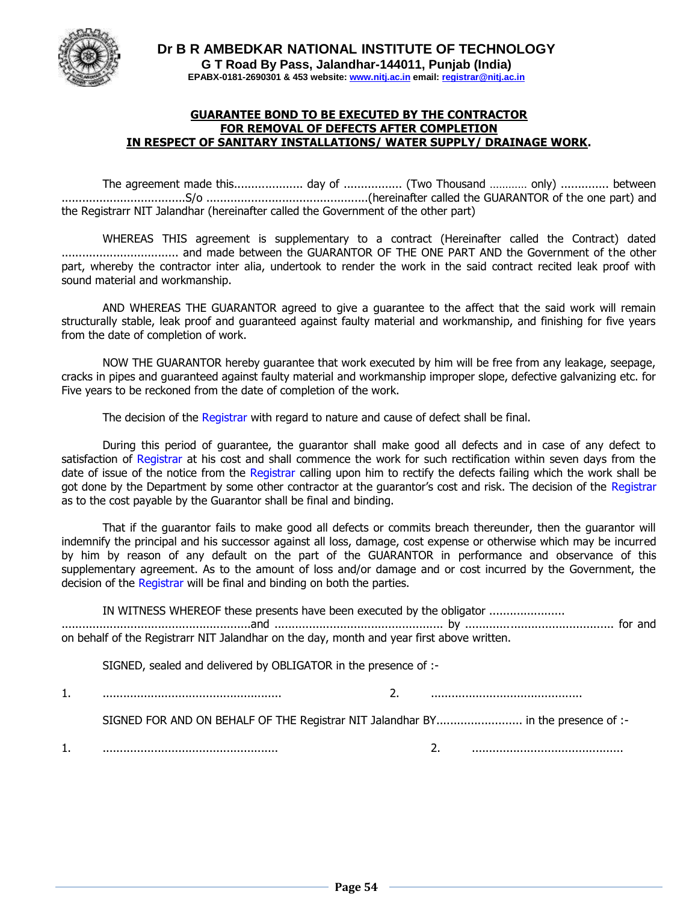**Dr B R AMBEDKAR NATIONAL INSTITUTE OF TECHNOLOGY**
**G T Road By Pass, Jalandhar-144011, Punjab (India)**
**EPABX-0181-2690301 & 453 website: www.nitj.ac.in email: registrar@nitj.ac.in**

**GUARANTEE BOND TO BE EXECUTED BY THE CONTRACTOR**
**FOR REMOVAL OF DEFECTS AFTER COMPLETION**
**IN RESPECT OF SANITARY INSTALLATIONS/ WATER SUPPLY/ DRAINAGE WORK.**

The agreement made this.................... day of ................. (Two Thousand ………… only) ............. between ....................................S/o ...............................................(hereinafter called the GUARANTOR of the one part) and the Registrarr NIT Jalandhar (hereinafter called the Government of the other part)

WHEREAS THIS agreement is supplementary to a contract (Hereinafter called the Contract) dated .................................. and made between the GUARANTOR OF THE ONE PART AND the Government of the other part, whereby the contractor inter alia, undertook to render the work in the said contract recited leak proof with sound material and workmanship.

AND WHEREAS THE GUARANTOR agreed to give a guarantee to the affect that the said work will remain structurally stable, leak proof and guaranteed against faulty material and workmanship, and finishing for five years from the date of completion of work.

NOW THE GUARANTOR hereby guarantee that work executed by him will be free from any leakage, seepage, cracks in pipes and guaranteed against faulty material and workmanship improper slope, defective galvanizing etc. for Five years to be reckoned from the date of completion of the work.

The decision of the Registrar with regard to nature and cause of defect shall be final.

During this period of guarantee, the guarantor shall make good all defects and in case of any defect to satisfaction of Registrar at his cost and shall commence the work for such rectification within seven days from the date of issue of the notice from the Registrar calling upon him to rectify the defects failing which the work shall be got done by the Department by some other contractor at the guarantor's cost and risk. The decision of the Registrar as to the cost payable by the Guarantor shall be final and binding.

That if the guarantor fails to make good all defects or commits breach thereunder, then the guarantor will indemnify the principal and his successor against all loss, damage, cost expense or otherwise which may be incurred by him by reason of any default on the part of the GUARANTOR in performance and observance of this supplementary agreement. As to the amount of loss and/or damage and or cost incurred by the Government, the decision of the Registrar will be final and binding on both the parties.

IN WITNESS WHEREOF these presents have been executed by the obligator ...................... .......................................................and ................................................. by ........................................... for and on behalf of the Registrarr NIT Jalandhar on the day, month and year first above written.

SIGNED, sealed and delivered by OBLIGATOR in the presence of :-

1. ....................................................    2. ...........................................

SIGNED FOR AND ON BEHALF OF THE Registrar NIT Jalandhar BY......................... in the presence of :-

1. ...................................................    2. ...........................................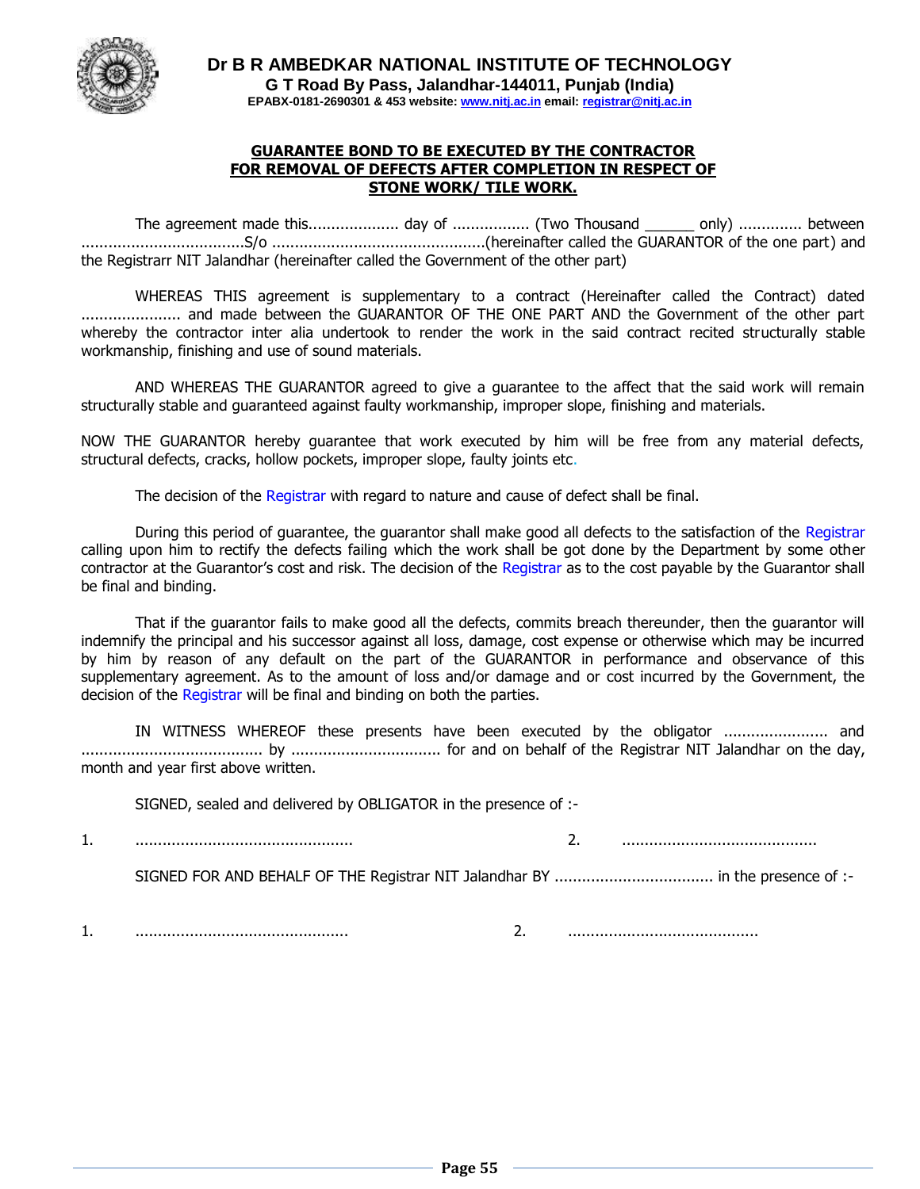**Dr B R AMBEDKAR NATIONAL INSTITUTE OF TECHNOLOGY**
**G T Road By Pass, Jalandhar-144011, Punjab (India)**
**EPABX-0181-2690301 & 453 website: www.nitj.ac.in email: registrar@nitj.ac.in**

## GUARANTEE BOND TO BE EXECUTED BY THE CONTRACTOR FOR REMOVAL OF DEFECTS AFTER COMPLETION IN RESPECT OF STONE WORK/ TILE WORK.

The agreement made this.................... day of ................. (Two Thousand ______ only) ............. between ....................................S/o ...............................................(hereinafter called the GUARANTOR of the one part) and the Registrarr NIT Jalandhar (hereinafter called the Government of the other part)

WHEREAS THIS agreement is supplementary to a contract (Hereinafter called the Contract) dated ...................... and made between the GUARANTOR OF THE ONE PART AND the Government of the other part whereby the contractor inter alia undertook to render the work in the said contract recited structurally stable workmanship, finishing and use of sound materials.

AND WHEREAS THE GUARANTOR agreed to give a guarantee to the affect that the said work will remain structurally stable and guaranteed against faulty workmanship, improper slope, finishing and materials.

NOW THE GUARANTOR hereby guarantee that work executed by him will be free from any material defects, structural defects, cracks, hollow pockets, improper slope, faulty joints etc.

The decision of the Registrar with regard to nature and cause of defect shall be final.

During this period of guarantee, the guarantor shall make good all defects to the satisfaction of the Registrar calling upon him to rectify the defects failing which the work shall be got done by the Department by some other contractor at the Guarantor's cost and risk. The decision of the Registrar as to the cost payable by the Guarantor shall be final and binding.

That if the guarantor fails to make good all the defects, commits breach thereunder, then the guarantor will indemnify the principal and his successor against all loss, damage, cost expense or otherwise which may be incurred by him by reason of any default on the part of the GUARANTOR in performance and observance of this supplementary agreement. As to the amount of loss and/or damage and or cost incurred by the Government, the decision of the Registrar will be final and binding on both the parties.

IN WITNESS WHEREOF these presents have been executed by the obligator ....................... and ........................................ by ................................. for and on behalf of the Registrar NIT Jalandhar on the day, month and year first above written.

SIGNED, sealed and delivered by OBLIGATOR in the presence of :-

1. ................................................ 2. ...........................................

SIGNED FOR AND BEHALF OF THE Registrar NIT Jalandhar BY ................................... in the presence of :-

1. ............................................... 2. ..........................................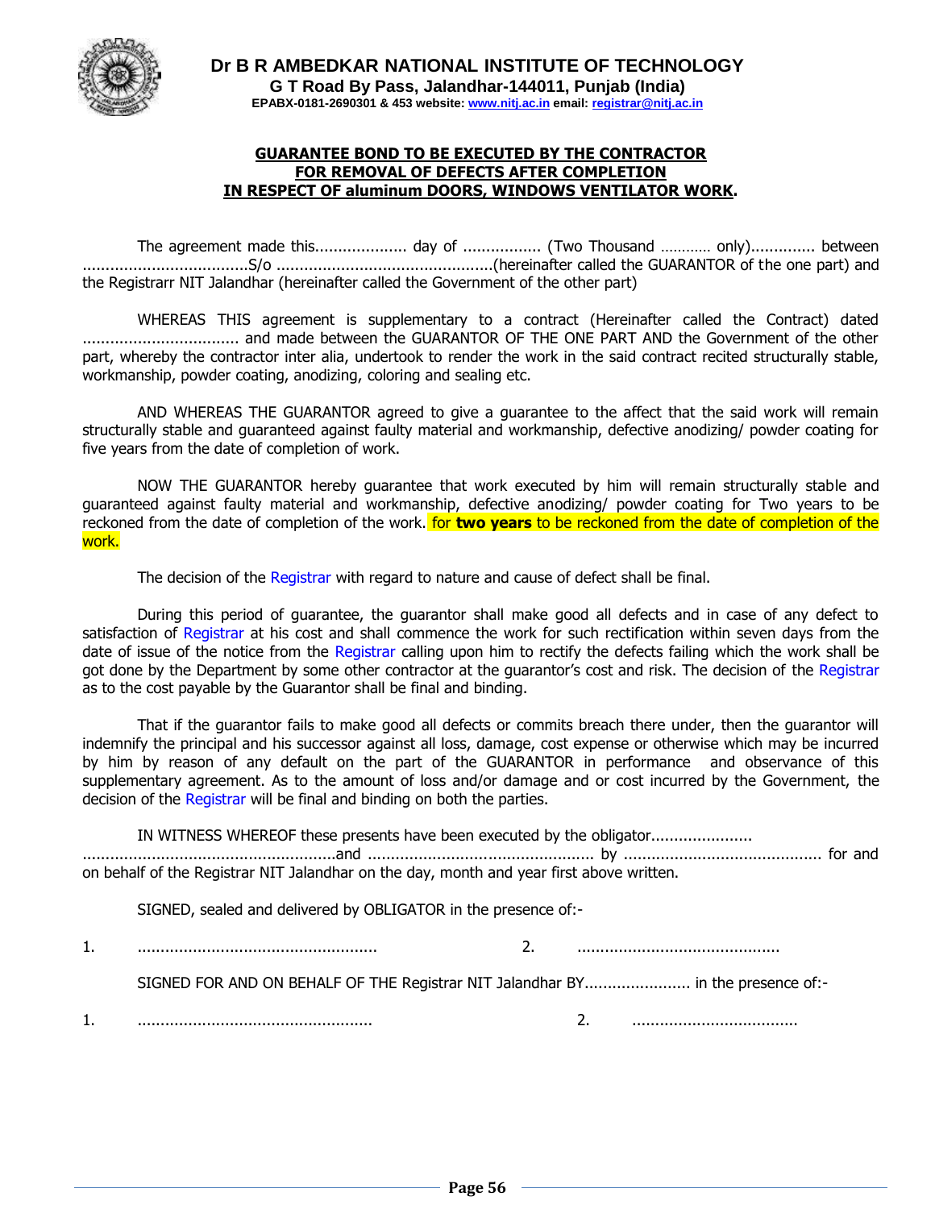**Dr B R AMBEDKAR NATIONAL INSTITUTE OF TECHNOLOGY**
**G T Road By Pass, Jalandhar-144011, Punjab (India)**
**EPABX-0181-2690301 & 453 website: www.nitj.ac.in email: registrar@nitj.ac.in**

**GUARANTEE BOND TO BE EXECUTED BY THE CONTRACTOR FOR REMOVAL OF DEFECTS AFTER COMPLETION IN RESPECT OF aluminum DOORS, WINDOWS VENTILATOR WORK.**

The agreement made this.................... day of ................. (Two Thousand ………… only).............. between ....................................S/o ..............................................(hereinafter called the GUARANTOR of the one part) and the Registrarr NIT Jalandhar (hereinafter called the Government of the other part)

WHEREAS THIS agreement is supplementary to a contract (Hereinafter called the Contract) dated .................................. and made between the GUARANTOR OF THE ONE PART AND the Government of the other part, whereby the contractor inter alia, undertook to render the work in the said contract recited structurally stable, workmanship, powder coating, anodizing, coloring and sealing etc.

AND WHEREAS THE GUARANTOR agreed to give a guarantee to the affect that the said work will remain structurally stable and guaranteed against faulty material and workmanship, defective anodizing/ powder coating for five years from the date of completion of work.

NOW THE GUARANTOR hereby guarantee that work executed by him will remain structurally stable and guaranteed against faulty material and workmanship, defective anodizing/ powder coating for Two years to be reckoned from the date of completion of the work. for **two years** to be reckoned from the date of completion of the work.

The decision of the Registrar with regard to nature and cause of defect shall be final.

During this period of guarantee, the guarantor shall make good all defects and in case of any defect to satisfaction of Registrar at his cost and shall commence the work for such rectification within seven days from the date of issue of the notice from the Registrar calling upon him to rectify the defects failing which the work shall be got done by the Department by some other contractor at the guarantor's cost and risk. The decision of the Registrar as to the cost payable by the Guarantor shall be final and binding.

That if the guarantor fails to make good all defects or commits breach there under, then the guarantor will indemnify the principal and his successor against all loss, damage, cost expense or otherwise which may be incurred by him by reason of any default on the part of the GUARANTOR in performance and observance of this supplementary agreement. As to the amount of loss and/or damage and or cost incurred by the Government, the decision of the Registrar will be final and binding on both the parties.

IN WITNESS WHEREOF these presents have been executed by the obligator...................... .......................................................and ................................................. by ........................................... for and on behalf of the Registrar NIT Jalandhar on the day, month and year first above written.

SIGNED, sealed and delivered by OBLIGATOR in the presence of:-

1. ....................................................  2. ............................................

SIGNED FOR AND ON BEHALF OF THE Registrar NIT Jalandhar BY....................... in the presence of:-

1. ...................................................  2. ....................................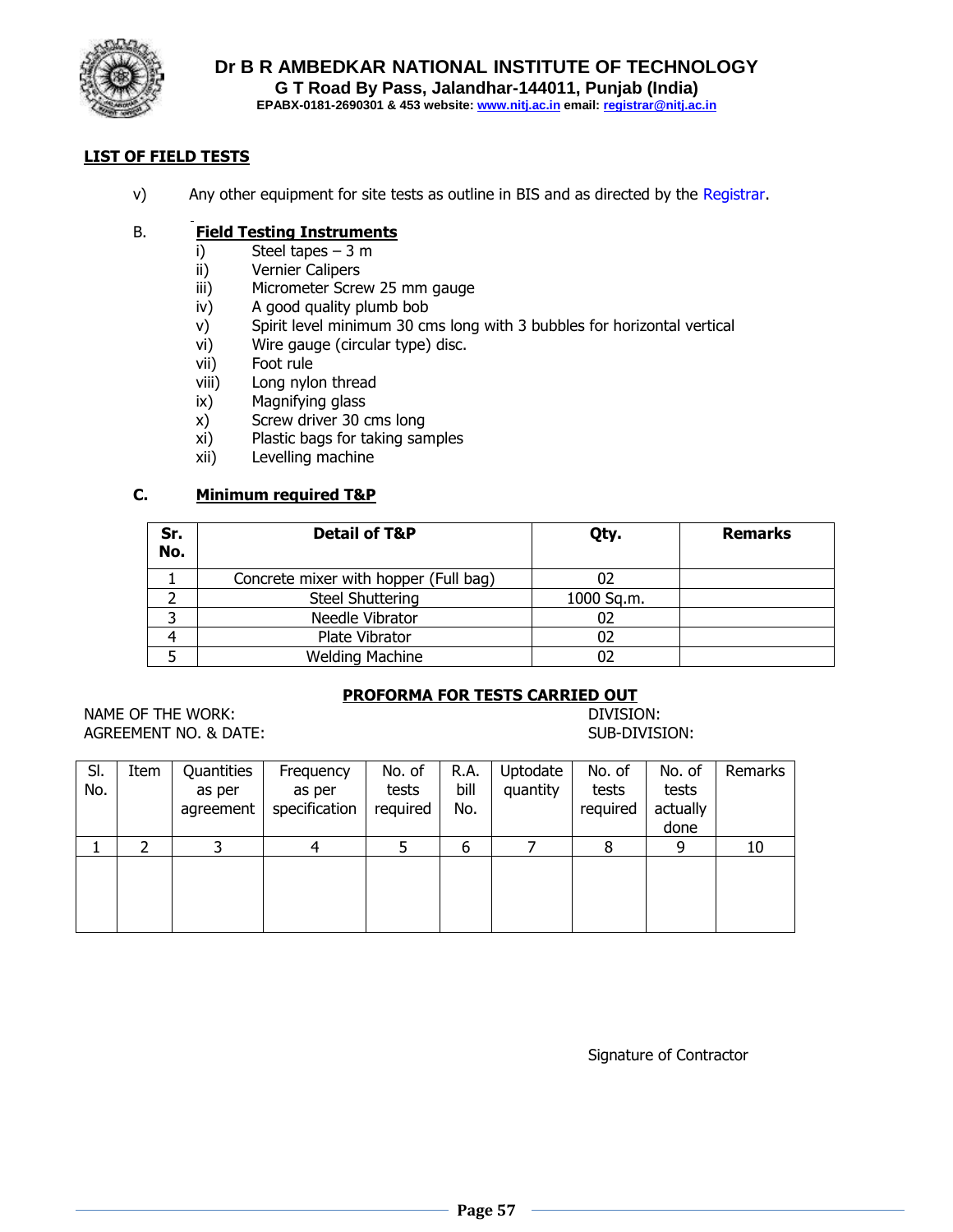**LIST OF FIELD TESTS**

v) Any other equipment for site tests as outline in BIS and as directed by the Registrar.

B. **Field Testing Instruments**

i) Steel tapes – 3 m
ii) Vernier Calipers
iii) Micrometer Screw 25 mm gauge
iv) A good quality plumb bob
v) Spirit level minimum 30 cms long with 3 bubbles for horizontal vertical
vi) Wire gauge (circular type) disc.
vii) Foot rule
viii) Long nylon thread
ix) Magnifying glass
x) Screw driver 30 cms long
xi) Plastic bags for taking samples
xii) Levelling machine

C. **Minimum required T&P**

| Sr. No. | Detail of T&P | Qty. | Remarks |
|---|---|---|---|
| 1 | Concrete mixer with hopper (Full bag) | 02 | |
| 2 | Steel Shuttering | 1000 Sq.m. | |
| 3 | Needle Vibrator | 02 | |
| 4 | Plate Vibrator | 02 | |
| 5 | Welding Machine | 02 | |

**PROFORMA FOR TESTS CARRIED OUT**

NAME OF THE WORK: DIVISION:
AGREEMENT NO. & DATE: SUB-DIVISION:

| Sl. No. | Item | Quantities as per agreement | Frequency as per specification | No. of tests required | R.A. bill No. | Uptodate quantity | No. of tests required | No. of tests actually done | Remarks |
|---|---|---|---|---|---|---|---|---|---|
| 1 | 2 | 3 | 4 | 5 | 6 | 7 | 8 | 9 | 10 |
| | | | | | | | | | |

Signature of Contractor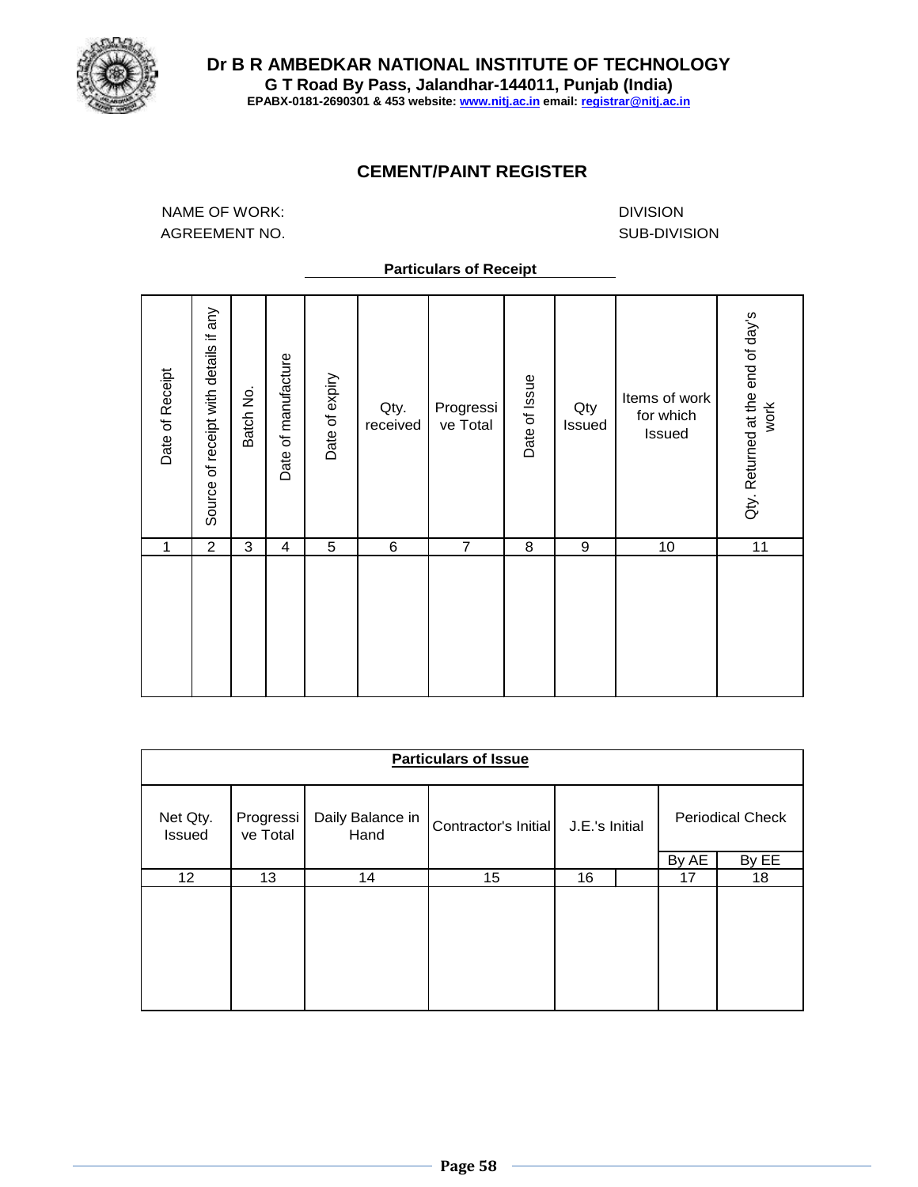**Dr B R AMBEDKAR NATIONAL INSTITUTE OF TECHNOLOGY**
**G T Road By Pass, Jalandhar-144011, Punjab (India)**
**EPABX-0181-2690301 & 453 website: www.nitj.ac.in email: registrar@nitj.ac.in**

## CEMENT/PAINT REGISTER

NAME OF WORK: DIVISION

AGREEMENT NO. SUB-DIVISION

**Particulars of Receipt**

| Date of Receipt | Source of receipt with details if any | Batch No. | Date of manufacture | Date of expiry | Qty. received | Progressive Total | Date of Issue | Qty Issued | Items of work for which Issued | Qty. Returned at the end of day's work |
|---|---|---|---|---|---|---|---|---|---|---|
| 1 | 2 | 3 | 4 | 5 | 6 | 7 | 8 | 9 | 10 | 11 |
| | | | | | | | | | | |

**Particulars of Issue**

| Net Qty. Issued | Progressive Total | Daily Balance in Hand | Contractor's Initial | J.E.'s Initial | | Periodical Check | |
|---|---|---|---|---|---|---|---|
| | | | | | | By AE | By EE |
| 12 | 13 | 14 | 15 | 16 | | 17 | 18 |
| | | | | | | | |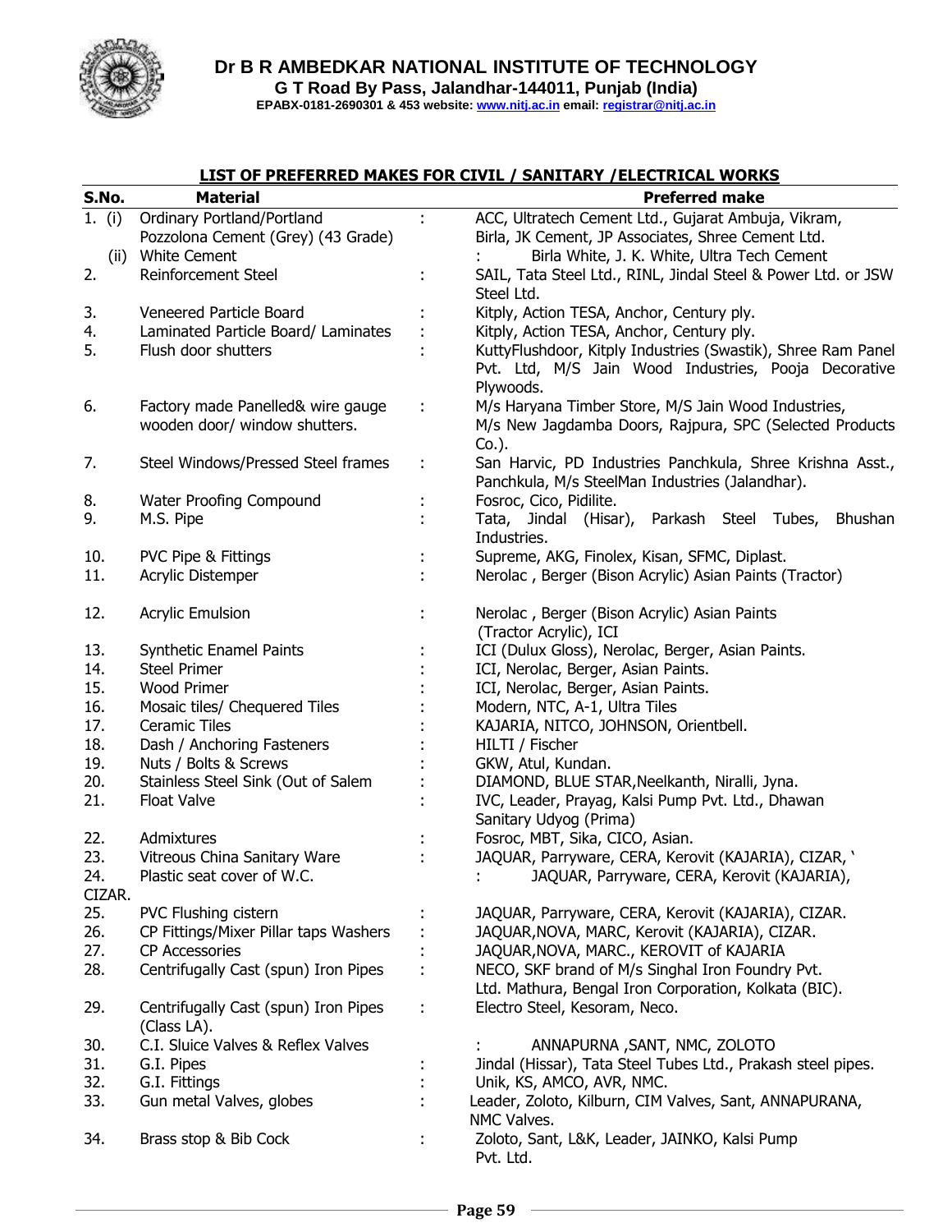**Dr B R AMBEDKAR NATIONAL INSTITUTE OF TECHNOLOGY**
**G T Road By Pass, Jalandhar-144011, Punjab (India)**
**EPABX-0181-2690301 & 453 website: www.nitj.ac.in email: registrar@nitj.ac.in**

## LIST OF PREFERRED MAKES FOR CIVIL / SANITARY /ELECTRICAL WORKS

| S.No. | Material | | Preferred make |
|---|---|---|---|
| 1. (i) | Ordinary Portland/Portland Pozzolona Cement (Grey) (43 Grade) | : | ACC, Ultratech Cement Ltd., Gujarat Ambuja, Vikram, Birla, JK Cement, JP Associates, Shree Cement Ltd. |
| (ii) | White Cement | : | Birla White, J. K. White, Ultra Tech Cement |
| 2. | Reinforcement Steel | : | SAIL, Tata Steel Ltd., RINL, Jindal Steel & Power Ltd. or JSW Steel Ltd. |
| 3. | Veneered Particle Board | : | Kitply, Action TESA, Anchor, Century ply. |
| 4. | Laminated Particle Board/ Laminates | : | Kitply, Action TESA, Anchor, Century ply. |
| 5. | Flush door shutters | : | KuttyFlushdoor, Kitply Industries (Swastik), Shree Ram Panel Pvt. Ltd, M/S Jain Wood Industries, Pooja Decorative Plywoods. |
| 6. | Factory made Panelled& wire gauge wooden door/ window shutters. | : | M/s Haryana Timber Store, M/S Jain Wood Industries, M/s New Jagdamba Doors, Rajpura, SPC (Selected Products Co.). |
| 7. | Steel Windows/Pressed Steel frames | : | San Harvic, PD Industries Panchkula, Shree Krishna Asst., Panchkula, M/s SteelMan Industries (Jalandhar). |
| 8. | Water Proofing Compound | : | Fosroc, Cico, Pidilite. |
| 9. | M.S. Pipe | : | Tata, Jindal (Hisar), Parkash Steel Tubes, Bhushan Industries. |
| 10. | PVC Pipe & Fittings | : | Supreme, AKG, Finolex, Kisan, SFMC, Diplast. |
| 11. | Acrylic Distemper | : | Nerolac , Berger (Bison Acrylic) Asian Paints (Tractor) |
| 12. | Acrylic Emulsion | : | Nerolac , Berger (Bison Acrylic) Asian Paints (Tractor Acrylic), ICI |
| 13. | Synthetic Enamel Paints | : | ICI (Dulux Gloss), Nerolac, Berger, Asian Paints. |
| 14. | Steel Primer | : | ICI, Nerolac, Berger, Asian Paints. |
| 15. | Wood Primer | : | ICI, Nerolac, Berger, Asian Paints. |
| 16. | Mosaic tiles/ Chequered Tiles | : | Modern, NTC, A-1, Ultra Tiles |
| 17. | Ceramic Tiles | : | KAJARIA, NITCO, JOHNSON, Orientbell. |
| 18. | Dash / Anchoring Fasteners | : | HILTI / Fischer |
| 19. | Nuts / Bolts & Screws | : | GKW, Atul, Kundan. |
| 20. | Stainless Steel Sink (Out of Salem | : | DIAMOND, BLUE STAR,Neelkanth, Niralli, Jyna. |
| 21. | Float Valve | : | IVC, Leader, Prayag, Kalsi Pump Pvt. Ltd., Dhawan Sanitary Udyog (Prima) |
| 22. | Admixtures | : | Fosroc, MBT, Sika, CICO, Asian. |
| 23. | Vitreous China Sanitary Ware | : | JAQUAR, Parryware, CERA, Kerovit (KAJARIA), CIZAR, ' |
| 24. | Plastic seat cover of W.C. | : | JAQUAR, Parryware, CERA, Kerovit (KAJARIA), CIZAR. |
| 25. | PVC Flushing cistern | : | JAQUAR, Parryware, CERA, Kerovit (KAJARIA), CIZAR. |
| 26. | CP Fittings/Mixer Pillar taps Washers | : | JAQUAR,NOVA, MARC, Kerovit (KAJARIA), CIZAR. |
| 27. | CP Accessories | : | JAQUAR,NOVA, MARC., KEROVIT of KAJARIA |
| 28. | Centrifugally Cast (spun) Iron Pipes | : | NECO, SKF brand of M/s Singhal Iron Foundry Pvt. Ltd. Mathura, Bengal Iron Corporation, Kolkata (BIC). |
| 29. | Centrifugally Cast (spun) Iron Pipes (Class LA). | : | Electro Steel, Kesoram, Neco. |
| 30. | C.I. Sluice Valves & Reflex Valves | : | ANNAPURNA ,SANT, NMC, ZOLOTO |
| 31. | G.I. Pipes | : | Jindal (Hissar), Tata Steel Tubes Ltd., Prakash steel pipes. |
| 32. | G.I. Fittings | : | Unik, KS, AMCO, AVR, NMC. |
| 33. | Gun metal Valves, globes | : | Leader, Zoloto, Kilburn, CIM Valves, Sant, ANNAPURANA, NMC Valves. |
| 34. | Brass stop & Bib Cock | : | Zoloto, Sant, L&K, Leader, JAINKO, Kalsi Pump Pvt. Ltd. |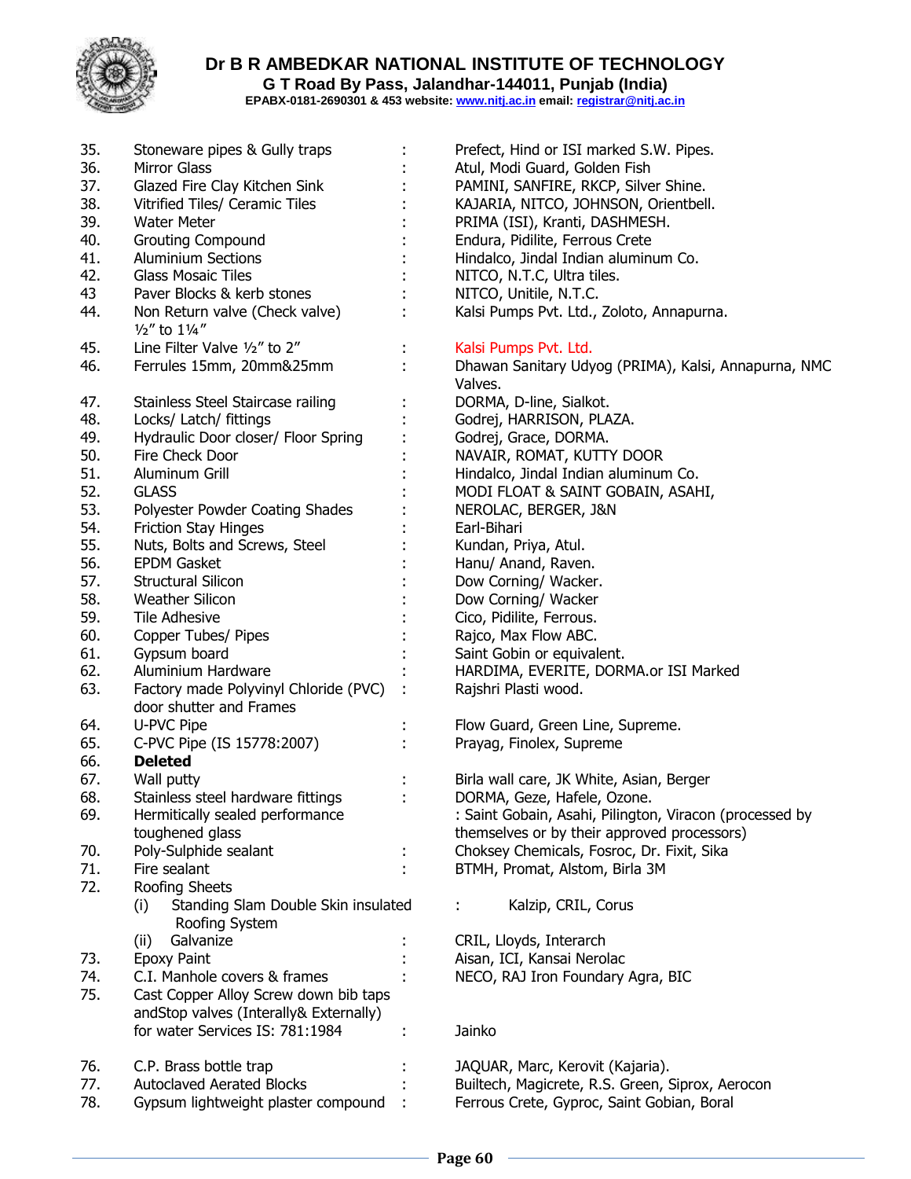# Dr B R AMBEDKAR NATIONAL INSTITUTE OF TECHNOLOGY

**G T Road By Pass, Jalandhar-144011, Punjab (India)**

**EPABX-0181-2690301 & 453 website: www.nitj.ac.in email: registrar@nitj.ac.in**

| | | | |
|---|---|---|---|
| 35. | Stoneware pipes & Gully traps | : | Prefect, Hind or ISI marked S.W. Pipes. |
| 36. | Mirror Glass | : | Atul, Modi Guard, Golden Fish |
| 37. | Glazed Fire Clay Kitchen Sink | : | PAMINI, SANFIRE, RKCP, Silver Shine. |
| 38. | Vitrified Tiles/ Ceramic Tiles | : | KAJARIA, NITCO, JOHNSON, Orientbell. |
| 39. | Water Meter | : | PRIMA (ISI), Kranti, DASHMESH. |
| 40. | Grouting Compound | : | Endura, Pidilite, Ferrous Crete |
| 41. | Aluminium Sections | : | Hindalco, Jindal Indian aluminum Co. |
| 42. | Glass Mosaic Tiles | : | NITCO, N.T.C, Ultra tiles. |
| 43 | Paver Blocks & kerb stones | : | NITCO, Unitile, N.T.C. |
| 44. | Non Return valve (Check valve) ½" to 1¼" | : | Kalsi Pumps Pvt. Ltd., Zoloto, Annapurna. |
| 45. | Line Filter Valve ½" to 2" | : | Kalsi Pumps Pvt. Ltd. |
| 46. | Ferrules 15mm, 20mm&25mm | : | Dhawan Sanitary Udyog (PRIMA), Kalsi, Annapurna, NMC Valves. |
| 47. | Stainless Steel Staircase railing | : | DORMA, D-line, Sialkot. |
| 48. | Locks/ Latch/ fittings | : | Godrej, HARRISON, PLAZA. |
| 49. | Hydraulic Door closer/ Floor Spring | : | Godrej, Grace, DORMA. |
| 50. | Fire Check Door | : | NAVAIR, ROMAT, KUTTY DOOR |
| 51. | Aluminum Grill | : | Hindalco, Jindal Indian aluminum Co. |
| 52. | GLASS | : | MODI FLOAT & SAINT GOBAIN, ASAHI, |
| 53. | Polyester Powder Coating Shades | : | NEROLAC, BERGER, J&N |
| 54. | Friction Stay Hinges | : | Earl-Bihari |
| 55. | Nuts, Bolts and Screws, Steel | : | Kundan, Priya, Atul. |
| 56. | EPDM Gasket | : | Hanu/ Anand, Raven. |
| 57. | Structural Silicon | : | Dow Corning/ Wacker. |
| 58. | Weather Silicon | : | Dow Corning/ Wacker |
| 59. | Tile Adhesive | : | Cico, Pidilite, Ferrous. |
| 60. | Copper Tubes/ Pipes | : | Rajco, Max Flow ABC. |
| 61. | Gypsum board | : | Saint Gobin or equivalent. |
| 62. | Aluminium Hardware | : | HARDIMA, EVERITE, DORMA.or ISI Marked |
| 63. | Factory made Polyvinyl Chloride (PVC) door shutter and Frames | : | Rajshri Plasti wood. |
| 64. | U-PVC Pipe | : | Flow Guard, Green Line, Supreme. |
| 65. | C-PVC Pipe (IS 15778:2007) | : | Prayag, Finolex, Supreme |
| 66. | **Deleted** | | |
| 67. | Wall putty | : | Birla wall care, JK White, Asian, Berger |
| 68. | Stainless steel hardware fittings | : | DORMA, Geze, Hafele, Ozone. |
| 69. | Hermitically sealed performance toughened glass | | : Saint Gobain, Asahi, Pilington, Viracon (processed by themselves or by their approved processors) |
| 70. | Poly-Sulphide sealant | : | Choksey Chemicals, Fosroc, Dr. Fixit, Sika |
| 71. | Fire sealant | : | BTMH, Promat, Alstom, Birla 3M |
| 72. | Roofing Sheets | | |
| | (i) Standing Slam Double Skin insulated Roofing System | : | Kalzip, CRIL, Corus |
| | (ii) Galvanize | : | CRIL, Lloyds, Interarch |
| 73. | Epoxy Paint | : | Aisan, ICI, Kansai Nerolac |
| 74. | C.I. Manhole covers & frames | : | NECO, RAJ Iron Foundary Agra, BIC |
| 75. | Cast Copper Alloy Screw down bib taps andStop valves (Interally& Externally) for water Services IS: 781:1984 | : | Jainko |
| 76. | C.P. Brass bottle trap | : | JAQUAR, Marc, Kerovit (Kajaria). |
| 77. | Autoclaved Aerated Blocks | : | Builtech, Magicrete, R.S. Green, Siprox, Aerocon |
| 78. | Gypsum lightweight plaster compound | : | Ferrous Crete, Gyproc, Saint Gobian, Boral |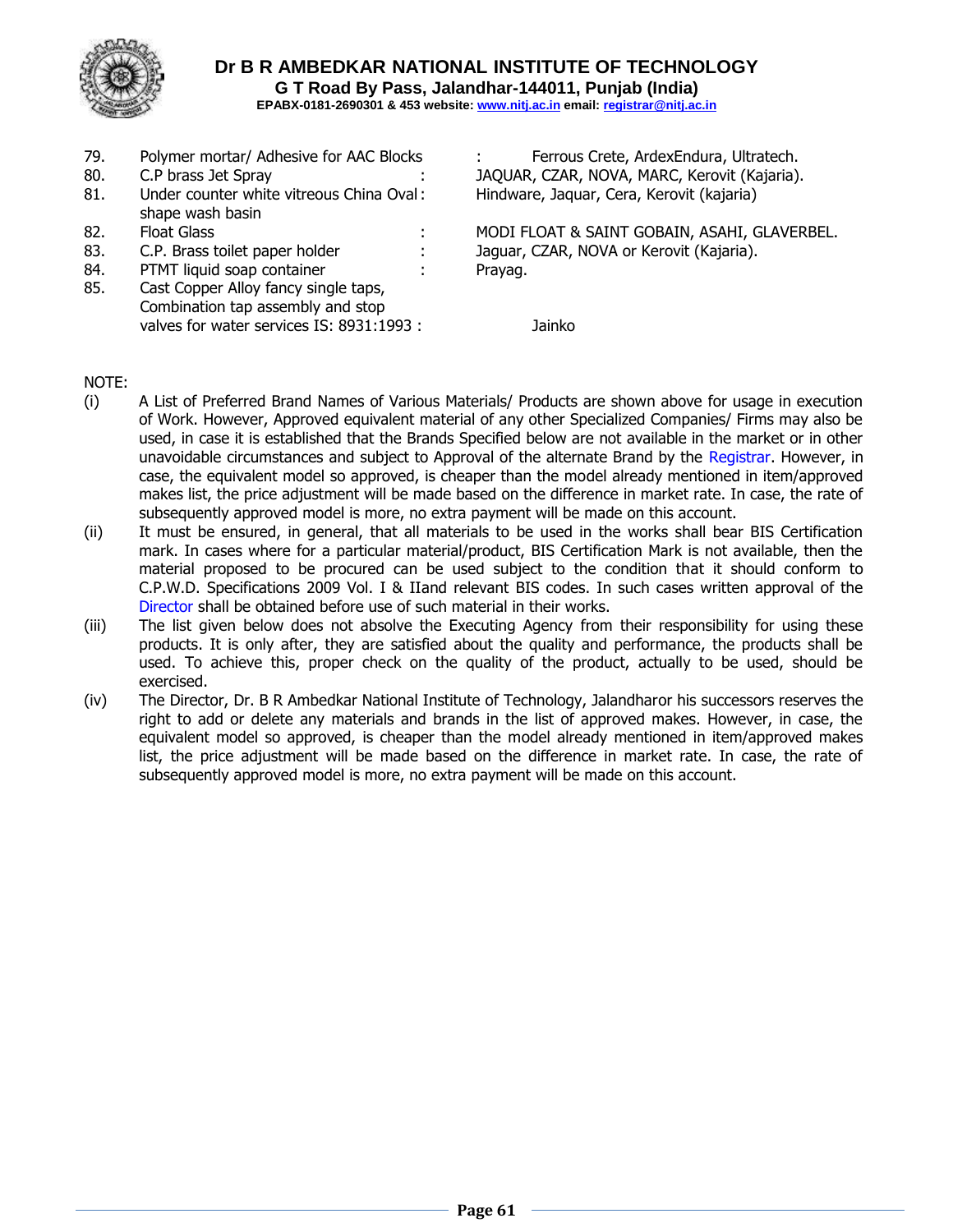79. Polymer mortar/ Adhesive for AAC Blocks : Ferrous Crete, ArdexEndura, Ultratech.
80. C.P brass Jet Spray : JAQUAR, CZAR, NOVA, MARC, Kerovit (Kajaria).
81. Under counter white vitreous China Oval shape wash basin : Hindware, Jaquar, Cera, Kerovit (kajaria)
82. Float Glass : MODI FLOAT & SAINT GOBAIN, ASAHI, GLAVERBEL.
83. C.P. Brass toilet paper holder : Jaguar, CZAR, NOVA or Kerovit (Kajaria).
84. PTMT liquid soap container : Prayag.
85. Cast Copper Alloy fancy single taps, Combination tap assembly and stop valves for water services IS: 8931:1993 : Jainko

NOTE:

(i) A List of Preferred Brand Names of Various Materials/ Products are shown above for usage in execution of Work. However, Approved equivalent material of any other Specialized Companies/ Firms may also be used, in case it is established that the Brands Specified below are not available in the market or in other unavoidable circumstances and subject to Approval of the alternate Brand by the Registrar. However, in case, the equivalent model so approved, is cheaper than the model already mentioned in item/approved makes list, the price adjustment will be made based on the difference in market rate. In case, the rate of subsequently approved model is more, no extra payment will be made on this account.

(ii) It must be ensured, in general, that all materials to be used in the works shall bear BIS Certification mark. In cases where for a particular material/product, BIS Certification Mark is not available, then the material proposed to be procured can be used subject to the condition that it should conform to C.P.W.D. Specifications 2009 Vol. I & IIand relevant BIS codes. In such cases written approval of the Director shall be obtained before use of such material in their works.

(iii) The list given below does not absolve the Executing Agency from their responsibility for using these products. It is only after, they are satisfied about the quality and performance, the products shall be used. To achieve this, proper check on the quality of the product, actually to be used, should be exercised.

(iv) The Director, Dr. B R Ambedkar National Institute of Technology, Jalandharor his successors reserves the right to add or delete any materials and brands in the list of approved makes. However, in case, the equivalent model so approved, is cheaper than the model already mentioned in item/approved makes list, the price adjustment will be made based on the difference in market rate. In case, the rate of subsequently approved model is more, no extra payment will be made on this account.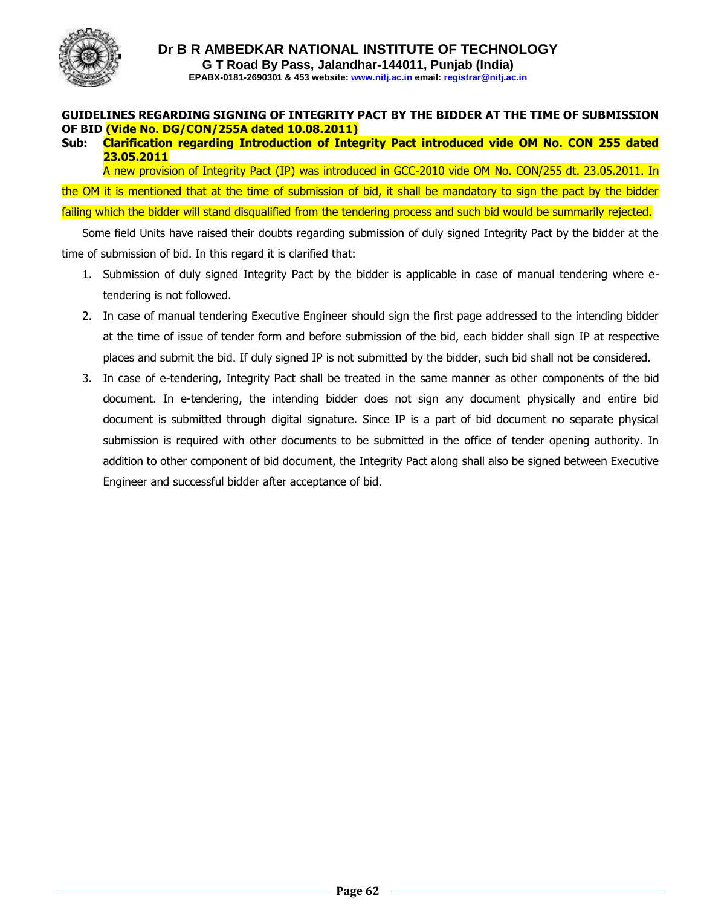**Dr B R AMBEDKAR NATIONAL INSTITUTE OF TECHNOLOGY**
**G T Road By Pass, Jalandhar-144011, Punjab (India)**
**EPABX-0181-2690301 & 453 website: www.nitj.ac.in email: registrar@nitj.ac.in**

**GUIDELINES REGARDING SIGNING OF INTEGRITY PACT BY THE BIDDER AT THE TIME OF SUBMISSION OF BID (Vide No. DG/CON/255A dated 10.08.2011)**

**Sub: Clarification regarding Introduction of Integrity Pact introduced vide OM No. CON 255 dated 23.05.2011**

A new provision of Integrity Pact (IP) was introduced in GCC-2010 vide OM No. CON/255 dt. 23.05.2011. In the OM it is mentioned that at the time of submission of bid, it shall be mandatory to sign the pact by the bidder failing which the bidder will stand disqualified from the tendering process and such bid would be summarily rejected.

Some field Units have raised their doubts regarding submission of duly signed Integrity Pact by the bidder at the time of submission of bid. In this regard it is clarified that:

1. Submission of duly signed Integrity Pact by the bidder is applicable in case of manual tendering where e-tendering is not followed.
2. In case of manual tendering Executive Engineer should sign the first page addressed to the intending bidder at the time of issue of tender form and before submission of the bid, each bidder shall sign IP at respective places and submit the bid. If duly signed IP is not submitted by the bidder, such bid shall not be considered.
3. In case of e-tendering, Integrity Pact shall be treated in the same manner as other components of the bid document. In e-tendering, the intending bidder does not sign any document physically and entire bid document is submitted through digital signature. Since IP is a part of bid document no separate physical submission is required with other documents to be submitted in the office of tender opening authority. In addition to other component of bid document, the Integrity Pact along shall also be signed between Executive Engineer and successful bidder after acceptance of bid.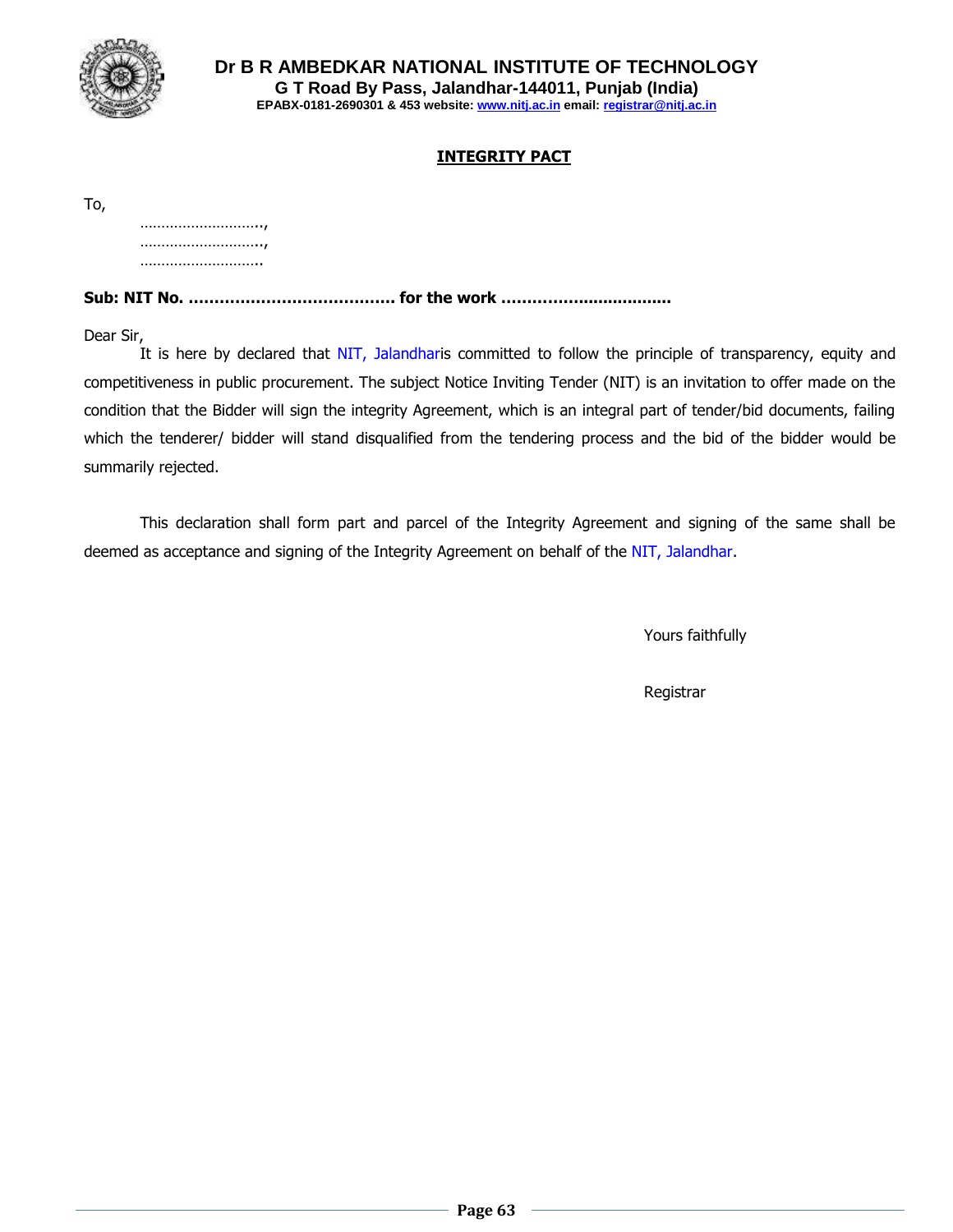**Dr B R AMBEDKAR NATIONAL INSTITUTE OF TECHNOLOGY**
**G T Road By Pass, Jalandhar-144011, Punjab (India)**
**EPABX-0181-2690301 & 453 website: www.nitj.ac.in email: registrar@nitj.ac.in**

## INTEGRITY PACT

To,

………………………..,
………………………..,
……………………….

**Sub: NIT No. ………………………………… for the work ……………..................**

Dear Sir,

It is here by declared that NIT, Jalandharis committed to follow the principle of transparency, equity and competitiveness in public procurement. The subject Notice Inviting Tender (NIT) is an invitation to offer made on the condition that the Bidder will sign the integrity Agreement, which is an integral part of tender/bid documents, failing which the tenderer/ bidder will stand disqualified from the tendering process and the bid of the bidder would be summarily rejected.

This declaration shall form part and parcel of the Integrity Agreement and signing of the same shall be deemed as acceptance and signing of the Integrity Agreement on behalf of the NIT, Jalandhar.

Yours faithfully

Registrar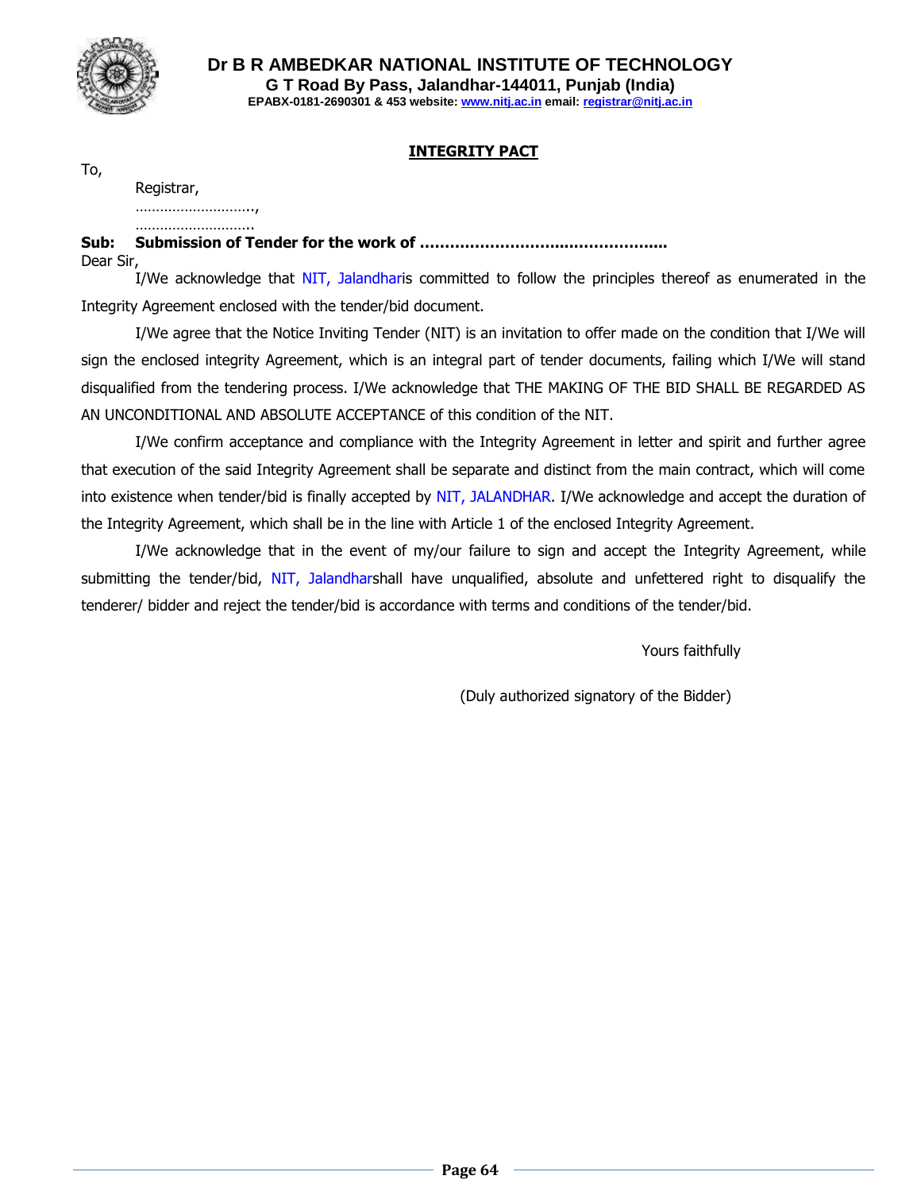**Dr B R AMBEDKAR NATIONAL INSTITUTE OF TECHNOLOGY**
**G T Road By Pass, Jalandhar-144011, Punjab (India)**
**EPABX-0181-2690301 & 453 website: www.nitj.ac.in email: registrar@nitj.ac.in**

## INTEGRITY PACT

To,

Registrar,
………………………..,
………………………..

**Sub: Submission of Tender for the work of …………………………………………..**

Dear Sir,

I/We acknowledge that NIT, Jalandharis committed to follow the principles thereof as enumerated in the Integrity Agreement enclosed with the tender/bid document.

I/We agree that the Notice Inviting Tender (NIT) is an invitation to offer made on the condition that I/We will sign the enclosed integrity Agreement, which is an integral part of tender documents, failing which I/We will stand disqualified from the tendering process. I/We acknowledge that THE MAKING OF THE BID SHALL BE REGARDED AS AN UNCONDITIONAL AND ABSOLUTE ACCEPTANCE of this condition of the NIT.

I/We confirm acceptance and compliance with the Integrity Agreement in letter and spirit and further agree that execution of the said Integrity Agreement shall be separate and distinct from the main contract, which will come into existence when tender/bid is finally accepted by NIT, JALANDHAR. I/We acknowledge and accept the duration of the Integrity Agreement, which shall be in the line with Article 1 of the enclosed Integrity Agreement.

I/We acknowledge that in the event of my/our failure to sign and accept the Integrity Agreement, while submitting the tender/bid, NIT, Jalandharshall have unqualified, absolute and unfettered right to disqualify the tenderer/ bidder and reject the tender/bid is accordance with terms and conditions of the tender/bid.

Yours faithfully

(Duly authorized signatory of the Bidder)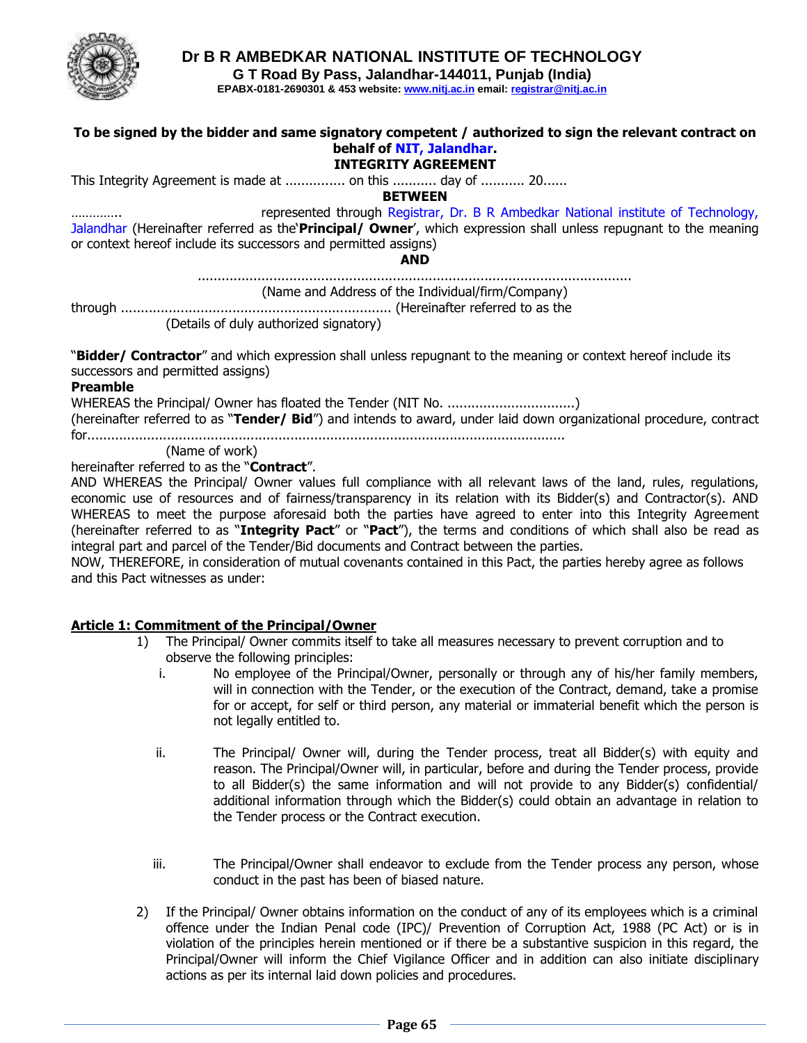# Dr B R AMBEDKAR NATIONAL INSTITUTE OF TECHNOLOGY

**G T Road By Pass, Jalandhar-144011, Punjab (India)**

**EPABX-0181-2690301 & 453 website: www.nitj.ac.in email: registrar@nitj.ac.in**

**To be signed by the bidder and same signatory competent / authorized to sign the relevant contract on behalf of NIT, Jalandhar.**

**INTEGRITY AGREEMENT**

This Integrity Agreement is made at ............... on this ........... day of ........... 20......

**BETWEEN**

…………. represented through Registrar, Dr. B R Ambedkar National institute of Technology, Jalandhar (Hereinafter referred as the'**Principal/ Owner**', which expression shall unless repugnant to the meaning or context hereof include its successors and permitted assigns)

**AND**

...........................................................................................................

(Name and Address of the Individual/firm/Company)

through .................................................................... (Hereinafter referred to as the

(Details of duly authorized signatory)

"**Bidder/ Contractor**" and which expression shall unless repugnant to the meaning or context hereof include its successors and permitted assigns)

**Preamble**

WHEREAS the Principal/ Owner has floated the Tender (NIT No. ................................)

(hereinafter referred to as "**Tender/ Bid**") and intends to award, under laid down organizational procedure, contract for.........................................................................................................................

(Name of work)

hereinafter referred to as the "**Contract**".

AND WHEREAS the Principal/ Owner values full compliance with all relevant laws of the land, rules, regulations, economic use of resources and of fairness/transparency in its relation with its Bidder(s) and Contractor(s). AND WHEREAS to meet the purpose aforesaid both the parties have agreed to enter into this Integrity Agreement (hereinafter referred to as "**Integrity Pact**" or "**Pact**"), the terms and conditions of which shall also be read as integral part and parcel of the Tender/Bid documents and Contract between the parties.

NOW, THEREFORE, in consideration of mutual covenants contained in this Pact, the parties hereby agree as follows and this Pact witnesses as under:

**Article 1: Commitment of the Principal/Owner**

1) The Principal/ Owner commits itself to take all measures necessary to prevent corruption and to observe the following principles:

   i. No employee of the Principal/Owner, personally or through any of his/her family members, will in connection with the Tender, or the execution of the Contract, demand, take a promise for or accept, for self or third person, any material or immaterial benefit which the person is not legally entitled to.

   ii. The Principal/ Owner will, during the Tender process, treat all Bidder(s) with equity and reason. The Principal/Owner will, in particular, before and during the Tender process, provide to all Bidder(s) the same information and will not provide to any Bidder(s) confidential/ additional information through which the Bidder(s) could obtain an advantage in relation to the Tender process or the Contract execution.

   iii. The Principal/Owner shall endeavor to exclude from the Tender process any person, whose conduct in the past has been of biased nature.

2) If the Principal/ Owner obtains information on the conduct of any of its employees which is a criminal offence under the Indian Penal code (IPC)/ Prevention of Corruption Act, 1988 (PC Act) or is in violation of the principles herein mentioned or if there be a substantive suspicion in this regard, the Principal/Owner will inform the Chief Vigilance Officer and in addition can also initiate disciplinary actions as per its internal laid down policies and procedures.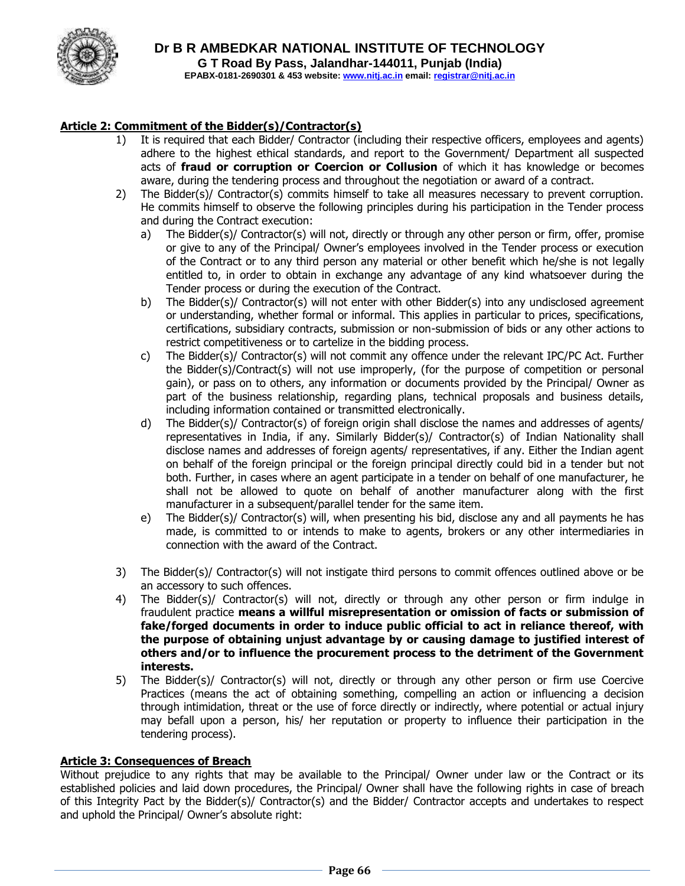**Article 2: Commitment of the Bidder(s)/Contractor(s)**

1) It is required that each Bidder/ Contractor (including their respective officers, employees and agents) adhere to the highest ethical standards, and report to the Government/ Department all suspected acts of **fraud or corruption or Coercion or Collusion** of which it has knowledge or becomes aware, during the tendering process and throughout the negotiation or award of a contract.
2) The Bidder(s)/ Contractor(s) commits himself to take all measures necessary to prevent corruption. He commits himself to observe the following principles during his participation in the Tender process and during the Contract execution:
   a) The Bidder(s)/ Contractor(s) will not, directly or through any other person or firm, offer, promise or give to any of the Principal/ Owner's employees involved in the Tender process or execution of the Contract or to any third person any material or other benefit which he/she is not legally entitled to, in order to obtain in exchange any advantage of any kind whatsoever during the Tender process or during the execution of the Contract.
   b) The Bidder(s)/ Contractor(s) will not enter with other Bidder(s) into any undisclosed agreement or understanding, whether formal or informal. This applies in particular to prices, specifications, certifications, subsidiary contracts, submission or non-submission of bids or any other actions to restrict competitiveness or to cartelize in the bidding process.
   c) The Bidder(s)/ Contractor(s) will not commit any offence under the relevant IPC/PC Act. Further the Bidder(s)/Contract(s) will not use improperly, (for the purpose of competition or personal gain), or pass on to others, any information or documents provided by the Principal/ Owner as part of the business relationship, regarding plans, technical proposals and business details, including information contained or transmitted electronically.
   d) The Bidder(s)/ Contractor(s) of foreign origin shall disclose the names and addresses of agents/ representatives in India, if any. Similarly Bidder(s)/ Contractor(s) of Indian Nationality shall disclose names and addresses of foreign agents/ representatives, if any. Either the Indian agent on behalf of the foreign principal or the foreign principal directly could bid in a tender but not both. Further, in cases where an agent participate in a tender on behalf of one manufacturer, he shall not be allowed to quote on behalf of another manufacturer along with the first manufacturer in a subsequent/parallel tender for the same item.
   e) The Bidder(s)/ Contractor(s) will, when presenting his bid, disclose any and all payments he has made, is committed to or intends to make to agents, brokers or any other intermediaries in connection with the award of the Contract.
3) The Bidder(s)/ Contractor(s) will not instigate third persons to commit offences outlined above or be an accessory to such offences.
4) The Bidder(s)/ Contractor(s) will not, directly or through any other person or firm indulge in fraudulent practice **means a willful misrepresentation or omission of facts or submission of fake/forged documents in order to induce public official to act in reliance thereof, with the purpose of obtaining unjust advantage by or causing damage to justified interest of others and/or to influence the procurement process to the detriment of the Government interests.**
5) The Bidder(s)/ Contractor(s) will not, directly or through any other person or firm use Coercive Practices (means the act of obtaining something, compelling an action or influencing a decision through intimidation, threat or the use of force directly or indirectly, where potential or actual injury may befall upon a person, his/ her reputation or property to influence their participation in the tendering process).

**Article 3: Consequences of Breach**

Without prejudice to any rights that may be available to the Principal/ Owner under law or the Contract or its established policies and laid down procedures, the Principal/ Owner shall have the following rights in case of breach of this Integrity Pact by the Bidder(s)/ Contractor(s) and the Bidder/ Contractor accepts and undertakes to respect and uphold the Principal/ Owner's absolute right: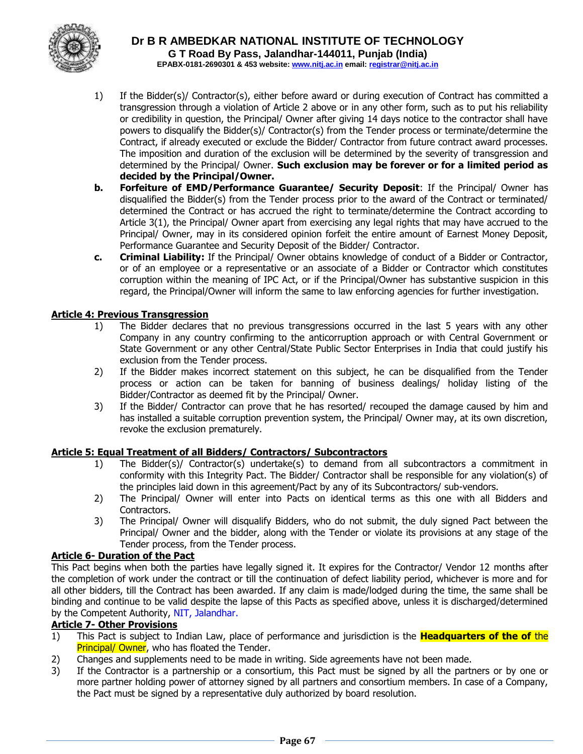1) If the Bidder(s)/ Contractor(s), either before award or during execution of Contract has committed a transgression through a violation of Article 2 above or in any other form, such as to put his reliability or credibility in question, the Principal/ Owner after giving 14 days notice to the contractor shall have powers to disqualify the Bidder(s)/ Contractor(s) from the Tender process or terminate/determine the Contract, if already executed or exclude the Bidder/ Contractor from future contract award processes. The imposition and duration of the exclusion will be determined by the severity of transgression and determined by the Principal/ Owner. **Such exclusion may be forever or for a limited period as decided by the Principal/Owner.**

**b.** **Forfeiture of EMD/Performance Guarantee/ Security Deposit**: If the Principal/ Owner has disqualified the Bidder(s) from the Tender process prior to the award of the Contract or terminated/ determined the Contract or has accrued the right to terminate/determine the Contract according to Article 3(1), the Principal/ Owner apart from exercising any legal rights that may have accrued to the Principal/ Owner, may in its considered opinion forfeit the entire amount of Earnest Money Deposit, Performance Guarantee and Security Deposit of the Bidder/ Contractor.

**c.** **Criminal Liability:** If the Principal/ Owner obtains knowledge of conduct of a Bidder or Contractor, or of an employee or a representative or an associate of a Bidder or Contractor which constitutes corruption within the meaning of IPC Act, or if the Principal/Owner has substantive suspicion in this regard, the Principal/Owner will inform the same to law enforcing agencies for further investigation.

**Article 4: Previous Transgression**

1) The Bidder declares that no previous transgressions occurred in the last 5 years with any other Company in any country confirming to the anticorruption approach or with Central Government or State Government or any other Central/State Public Sector Enterprises in India that could justify his exclusion from the Tender process.
2) If the Bidder makes incorrect statement on this subject, he can be disqualified from the Tender process or action can be taken for banning of business dealings/ holiday listing of the Bidder/Contractor as deemed fit by the Principal/ Owner.
3) If the Bidder/ Contractor can prove that he has resorted/ recouped the damage caused by him and has installed a suitable corruption prevention system, the Principal/ Owner may, at its own discretion, revoke the exclusion prematurely.

**Article 5: Equal Treatment of all Bidders/ Contractors/ Subcontractors**

1) The Bidder(s)/ Contractor(s) undertake(s) to demand from all subcontractors a commitment in conformity with this Integrity Pact. The Bidder/ Contractor shall be responsible for any violation(s) of the principles laid down in this agreement/Pact by any of its Subcontractors/ sub-vendors.
2) The Principal/ Owner will enter into Pacts on identical terms as this one with all Bidders and Contractors.
3) The Principal/ Owner will disqualify Bidders, who do not submit, the duly signed Pact between the Principal/ Owner and the bidder, along with the Tender or violate its provisions at any stage of the Tender process, from the Tender process.

**Article 6- Duration of the Pact**

This Pact begins when both the parties have legally signed it. It expires for the Contractor/ Vendor 12 months after the completion of work under the contract or till the continuation of defect liability period, whichever is more and for all other bidders, till the Contract has been awarded. If any claim is made/lodged during the time, the same shall be binding and continue to be valid despite the lapse of this Pacts as specified above, unless it is discharged/determined by the Competent Authority, NIT, Jalandhar.

**Article 7- Other Provisions**

1) This Pact is subject to Indian Law, place of performance and jurisdiction is the **Headquarters of the of** the Principal/ Owner, who has floated the Tender.
2) Changes and supplements need to be made in writing. Side agreements have not been made.
3) If the Contractor is a partnership or a consortium, this Pact must be signed by all the partners or by one or more partner holding power of attorney signed by all partners and consortium members. In case of a Company, the Pact must be signed by a representative duly authorized by board resolution.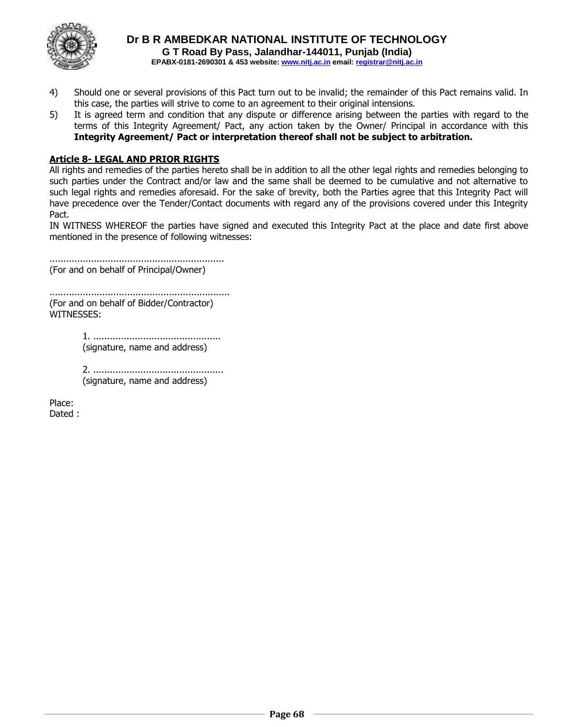4) Should one or several provisions of this Pact turn out to be invalid; the remainder of this Pact remains valid. In this case, the parties will strive to come to an agreement to their original intensions.
5) It is agreed term and condition that any dispute or difference arising between the parties with regard to the terms of this Integrity Agreement/ Pact, any action taken by the Owner/ Principal in accordance with this **Integrity Agreement/ Pact or interpretation thereof shall not be subject to arbitration.**

**Article 8- LEGAL AND PRIOR RIGHTS**

All rights and remedies of the parties hereto shall be in addition to all the other legal rights and remedies belonging to such parties under the Contract and/or law and the same shall be deemed to be cumulative and not alternative to such legal rights and remedies aforesaid. For the sake of brevity, both the Parties agree that this Integrity Pact will have precedence over the Tender/Contact documents with regard any of the provisions covered under this Integrity Pact.

IN WITNESS WHEREOF the parties have signed and executed this Integrity Pact at the place and date first above mentioned in the presence of following witnesses:

..............................................................
(For and on behalf of Principal/Owner)

................................................................
(For and on behalf of Bidder/Contractor)
WITNESSES:

1. ..............................................
(signature, name and address)

2. ...............................................
(signature, name and address)

Place:
Dated :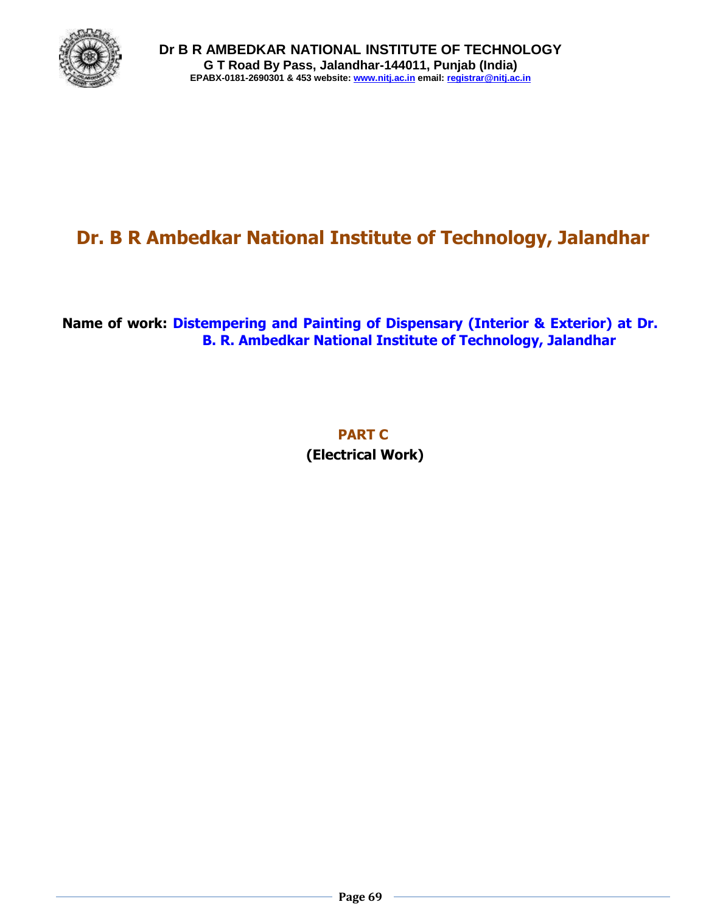**Dr B R AMBEDKAR NATIONAL INSTITUTE OF TECHNOLOGY**
**G T Road By Pass, Jalandhar-144011, Punjab (India)**
**EPABX-0181-2690301 & 453 website: www.nitj.ac.in email: registrar@nitj.ac.in**

# Dr. B R Ambedkar National Institute of Technology, Jalandhar

**Name of work: Distempering and Painting of Dispensary (Interior & Exterior) at Dr. B. R. Ambedkar National Institute of Technology, Jalandhar**

## PART C

**(Electrical Work)**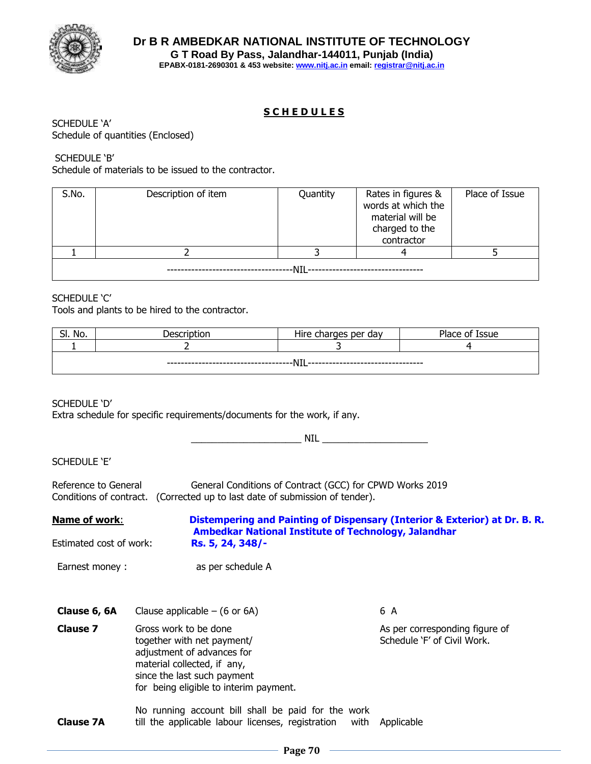**Dr B R AMBEDKAR NATIONAL INSTITUTE OF TECHNOLOGY**
**G T Road By Pass, Jalandhar-144011, Punjab (India)**
**EPABX-0181-2690301 & 453 website: www.nitj.ac.in email: registrar@nitj.ac.in**

## SCHEDULES

SCHEDULE 'A'
Schedule of quantities (Enclosed)

SCHEDULE 'B'
Schedule of materials to be issued to the contractor.

| S.No. | Description of item | Quantity | Rates in figures & words at which the material will be charged to the contractor | Place of Issue |
|---|---|---|---|---|
| 1 | 2 | 3 | 4 | 5 |
| ------------------------------------NIL-------------------------------- | | | | |

SCHEDULE 'C'
Tools and plants to be hired to the contractor.

| Sl. No. | Description | Hire charges per day | Place of Issue |
|---|---|---|---|
| 1 | 2 | 3 | 4 |
| ------------------------------------NIL--------------------------------- | | | |

SCHEDULE 'D'
Extra schedule for specific requirements/documents for the work, if any.

_____________________ NIL ____________________

SCHEDULE 'E'

Reference to General Conditions of contract. General Conditions of Contract (GCC) for CPWD Works 2019 (Corrected up to last date of submission of tender).

**Name of work**: **Distempering and Painting of Dispensary (Interior & Exterior) at Dr. B. R. Ambedkar National Institute of Technology, Jalandhar**

Estimated cost of work: **Rs. 5, 24, 348/-**

Earnest money : as per schedule A

| | | |
|---|---|---|
| **Clause 6, 6A** | Clause applicable – (6 or 6A) | 6 A |
| **Clause 7** | Gross work to be done together with net payment/ adjustment of advances for material collected, if any, since the last such payment for being eligible to interim payment. | As per corresponding figure of Schedule 'F' of Civil Work. |
| **Clause 7A** | No running account bill shall be paid for the work till the applicable labour licenses, registration with | Applicable |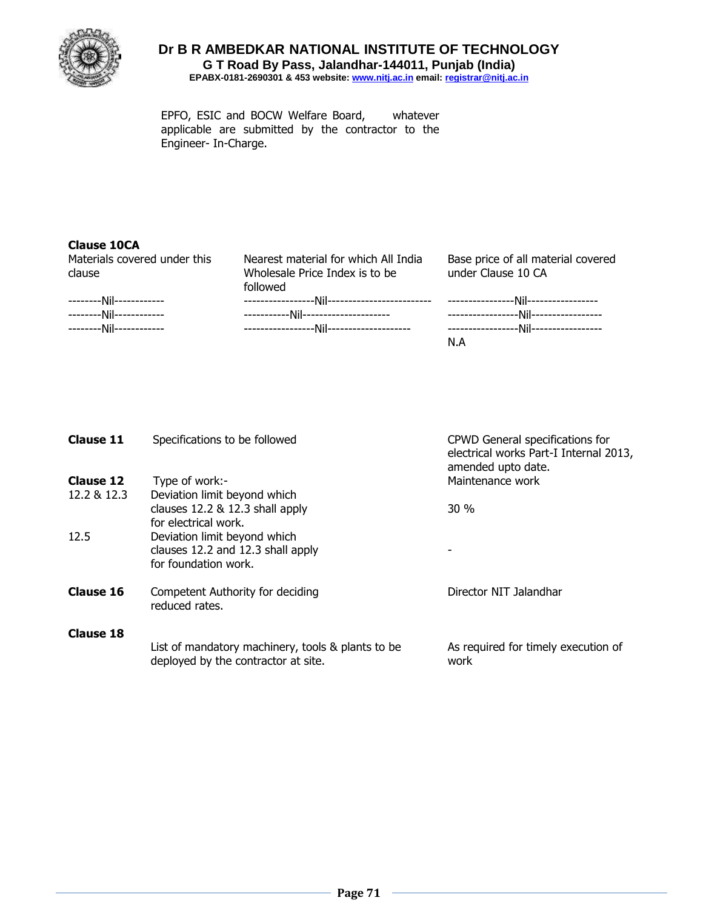EPFO, ESIC and BOCW Welfare Board, whatever applicable are submitted by the contractor to the Engineer- In-Charge.

**Clause 10CA**

| Materials covered under this clause | Nearest material for which All India Wholesale Price Index is to be followed | Base price of all material covered under Clause 10 CA |
|---|---|---|
| --------Nil------------ | -----------------Nil------------------------- | ----------------Nil----------------- |
| --------Nil------------ | -----------Nil--------------------- | -----------------Nil----------------- |
| --------Nil------------ | -----------------Nil-------------------- | -----------------Nil----------------- |
| | | N.A |

| | | |
|---|---|---|
| **Clause 11** | Specifications to be followed | CPWD General specifications for electrical works Part-I Internal 2013, amended upto date. |
| **Clause 12** | Type of work:- | Maintenance work |
| 12.2 & 12.3 | Deviation limit beyond which clauses 12.2 & 12.3 shall apply for electrical work. | 30 % |
| 12.5 | Deviation limit beyond which clauses 12.2 and 12.3 shall apply for foundation work. | - |
| **Clause 16** | Competent Authority for deciding reduced rates. | Director NIT Jalandhar |
| **Clause 18** | List of mandatory machinery, tools & plants to be deployed by the contractor at site. | As required for timely execution of work |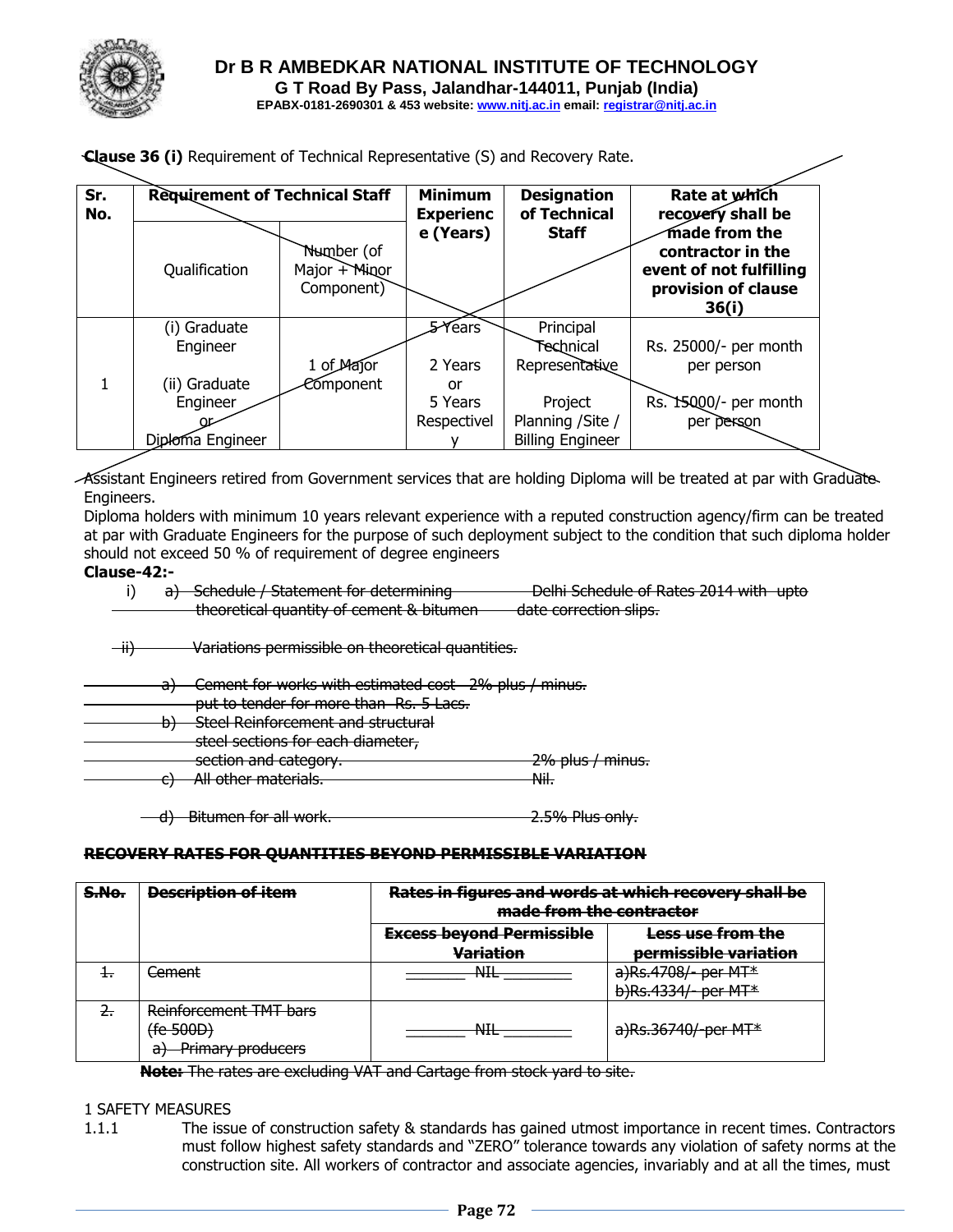**Clause 36 (i)** Requirement of Technical Representative (S) and Recovery Rate.

| Sr. No. | Requirement of Technical Staff | | Minimum Experience (Years) | Designation of Technical Staff | Rate at which recovery shall be made from the contractor in the event of not fulfilling provision of clause 36(i) |
|---|---|---|---|---|---|
| | Qualification | Number (of Major + Minor Component) | | | |
| 1 | (i) Graduate Engineer<br><br>(ii) Graduate Engineer or Diploma Engineer | 1 of Major Component | 5 Years<br><br>2 Years or 5 Years Respectively | Principal Technical Representative<br><br>Project Planning /Site / Billing Engineer | Rs. 25000/- per month per person<br><br>Rs. 15000/- per month per person |

Assistant Engineers retired from Government services that are holding Diploma will be treated at par with Graduate Engineers.

Diploma holders with minimum 10 years relevant experience with a reputed construction agency/firm can be treated at par with Graduate Engineers for the purpose of such deployment subject to the condition that such diploma holder should not exceed 50 % of requirement of degree engineers

**Clause-42:-**

i) ~~a) Schedule / Statement for determining theoretical quantity of cement & bitumen — Delhi Schedule of Rates 2014 with upto date correction slips.~~

~~ii) Variations permissible on theoretical quantities.~~

~~a) Cement for works with estimated cost put to tender for more than Rs. 5 Lacs. — 2% plus / minus.~~
~~b) Steel Reinforcement and structural steel sections for each diameter, section and category. — 2% plus / minus.~~
~~c) All other materials. — Nil.~~

~~d) Bitumen for all work. — 2.5% Plus only.~~

~~**RECOVERY RATES FOR QUANTITIES BEYOND PERMISSIBLE VARIATION**~~

| ~~S.No.~~ | ~~Description of item~~ | ~~Rates in figures and words at which recovery shall be made from the contractor~~ | |
|---|---|---|---|
| | | ~~Excess beyond Permissible Variation~~ | ~~Less use from the permissible variation~~ |
| ~~1.~~ | ~~Cement~~ | ~~NIL~~ | ~~a)Rs.4708/- per MT*~~<br>~~b)Rs.4334/- per MT*~~ |
| ~~2.~~ | ~~Reinforcement TMT bars (fe 500D)~~<br>~~a) Primary producers~~ | ~~NIL~~ | ~~a)Rs.36740/-per MT*~~ |

~~**Note:** The rates are excluding VAT and Cartage from stock yard to site.~~

1 SAFETY MEASURES

1.1.1 The issue of construction safety & standards has gained utmost importance in recent times. Contractors must follow highest safety standards and "ZERO" tolerance towards any violation of safety norms at the construction site. All workers of contractor and associate agencies, invariably and at all the times, must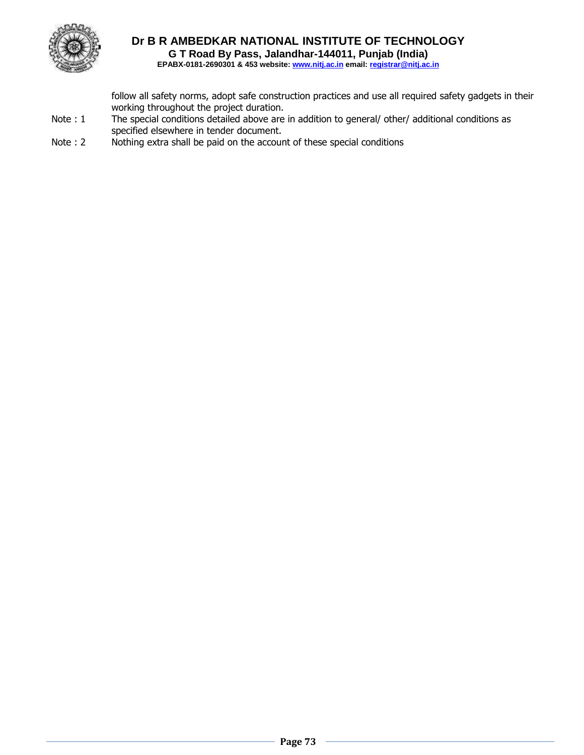follow all safety norms, adopt safe construction practices and use all required safety gadgets in their working throughout the project duration.

Note : 1 The special conditions detailed above are in addition to general/ other/ additional conditions as specified elsewhere in tender document.

Note : 2 Nothing extra shall be paid on the account of these special conditions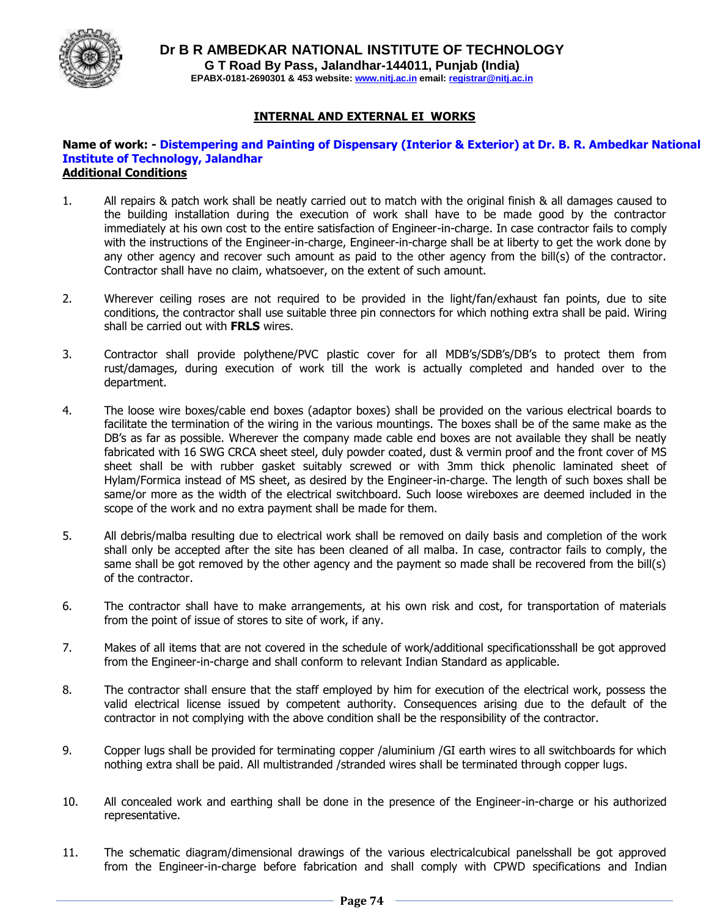**Dr B R AMBEDKAR NATIONAL INSTITUTE OF TECHNOLOGY**
**G T Road By Pass, Jalandhar-144011, Punjab (India)**
**EPABX-0181-2690301 & 453 website: www.nitj.ac.in email: registrar@nitj.ac.in**

## INTERNAL AND EXTERNAL EI WORKS

**Name of work: - Distempering and Painting of Dispensary (Interior & Exterior) at Dr. B. R. Ambedkar National Institute of Technology, Jalandhar**

**Additional Conditions**

1. All repairs & patch work shall be neatly carried out to match with the original finish & all damages caused to the building installation during the execution of work shall have to be made good by the contractor immediately at his own cost to the entire satisfaction of Engineer-in-charge. In case contractor fails to comply with the instructions of the Engineer-in-charge, Engineer-in-charge shall be at liberty to get the work done by any other agency and recover such amount as paid to the other agency from the bill(s) of the contractor. Contractor shall have no claim, whatsoever, on the extent of such amount.

2. Wherever ceiling roses are not required to be provided in the light/fan/exhaust fan points, due to site conditions, the contractor shall use suitable three pin connectors for which nothing extra shall be paid. Wiring shall be carried out with **FRLS** wires.

3. Contractor shall provide polythene/PVC plastic cover for all MDB's/SDB's/DB's to protect them from rust/damages, during execution of work till the work is actually completed and handed over to the department.

4. The loose wire boxes/cable end boxes (adaptor boxes) shall be provided on the various electrical boards to facilitate the termination of the wiring in the various mountings. The boxes shall be of the same make as the DB's as far as possible. Wherever the company made cable end boxes are not available they shall be neatly fabricated with 16 SWG CRCA sheet steel, duly powder coated, dust & vermin proof and the front cover of MS sheet shall be with rubber gasket suitably screwed or with 3mm thick phenolic laminated sheet of Hylam/Formica instead of MS sheet, as desired by the Engineer-in-charge. The length of such boxes shall be same/or more as the width of the electrical switchboard. Such loose wireboxes are deemed included in the scope of the work and no extra payment shall be made for them.

5. All debris/malba resulting due to electrical work shall be removed on daily basis and completion of the work shall only be accepted after the site has been cleaned of all malba. In case, contractor fails to comply, the same shall be got removed by the other agency and the payment so made shall be recovered from the bill(s) of the contractor.

6. The contractor shall have to make arrangements, at his own risk and cost, for transportation of materials from the point of issue of stores to site of work, if any.

7. Makes of all items that are not covered in the schedule of work/additional specificationsshall be got approved from the Engineer-in-charge and shall conform to relevant Indian Standard as applicable.

8. The contractor shall ensure that the staff employed by him for execution of the electrical work, possess the valid electrical license issued by competent authority. Consequences arising due to the default of the contractor in not complying with the above condition shall be the responsibility of the contractor.

9. Copper lugs shall be provided for terminating copper /aluminium /GI earth wires to all switchboards for which nothing extra shall be paid. All multistranded /stranded wires shall be terminated through copper lugs.

10. All concealed work and earthing shall be done in the presence of the Engineer-in-charge or his authorized representative.

11. The schematic diagram/dimensional drawings of the various electricalcubical panelsshall be got approved from the Engineer-in-charge before fabrication and shall comply with CPWD specifications and Indian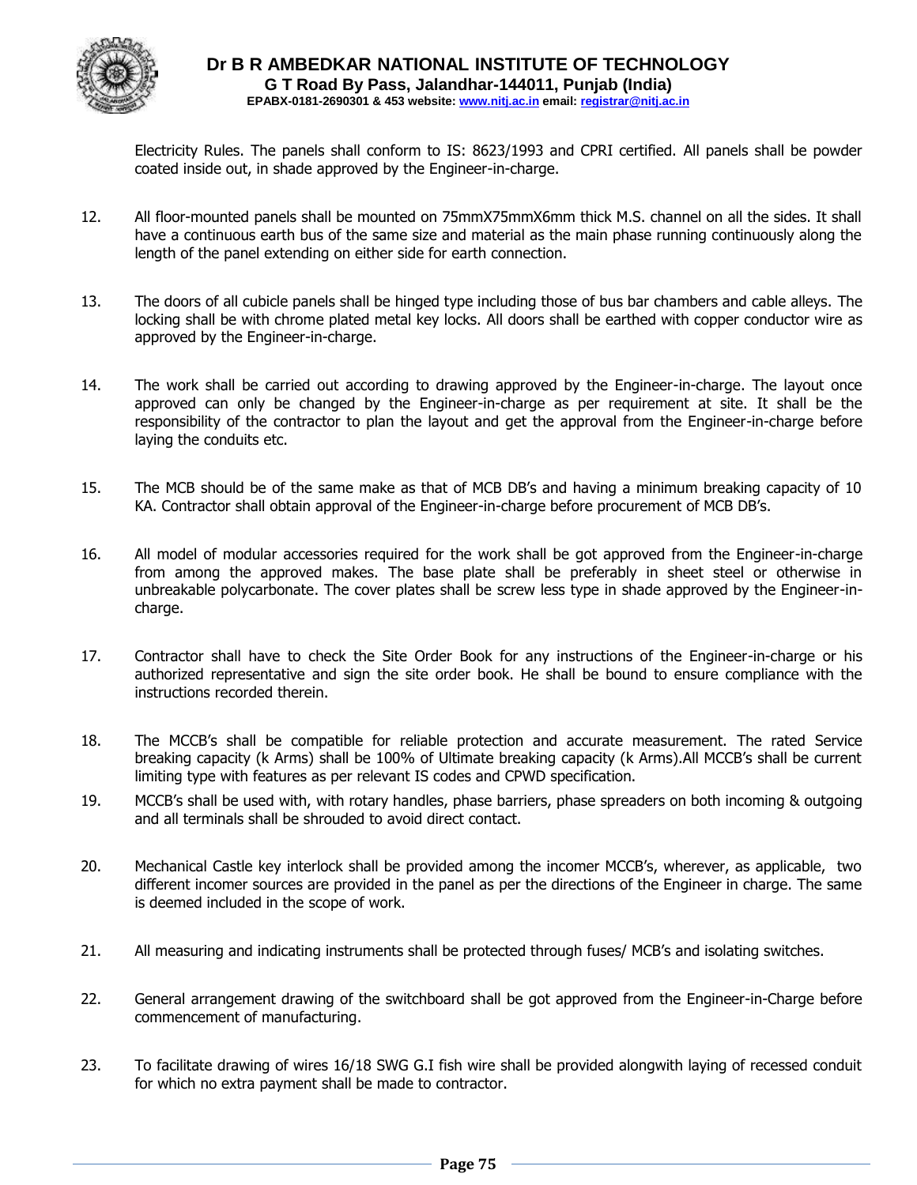Electricity Rules. The panels shall conform to IS: 8623/1993 and CPRI certified. All panels shall be powder coated inside out, in shade approved by the Engineer-in-charge.

12. All floor-mounted panels shall be mounted on 75mmX75mmX6mm thick M.S. channel on all the sides. It shall have a continuous earth bus of the same size and material as the main phase running continuously along the length of the panel extending on either side for earth connection.

13. The doors of all cubicle panels shall be hinged type including those of bus bar chambers and cable alleys. The locking shall be with chrome plated metal key locks. All doors shall be earthed with copper conductor wire as approved by the Engineer-in-charge.

14. The work shall be carried out according to drawing approved by the Engineer-in-charge. The layout once approved can only be changed by the Engineer-in-charge as per requirement at site. It shall be the responsibility of the contractor to plan the layout and get the approval from the Engineer-in-charge before laying the conduits etc.

15. The MCB should be of the same make as that of MCB DB's and having a minimum breaking capacity of 10 KA. Contractor shall obtain approval of the Engineer-in-charge before procurement of MCB DB's.

16. All model of modular accessories required for the work shall be got approved from the Engineer-in-charge from among the approved makes. The base plate shall be preferably in sheet steel or otherwise in unbreakable polycarbonate. The cover plates shall be screw less type in shade approved by the Engineer-in-charge.

17. Contractor shall have to check the Site Order Book for any instructions of the Engineer-in-charge or his authorized representative and sign the site order book. He shall be bound to ensure compliance with the instructions recorded therein.

18. The MCCB's shall be compatible for reliable protection and accurate measurement. The rated Service breaking capacity (k Arms) shall be 100% of Ultimate breaking capacity (k Arms).All MCCB's shall be current limiting type with features as per relevant IS codes and CPWD specification.

19. MCCB's shall be used with, with rotary handles, phase barriers, phase spreaders on both incoming & outgoing and all terminals shall be shrouded to avoid direct contact.

20. Mechanical Castle key interlock shall be provided among the incomer MCCB's, wherever, as applicable, two different incomer sources are provided in the panel as per the directions of the Engineer in charge. The same is deemed included in the scope of work.

21. All measuring and indicating instruments shall be protected through fuses/ MCB's and isolating switches.

22. General arrangement drawing of the switchboard shall be got approved from the Engineer-in-Charge before commencement of manufacturing.

23. To facilitate drawing of wires 16/18 SWG G.I fish wire shall be provided alongwith laying of recessed conduit for which no extra payment shall be made to contractor.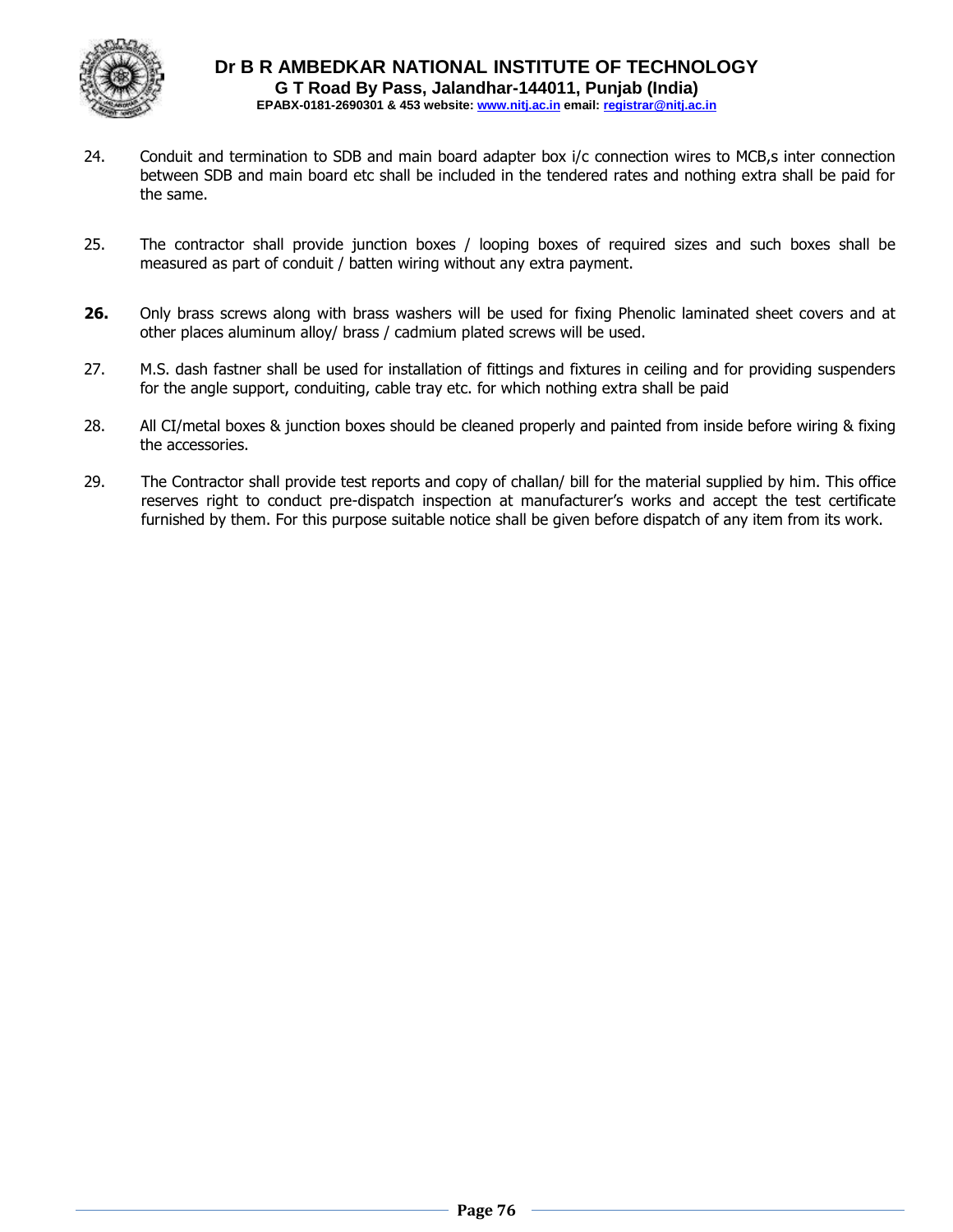24. Conduit and termination to SDB and main board adapter box i/c connection wires to MCB,s inter connection between SDB and main board etc shall be included in the tendered rates and nothing extra shall be paid for the same.

25. The contractor shall provide junction boxes / looping boxes of required sizes and such boxes shall be measured as part of conduit / batten wiring without any extra payment.

**26.** Only brass screws along with brass washers will be used for fixing Phenolic laminated sheet covers and at other places aluminum alloy/ brass / cadmium plated screws will be used.

27. M.S. dash fastner shall be used for installation of fittings and fixtures in ceiling and for providing suspenders for the angle support, conduiting, cable tray etc. for which nothing extra shall be paid

28. All CI/metal boxes & junction boxes should be cleaned properly and painted from inside before wiring & fixing the accessories.

29. The Contractor shall provide test reports and copy of challan/ bill for the material supplied by him. This office reserves right to conduct pre-dispatch inspection at manufacturer's works and accept the test certificate furnished by them. For this purpose suitable notice shall be given before dispatch of any item from its work.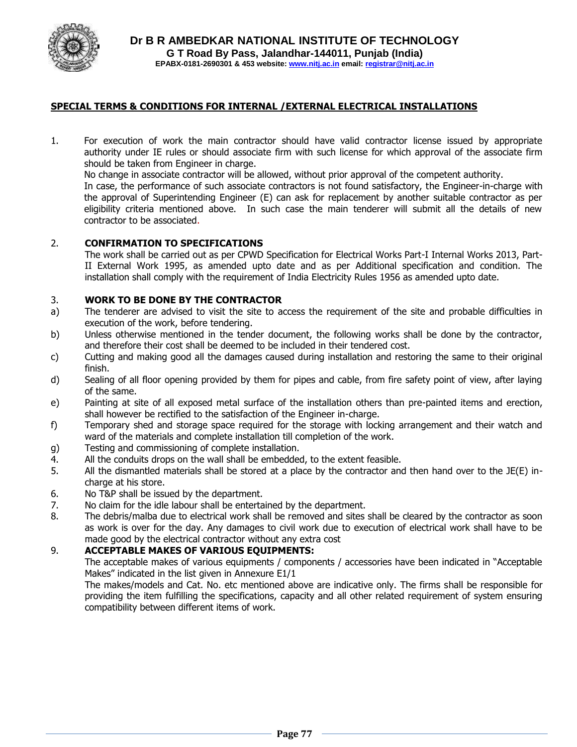**Dr B R AMBEDKAR NATIONAL INSTITUTE OF TECHNOLOGY**
**G T Road By Pass, Jalandhar-144011, Punjab (India)**
EPABX-0181-2690301 & 453 website: www.nitj.ac.in email: registrar@nitj.ac.in

## SPECIAL TERMS & CONDITIONS FOR INTERNAL /EXTERNAL ELECTRICAL INSTALLATIONS

1. For execution of work the main contractor should have valid contractor license issued by appropriate authority under IE rules or should associate firm with such license for which approval of the associate firm should be taken from Engineer in charge.
   No change in associate contractor will be allowed, without prior approval of the competent authority.
   In case, the performance of such associate contractors is not found satisfactory, the Engineer-in-charge with the approval of Superintending Engineer (E) can ask for replacement by another suitable contractor as per eligibility criteria mentioned above. In such case the main tenderer will submit all the details of new contractor to be associated.

2. **CONFIRMATION TO SPECIFICATIONS**
   The work shall be carried out as per CPWD Specification for Electrical Works Part-I Internal Works 2013, Part-II External Work 1995, as amended upto date and as per Additional specification and condition. The installation shall comply with the requirement of India Electricity Rules 1956 as amended upto date.

3. **WORK TO BE DONE BY THE CONTRACTOR**

a) The tenderer are advised to visit the site to access the requirement of the site and probable difficulties in execution of the work, before tendering.
b) Unless otherwise mentioned in the tender document, the following works shall be done by the contractor, and therefore their cost shall be deemed to be included in their tendered cost.
c) Cutting and making good all the damages caused during installation and restoring the same to their original finish.
d) Sealing of all floor opening provided by them for pipes and cable, from fire safety point of view, after laying of the same.
e) Painting at site of all exposed metal surface of the installation others than pre-painted items and erection, shall however be rectified to the satisfaction of the Engineer in-charge.
f) Temporary shed and storage space required for the storage with locking arrangement and their watch and ward of the materials and complete installation till completion of the work.
g) Testing and commissioning of complete installation.

4. All the conduits drops on the wall shall be embedded, to the extent feasible.
5. All the dismantled materials shall be stored at a place by the contractor and then hand over to the JE(E) in-charge at his store.
6. No T&P shall be issued by the department.
7. No claim for the idle labour shall be entertained by the department.
8. The debris/malba due to electrical work shall be removed and sites shall be cleared by the contractor as soon as work is over for the day. Any damages to civil work due to execution of electrical work shall have to be made good by the electrical contractor without any extra cost
9. **ACCEPTABLE MAKES OF VARIOUS EQUIPMENTS:**
   The acceptable makes of various equipments / components / accessories have been indicated in "Acceptable Makes" indicated in the list given in Annexure E1/1
   The makes/models and Cat. No. etc mentioned above are indicative only. The firms shall be responsible for providing the item fulfilling the specifications, capacity and all other related requirement of system ensuring compatibility between different items of work.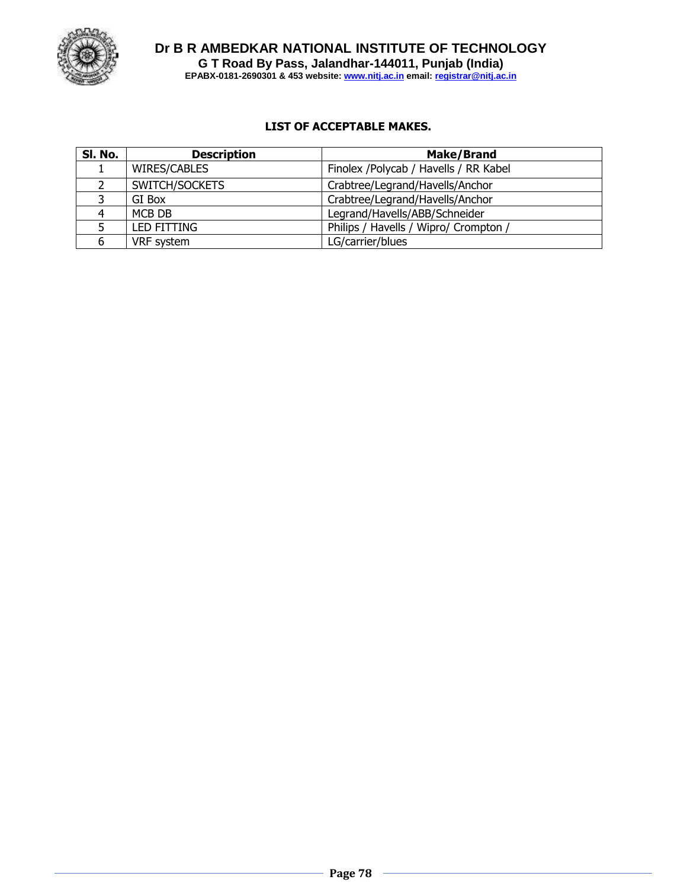**Dr B R AMBEDKAR NATIONAL INSTITUTE OF TECHNOLOGY**
**G T Road By Pass, Jalandhar-144011, Punjab (India)**
**EPABX-0181-2690301 & 453 website: www.nitj.ac.in email: registrar@nitj.ac.in**

## LIST OF ACCEPTABLE MAKES.

| Sl. No. | Description | Make/Brand |
|---|---|---|
| 1 | WIRES/CABLES | Finolex /Polycab / Havells / RR Kabel |
| 2 | SWITCH/SOCKETS | Crabtree/Legrand/Havells/Anchor |
| 3 | GI Box | Crabtree/Legrand/Havells/Anchor |
| 4 | MCB DB | Legrand/Havells/ABB/Schneider |
| 5 | LED FITTING | Philips / Havells / Wipro/ Crompton / |
| 6 | VRF system | LG/carrier/blues |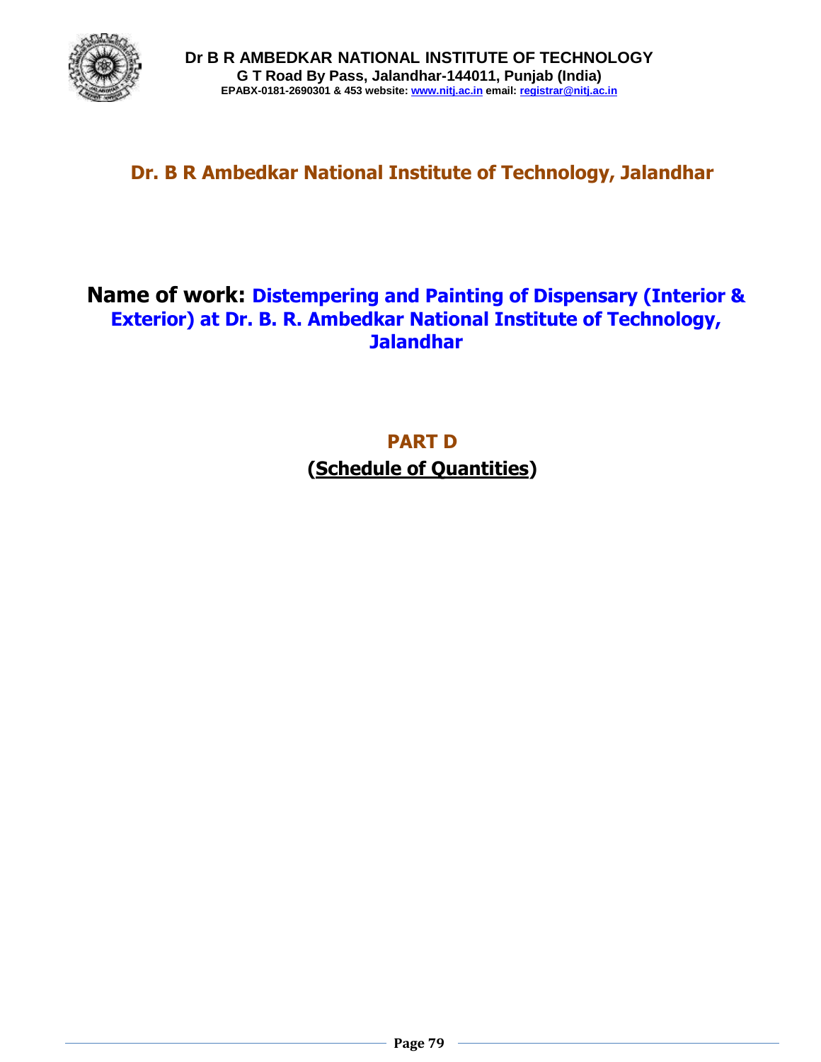**Dr B R AMBEDKAR NATIONAL INSTITUTE OF TECHNOLOGY**
**G T Road By Pass, Jalandhar-144011, Punjab (India)**
**EPABX-0181-2690301 & 453 website: www.nitj.ac.in email: registrar@nitj.ac.in**

# Dr. B R Ambedkar National Institute of Technology, Jalandhar

## Name of work: Distempering and Painting of Dispensary (Interior & Exterior) at Dr. B. R. Ambedkar National Institute of Technology, Jalandhar

## PART D

## (Schedule of Quantities)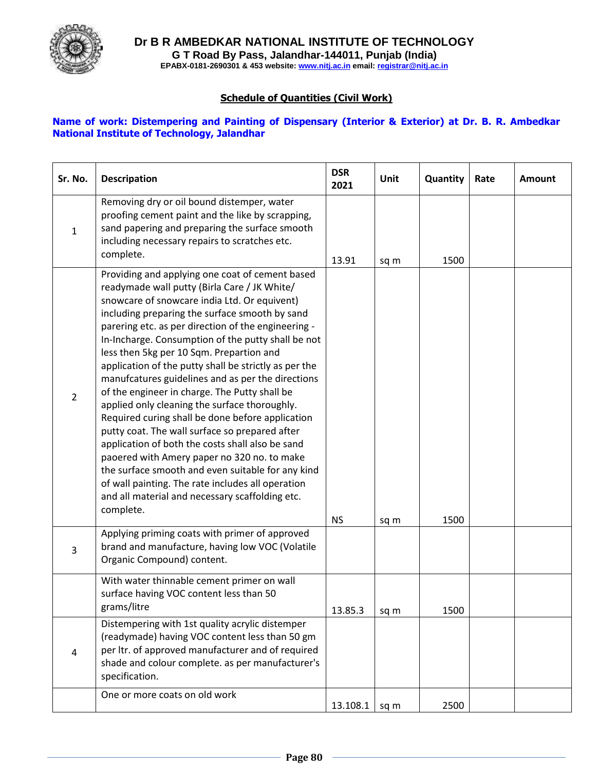# Dr B R AMBEDKAR NATIONAL INSTITUTE OF TECHNOLOGY

**G T Road By Pass, Jalandhar-144011, Punjab (India)**

**EPABX-0181-2690301 & 453 website: www.nitj.ac.in email: registrar@nitj.ac.in**

## Schedule of Quantities (Civil Work)

**Name of work: Distempering and Painting of Dispensary (Interior & Exterior) at Dr. B. R. Ambedkar National Institute of Technology, Jalandhar**

| Sr. No. | Description | DSR 2021 | Unit | Quantity | Rate | Amount |
|---|---|---|---|---|---|---|
| 1 | Removing dry or oil bound distemper, water proofing cement paint and the like by scrapping, sand papering and preparing the surface smooth including necessary repairs to scratches etc. complete. | 13.91 | sq m | 1500 | | |
| 2 | Providing and applying one coat of cement based readymade wall putty (Birla Care / JK White/ snowcare of snowcare india Ltd. Or equivent) including preparing the surface smooth by sand parering etc. as per direction of the engineering - In-Incharge. Consumption of the putty shall be not less then 5kg per 10 Sqm. Prepartion and application of the putty shall be strictly as per the manufcatures guidelines and as per the directions of the engineer in charge. The Putty shall be applied only cleaning the surface thoroughly. Required curing shall be done before application putty coat. The wall surface so prepared after application of both the costs shall also be sand paoered with Amery paper no 320 no. to make the surface smooth and even suitable for any kind of wall painting. The rate includes all operation and all material and necessary scaffolding etc. complete. | NS | sq m | 1500 | | |
| 3 | Applying priming coats with primer of approved brand and manufacture, having low VOC (Volatile Organic Compound) content. | | | | | |
| | With water thinnable cement primer on wall surface having VOC content less than 50 grams/litre | 13.85.3 | sq m | 1500 | | |
| 4 | Distempering with 1st quality acrylic distemper (readymade) having VOC content less than 50 gm per ltr. of approved manufacturer and of required shade and colour complete. as per manufacturer's specification. | | | | | |
| | One or more coats on old work | 13.108.1 | sq m | 2500 | | |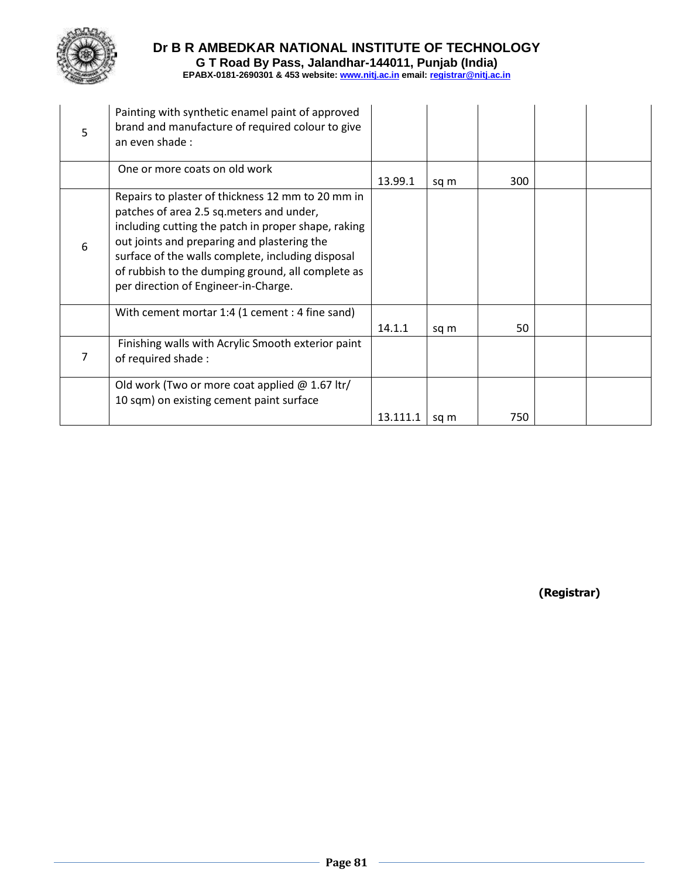| | | | | | | |
|---|---|---|---|---|---|---|
| 5 | Painting with synthetic enamel paint of approved brand and manufacture of required colour to give an even shade : | | | | | |
| | One or more coats on old work | 13.99.1 | sq m | 300 | | |
| 6 | Repairs to plaster of thickness 12 mm to 20 mm in patches of area 2.5 sq.meters and under, including cutting the patch in proper shape, raking out joints and preparing and plastering the surface of the walls complete, including disposal of rubbish to the dumping ground, all complete as per direction of Engineer-in-Charge. | | | | | |
| | With cement mortar 1:4 (1 cement : 4 fine sand) | 14.1.1 | sq m | 50 | | |
| 7 | Finishing walls with Acrylic Smooth exterior paint of required shade : | | | | | |
| | Old work (Two or more coat applied @ 1.67 ltr/ 10 sqm) on existing cement paint surface | 13.111.1 | sq m | 750 | | |

**(Registrar)**